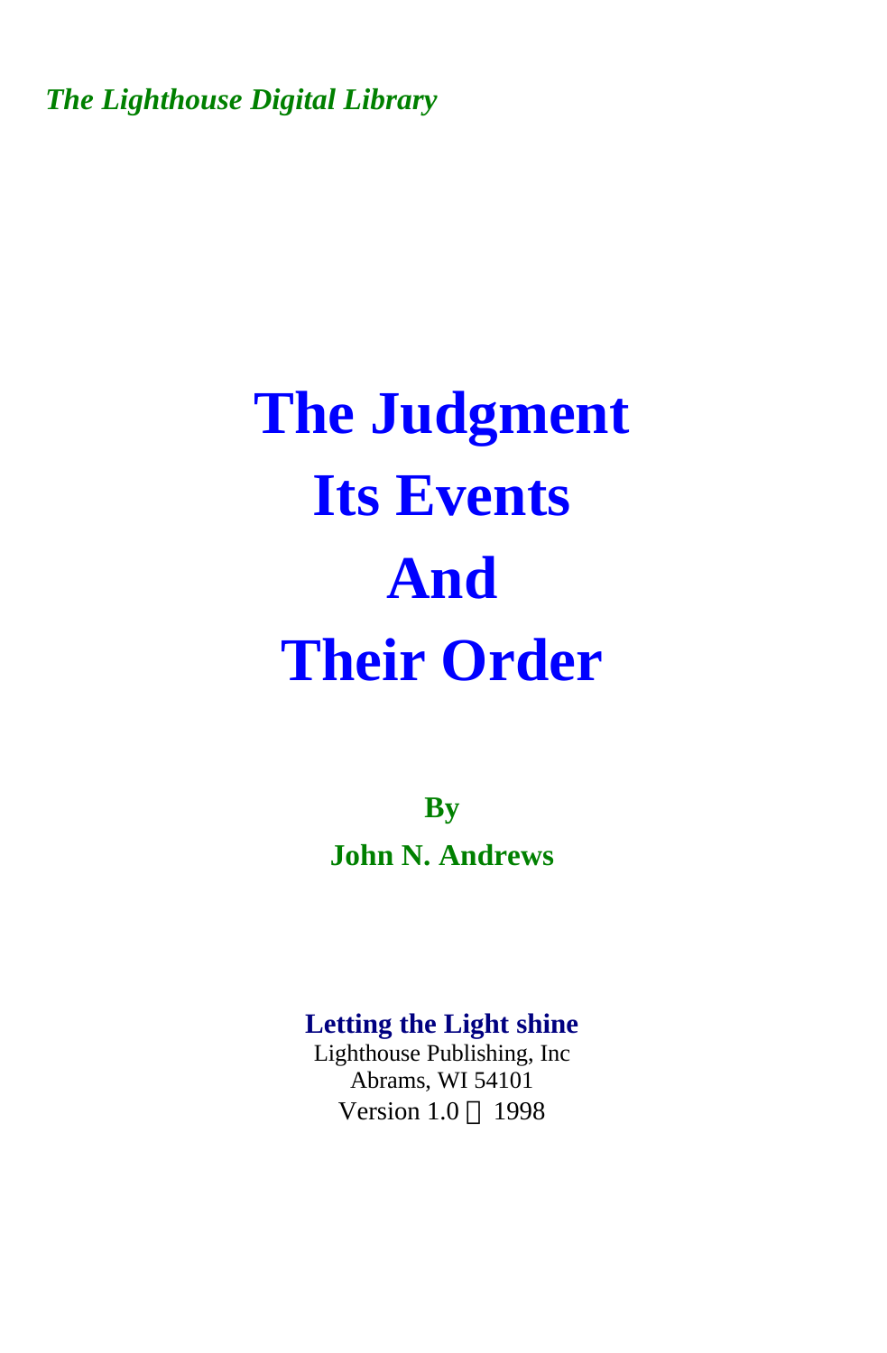*The Lighthouse Digital Library*

# The Judgment Its Events And Their Order

**By**

**John N. Andrews**

**Letting the Light shine**

Lighthouse Publishing, Inc
Abrams, WI 54101
Version 1.0 © 1998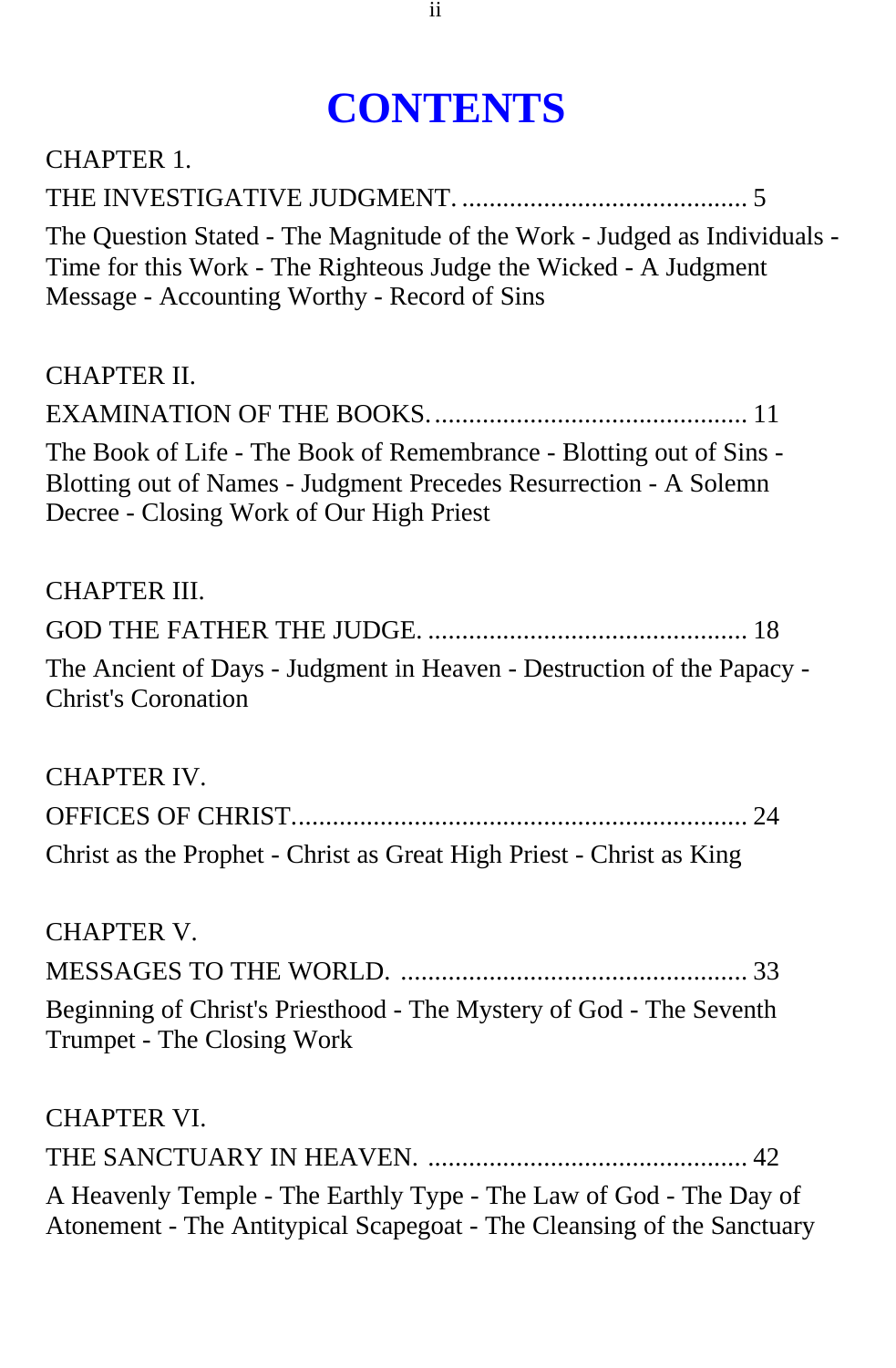# CONTENTS

CHAPTER 1.

THE INVESTIGATIVE JUDGMENT. .......................................... 5

The Question Stated - The Magnitude of the Work - Judged as Individuals - Time for this Work - The Righteous Judge the Wicked - A Judgment Message - Accounting Worthy - Record of Sins

CHAPTER II.

EXAMINATION OF THE BOOKS. ............................................. 11

The Book of Life - The Book of Remembrance - Blotting out of Sins - Blotting out of Names - Judgment Precedes Resurrection - A Solemn Decree - Closing Work of Our High Priest

CHAPTER III.

GOD THE FATHER THE JUDGE. ............................................... 18

The Ancient of Days - Judgment in Heaven - Destruction of the Papacy - Christ's Coronation

CHAPTER IV.

OFFICES OF CHRIST. ................................................................ 24

Christ as the Prophet - Christ as Great High Priest - Christ as King

CHAPTER V.

MESSAGES TO THE WORLD. .................................................. 33

Beginning of Christ's Priesthood - The Mystery of God - The Seventh Trumpet - The Closing Work

CHAPTER VI.

THE SANCTUARY IN HEAVEN. ............................................. 42

A Heavenly Temple - The Earthly Type - The Law of God - The Day of Atonement - The Antitypical Scapegoat - The Cleansing of the Sanctuary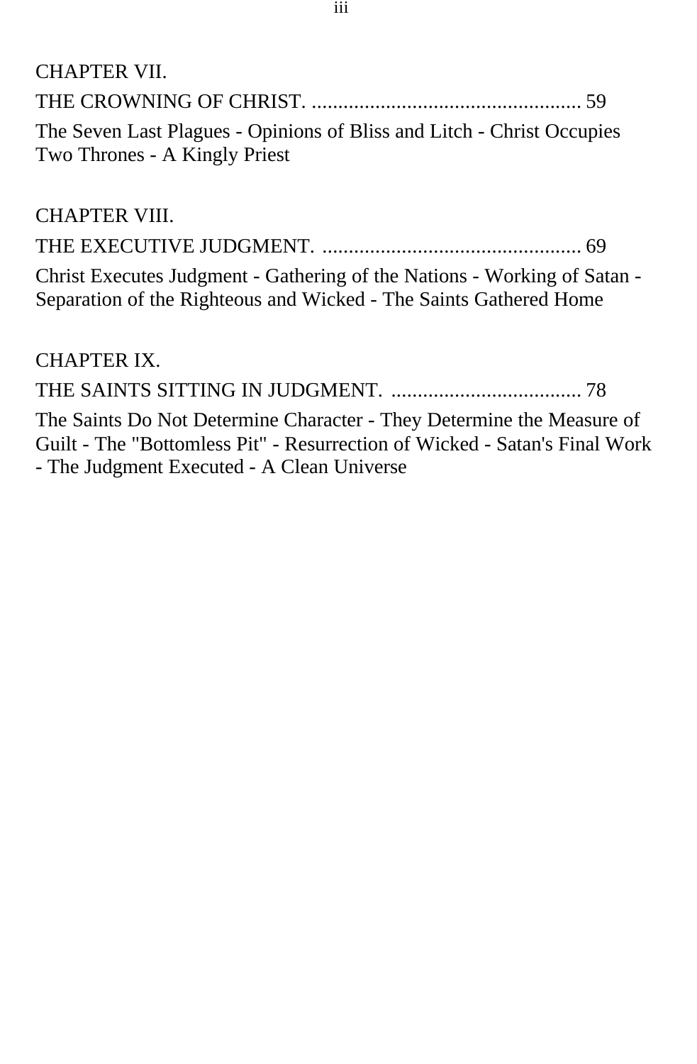CHAPTER VII.

THE CROWNING OF CHRIST. ................................................... 59

The Seven Last Plagues - Opinions of Bliss and Litch - Christ Occupies Two Thrones - A Kingly Priest

CHAPTER VIII.

THE EXECUTIVE JUDGMENT. ................................................. 69

Christ Executes Judgment - Gathering of the Nations - Working of Satan - Separation of the Righteous and Wicked - The Saints Gathered Home

CHAPTER IX.

THE SAINTS SITTING IN JUDGMENT. .................................... 78

The Saints Do Not Determine Character - They Determine the Measure of Guilt - The "Bottomless Pit" - Resurrection of Wicked - Satan's Final Work - The Judgment Executed - A Clean Universe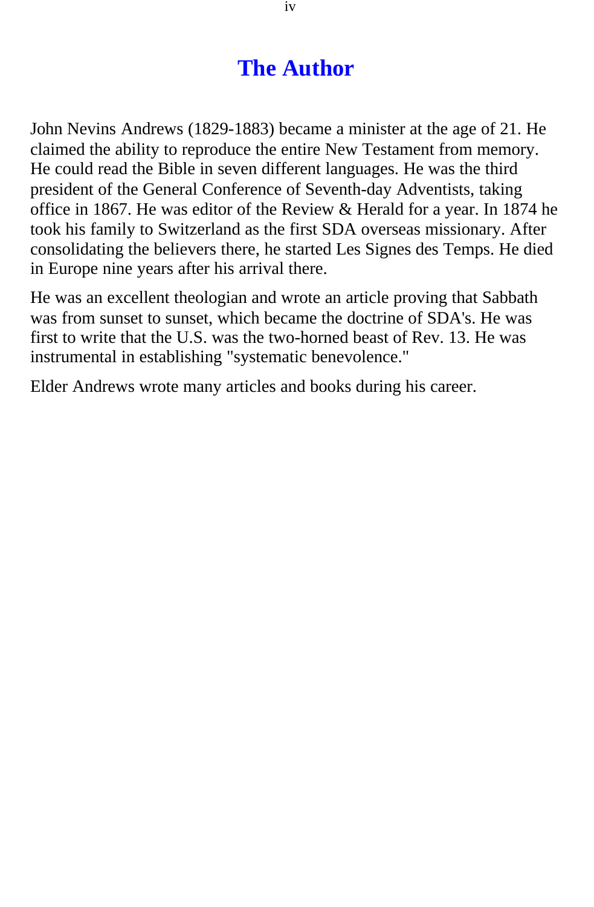# The Author

John Nevins Andrews (1829-1883) became a minister at the age of 21. He claimed the ability to reproduce the entire New Testament from memory. He could read the Bible in seven different languages. He was the third president of the General Conference of Seventh-day Adventists, taking office in 1867. He was editor of the Review & Herald for a year. In 1874 he took his family to Switzerland as the first SDA overseas missionary. After consolidating the believers there, he started Les Signes des Temps. He died in Europe nine years after his arrival there.

He was an excellent theologian and wrote an article proving that Sabbath was from sunset to sunset, which became the doctrine of SDA's. He was first to write that the U.S. was the two-horned beast of Rev. 13. He was instrumental in establishing "systematic benevolence."

Elder Andrews wrote many articles and books during his career.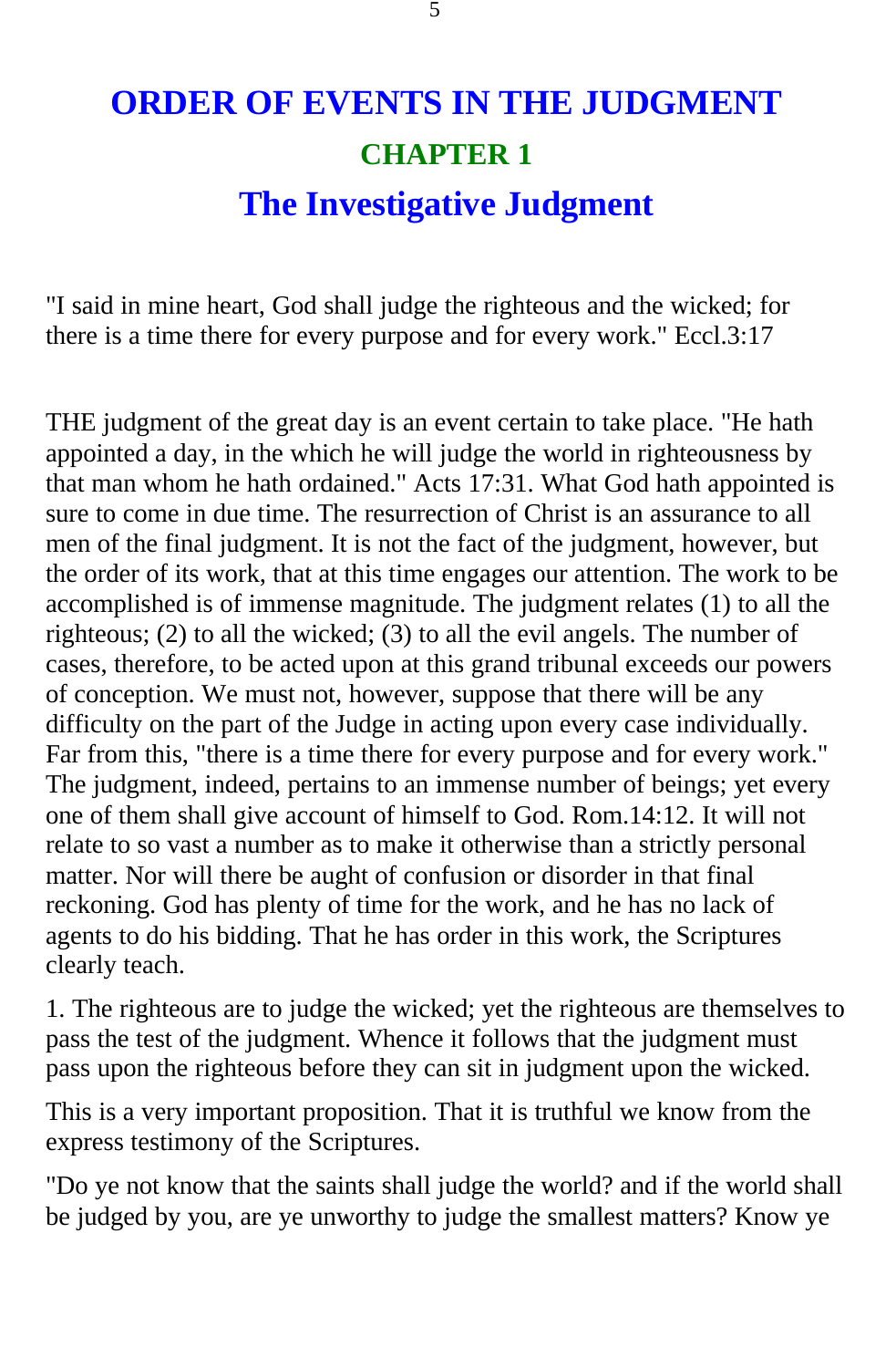# ORDER OF EVENTS IN THE JUDGMENT

## CHAPTER 1

## The Investigative Judgment

"I said in mine heart, God shall judge the righteous and the wicked; for there is a time there for every purpose and for every work." Eccl.3:17

THE judgment of the great day is an event certain to take place. "He hath appointed a day, in the which he will judge the world in righteousness by that man whom he hath ordained." Acts 17:31. What God hath appointed is sure to come in due time. The resurrection of Christ is an assurance to all men of the final judgment. It is not the fact of the judgment, however, but the order of its work, that at this time engages our attention. The work to be accomplished is of immense magnitude. The judgment relates (1) to all the righteous; (2) to all the wicked; (3) to all the evil angels. The number of cases, therefore, to be acted upon at this grand tribunal exceeds our powers of conception. We must not, however, suppose that there will be any difficulty on the part of the Judge in acting upon every case individually. Far from this, "there is a time there for every purpose and for every work." The judgment, indeed, pertains to an immense number of beings; yet every one of them shall give account of himself to God. Rom.14:12. It will not relate to so vast a number as to make it otherwise than a strictly personal matter. Nor will there be aught of confusion or disorder in that final reckoning. God has plenty of time for the work, and he has no lack of agents to do his bidding. That he has order in this work, the Scriptures clearly teach.

1. The righteous are to judge the wicked; yet the righteous are themselves to pass the test of the judgment. Whence it follows that the judgment must pass upon the righteous before they can sit in judgment upon the wicked.

This is a very important proposition. That it is truthful we know from the express testimony of the Scriptures.

"Do ye not know that the saints shall judge the world? and if the world shall be judged by you, are ye unworthy to judge the smallest matters? Know ye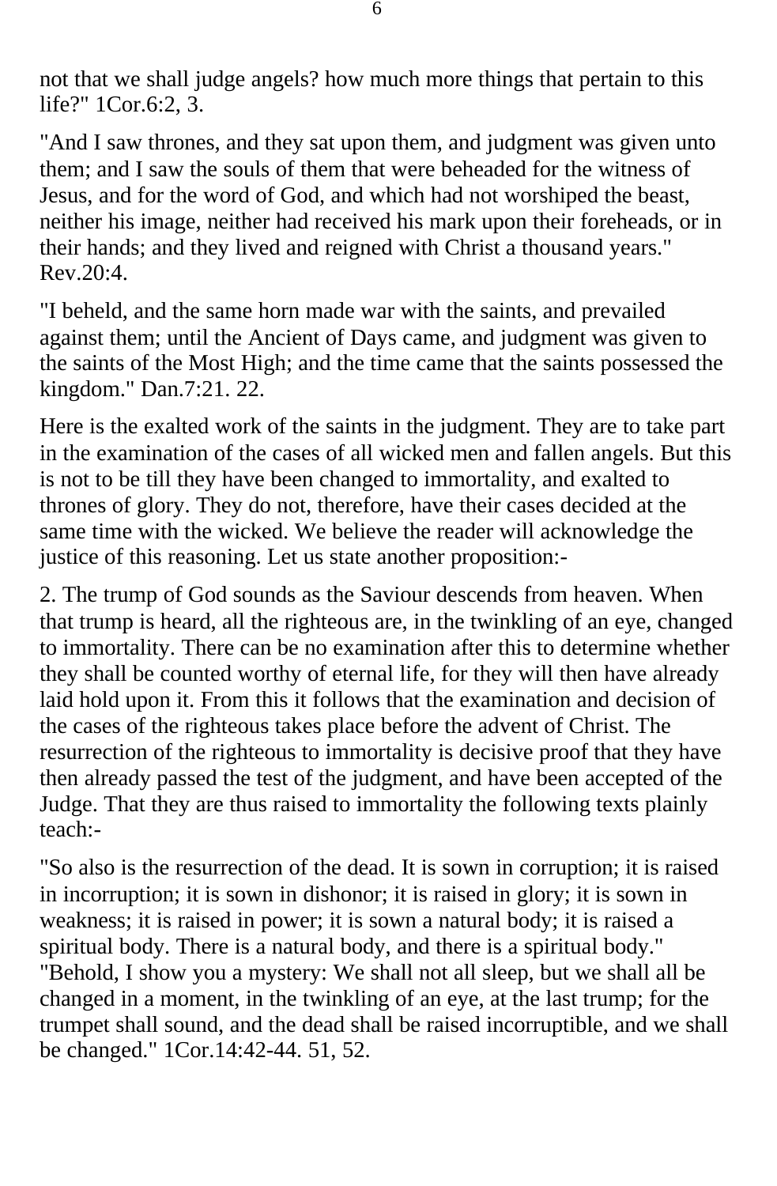not that we shall judge angels? how much more things that pertain to this life?" 1Cor.6:2, 3.

"And I saw thrones, and they sat upon them, and judgment was given unto them; and I saw the souls of them that were beheaded for the witness of Jesus, and for the word of God, and which had not worshiped the beast, neither his image, neither had received his mark upon their foreheads, or in their hands; and they lived and reigned with Christ a thousand years." Rev.20:4.

"I beheld, and the same horn made war with the saints, and prevailed against them; until the Ancient of Days came, and judgment was given to the saints of the Most High; and the time came that the saints possessed the kingdom." Dan.7:21. 22.

Here is the exalted work of the saints in the judgment. They are to take part in the examination of the cases of all wicked men and fallen angels. But this is not to be till they have been changed to immortality, and exalted to thrones of glory. They do not, therefore, have their cases decided at the same time with the wicked. We believe the reader will acknowledge the justice of this reasoning. Let us state another proposition:-

2. The trump of God sounds as the Saviour descends from heaven. When that trump is heard, all the righteous are, in the twinkling of an eye, changed to immortality. There can be no examination after this to determine whether they shall be counted worthy of eternal life, for they will then have already laid hold upon it. From this it follows that the examination and decision of the cases of the righteous takes place before the advent of Christ. The resurrection of the righteous to immortality is decisive proof that they have then already passed the test of the judgment, and have been accepted of the Judge. That they are thus raised to immortality the following texts plainly teach:-

"So also is the resurrection of the dead. It is sown in corruption; it is raised in incorruption; it is sown in dishonor; it is raised in glory; it is sown in weakness; it is raised in power; it is sown a natural body; it is raised a spiritual body. There is a natural body, and there is a spiritual body." "Behold, I show you a mystery: We shall not all sleep, but we shall all be changed in a moment, in the twinkling of an eye, at the last trump; for the trumpet shall sound, and the dead shall be raised incorruptible, and we shall be changed." 1Cor.14:42-44. 51, 52.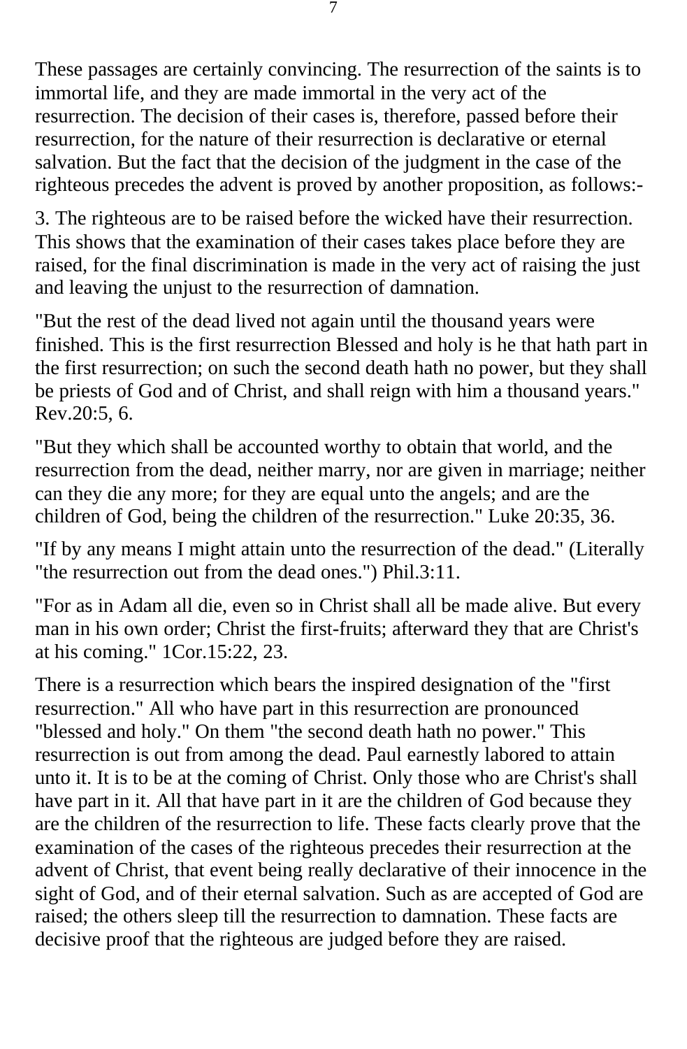These passages are certainly convincing. The resurrection of the saints is to immortal life, and they are made immortal in the very act of the resurrection. The decision of their cases is, therefore, passed before their resurrection, for the nature of their resurrection is declarative or eternal salvation. But the fact that the decision of the judgment in the case of the righteous precedes the advent is proved by another proposition, as follows:-

3. The righteous are to be raised before the wicked have their resurrection. This shows that the examination of their cases takes place before they are raised, for the final discrimination is made in the very act of raising the just and leaving the unjust to the resurrection of damnation.

"But the rest of the dead lived not again until the thousand years were finished. This is the first resurrection Blessed and holy is he that hath part in the first resurrection; on such the second death hath no power, but they shall be priests of God and of Christ, and shall reign with him a thousand years." Rev.20:5, 6.

"But they which shall be accounted worthy to obtain that world, and the resurrection from the dead, neither marry, nor are given in marriage; neither can they die any more; for they are equal unto the angels; and are the children of God, being the children of the resurrection." Luke 20:35, 36.

"If by any means I might attain unto the resurrection of the dead." (Literally "the resurrection out from the dead ones.") Phil.3:11.

"For as in Adam all die, even so in Christ shall all be made alive. But every man in his own order; Christ the first-fruits; afterward they that are Christ's at his coming." 1Cor.15:22, 23.

There is a resurrection which bears the inspired designation of the "first resurrection." All who have part in this resurrection are pronounced "blessed and holy." On them "the second death hath no power." This resurrection is out from among the dead. Paul earnestly labored to attain unto it. It is to be at the coming of Christ. Only those who are Christ's shall have part in it. All that have part in it are the children of God because they are the children of the resurrection to life. These facts clearly prove that the examination of the cases of the righteous precedes their resurrection at the advent of Christ, that event being really declarative of their innocence in the sight of God, and of their eternal salvation. Such as are accepted of God are raised; the others sleep till the resurrection to damnation. These facts are decisive proof that the righteous are judged before they are raised.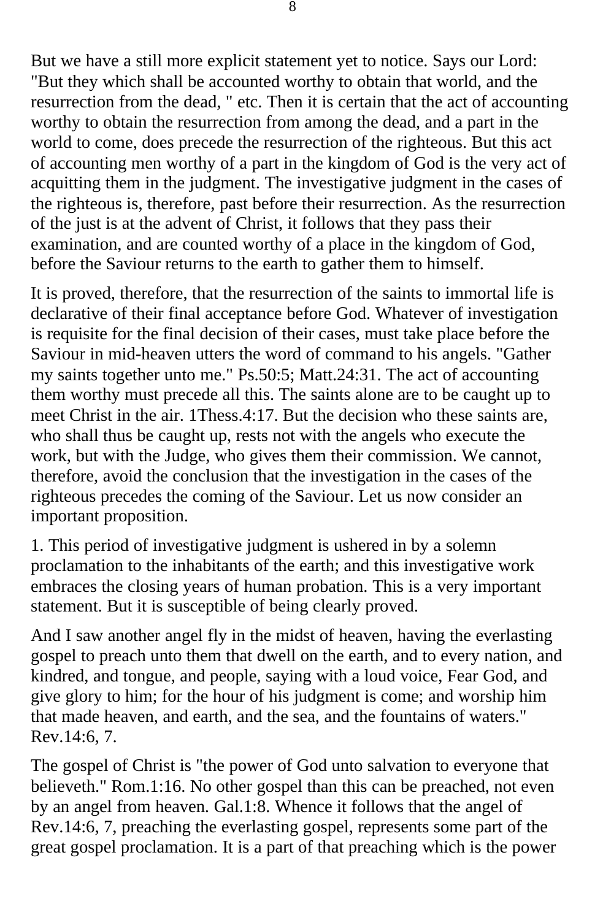But we have a still more explicit statement yet to notice. Says our Lord: "But they which shall be accounted worthy to obtain that world, and the resurrection from the dead, " etc. Then it is certain that the act of accounting worthy to obtain the resurrection from among the dead, and a part in the world to come, does precede the resurrection of the righteous. But this act of accounting men worthy of a part in the kingdom of God is the very act of acquitting them in the judgment. The investigative judgment in the cases of the righteous is, therefore, past before their resurrection. As the resurrection of the just is at the advent of Christ, it follows that they pass their examination, and are counted worthy of a place in the kingdom of God, before the Saviour returns to the earth to gather them to himself.

It is proved, therefore, that the resurrection of the saints to immortal life is declarative of their final acceptance before God. Whatever of investigation is requisite for the final decision of their cases, must take place before the Saviour in mid-heaven utters the word of command to his angels. "Gather my saints together unto me." Ps.50:5; Matt.24:31. The act of accounting them worthy must precede all this. The saints alone are to be caught up to meet Christ in the air. 1Thess.4:17. But the decision who these saints are, who shall thus be caught up, rests not with the angels who execute the work, but with the Judge, who gives them their commission. We cannot, therefore, avoid the conclusion that the investigation in the cases of the righteous precedes the coming of the Saviour. Let us now consider an important proposition.

1. This period of investigative judgment is ushered in by a solemn proclamation to the inhabitants of the earth; and this investigative work embraces the closing years of human probation. This is a very important statement. But it is susceptible of being clearly proved.

And I saw another angel fly in the midst of heaven, having the everlasting gospel to preach unto them that dwell on the earth, and to every nation, and kindred, and tongue, and people, saying with a loud voice, Fear God, and give glory to him; for the hour of his judgment is come; and worship him that made heaven, and earth, and the sea, and the fountains of waters." Rev.14:6, 7.

The gospel of Christ is "the power of God unto salvation to everyone that believeth." Rom.1:16. No other gospel than this can be preached, not even by an angel from heaven. Gal.1:8. Whence it follows that the angel of Rev.14:6, 7, preaching the everlasting gospel, represents some part of the great gospel proclamation. It is a part of that preaching which is the power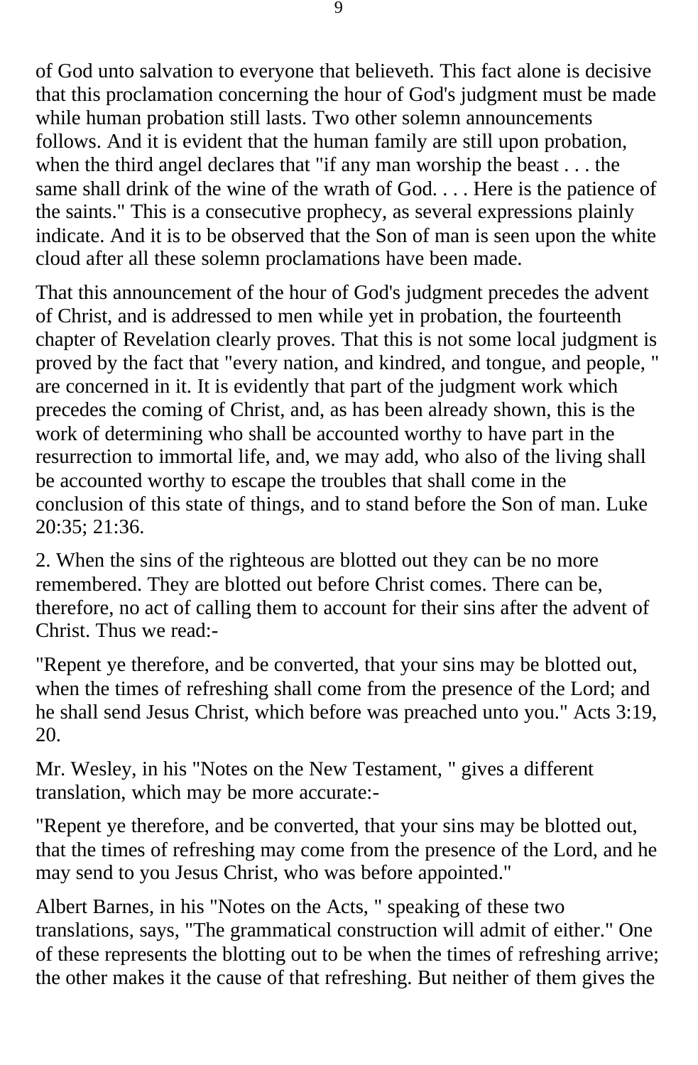of God unto salvation to everyone that believeth. This fact alone is decisive that this proclamation concerning the hour of God's judgment must be made while human probation still lasts. Two other solemn announcements follows. And it is evident that the human family are still upon probation, when the third angel declares that "if any man worship the beast . . . the same shall drink of the wine of the wrath of God. . . . Here is the patience of the saints." This is a consecutive prophecy, as several expressions plainly indicate. And it is to be observed that the Son of man is seen upon the white cloud after all these solemn proclamations have been made.

That this announcement of the hour of God's judgment precedes the advent of Christ, and is addressed to men while yet in probation, the fourteenth chapter of Revelation clearly proves. That this is not some local judgment is proved by the fact that "every nation, and kindred, and tongue, and people, " are concerned in it. It is evidently that part of the judgment work which precedes the coming of Christ, and, as has been already shown, this is the work of determining who shall be accounted worthy to have part in the resurrection to immortal life, and, we may add, who also of the living shall be accounted worthy to escape the troubles that shall come in the conclusion of this state of things, and to stand before the Son of man. Luke 20:35; 21:36.

2. When the sins of the righteous are blotted out they can be no more remembered. They are blotted out before Christ comes. There can be, therefore, no act of calling them to account for their sins after the advent of Christ. Thus we read:-

"Repent ye therefore, and be converted, that your sins may be blotted out, when the times of refreshing shall come from the presence of the Lord; and he shall send Jesus Christ, which before was preached unto you." Acts 3:19, 20.

Mr. Wesley, in his "Notes on the New Testament, " gives a different translation, which may be more accurate:-

"Repent ye therefore, and be converted, that your sins may be blotted out, that the times of refreshing may come from the presence of the Lord, and he may send to you Jesus Christ, who was before appointed."

Albert Barnes, in his "Notes on the Acts, " speaking of these two translations, says, "The grammatical construction will admit of either." One of these represents the blotting out to be when the times of refreshing arrive; the other makes it the cause of that refreshing. But neither of them gives the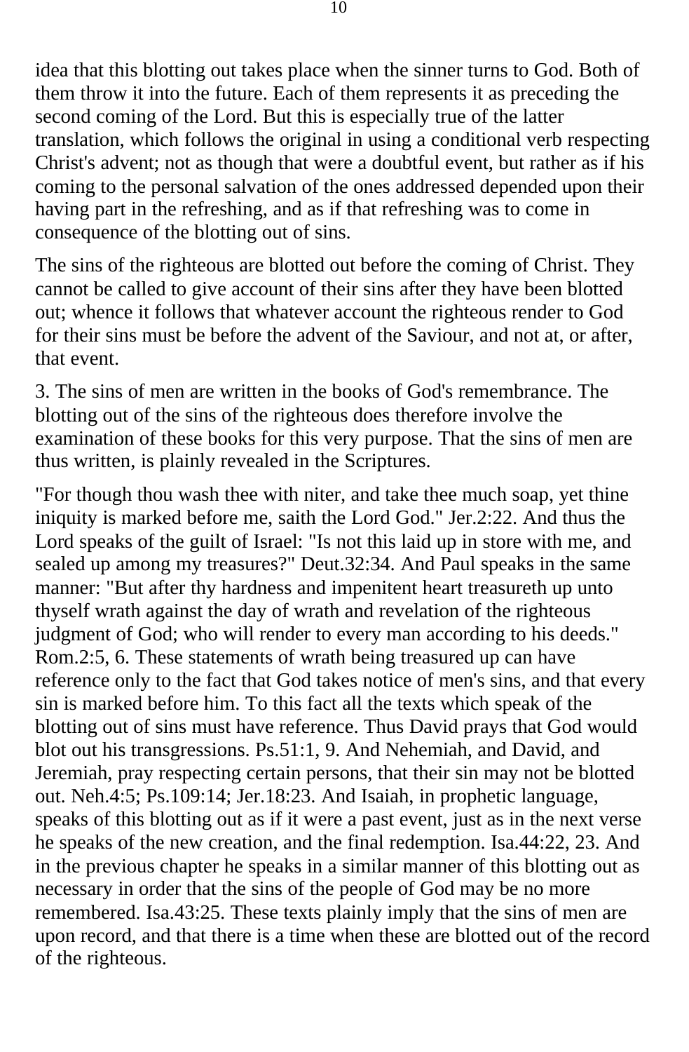idea that this blotting out takes place when the sinner turns to God. Both of them throw it into the future. Each of them represents it as preceding the second coming of the Lord. But this is especially true of the latter translation, which follows the original in using a conditional verb respecting Christ's advent; not as though that were a doubtful event, but rather as if his coming to the personal salvation of the ones addressed depended upon their having part in the refreshing, and as if that refreshing was to come in consequence of the blotting out of sins.

The sins of the righteous are blotted out before the coming of Christ. They cannot be called to give account of their sins after they have been blotted out; whence it follows that whatever account the righteous render to God for their sins must be before the advent of the Saviour, and not at, or after, that event.

3. The sins of men are written in the books of God's remembrance. The blotting out of the sins of the righteous does therefore involve the examination of these books for this very purpose. That the sins of men are thus written, is plainly revealed in the Scriptures.

"For though thou wash thee with niter, and take thee much soap, yet thine iniquity is marked before me, saith the Lord God." Jer.2:22. And thus the Lord speaks of the guilt of Israel: "Is not this laid up in store with me, and sealed up among my treasures?" Deut.32:34. And Paul speaks in the same manner: "But after thy hardness and impenitent heart treasureth up unto thyself wrath against the day of wrath and revelation of the righteous judgment of God; who will render to every man according to his deeds." Rom.2:5, 6. These statements of wrath being treasured up can have reference only to the fact that God takes notice of men's sins, and that every sin is marked before him. To this fact all the texts which speak of the blotting out of sins must have reference. Thus David prays that God would blot out his transgressions. Ps.51:1, 9. And Nehemiah, and David, and Jeremiah, pray respecting certain persons, that their sin may not be blotted out. Neh.4:5; Ps.109:14; Jer.18:23. And Isaiah, in prophetic language, speaks of this blotting out as if it were a past event, just as in the next verse he speaks of the new creation, and the final redemption. Isa.44:22, 23. And in the previous chapter he speaks in a similar manner of this blotting out as necessary in order that the sins of the people of God may be no more remembered. Isa.43:25. These texts plainly imply that the sins of men are upon record, and that there is a time when these are blotted out of the record of the righteous.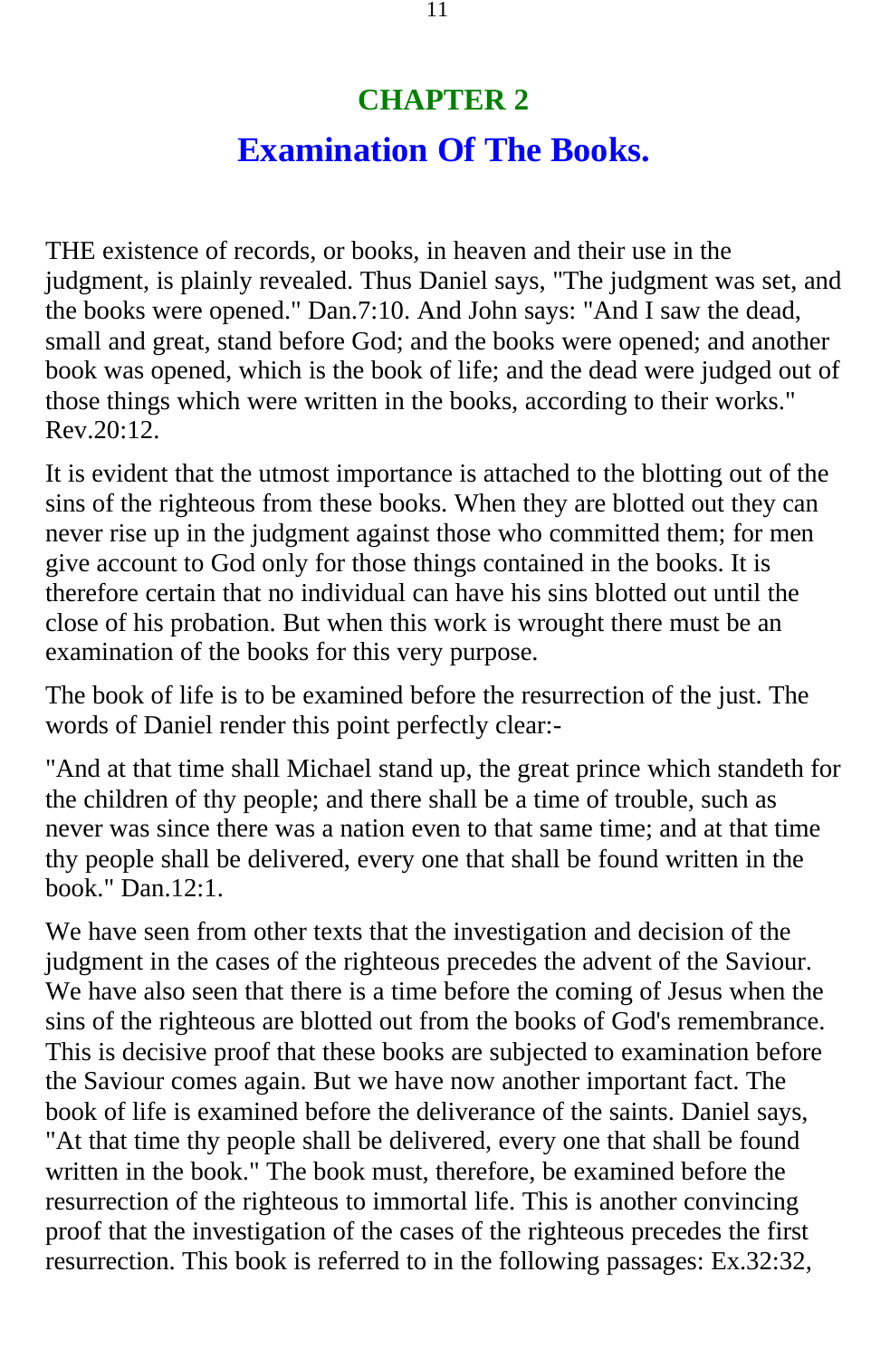# CHAPTER 2

## Examination Of The Books.

THE existence of records, or books, in heaven and their use in the judgment, is plainly revealed. Thus Daniel says, "The judgment was set, and the books were opened." Dan.7:10. And John says: "And I saw the dead, small and great, stand before God; and the books were opened; and another book was opened, which is the book of life; and the dead were judged out of those things which were written in the books, according to their works." Rev.20:12.

It is evident that the utmost importance is attached to the blotting out of the sins of the righteous from these books. When they are blotted out they can never rise up in the judgment against those who committed them; for men give account to God only for those things contained in the books. It is therefore certain that no individual can have his sins blotted out until the close of his probation. But when this work is wrought there must be an examination of the books for this very purpose.

The book of life is to be examined before the resurrection of the just. The words of Daniel render this point perfectly clear:-

"And at that time shall Michael stand up, the great prince which standeth for the children of thy people; and there shall be a time of trouble, such as never was since there was a nation even to that same time; and at that time thy people shall be delivered, every one that shall be found written in the book." Dan.12:1.

We have seen from other texts that the investigation and decision of the judgment in the cases of the righteous precedes the advent of the Saviour. We have also seen that there is a time before the coming of Jesus when the sins of the righteous are blotted out from the books of God's remembrance. This is decisive proof that these books are subjected to examination before the Saviour comes again. But we have now another important fact. The book of life is examined before the deliverance of the saints. Daniel says, "At that time thy people shall be delivered, every one that shall be found written in the book." The book must, therefore, be examined before the resurrection of the righteous to immortal life. This is another convincing proof that the investigation of the cases of the righteous precedes the first resurrection. This book is referred to in the following passages: Ex.32:32,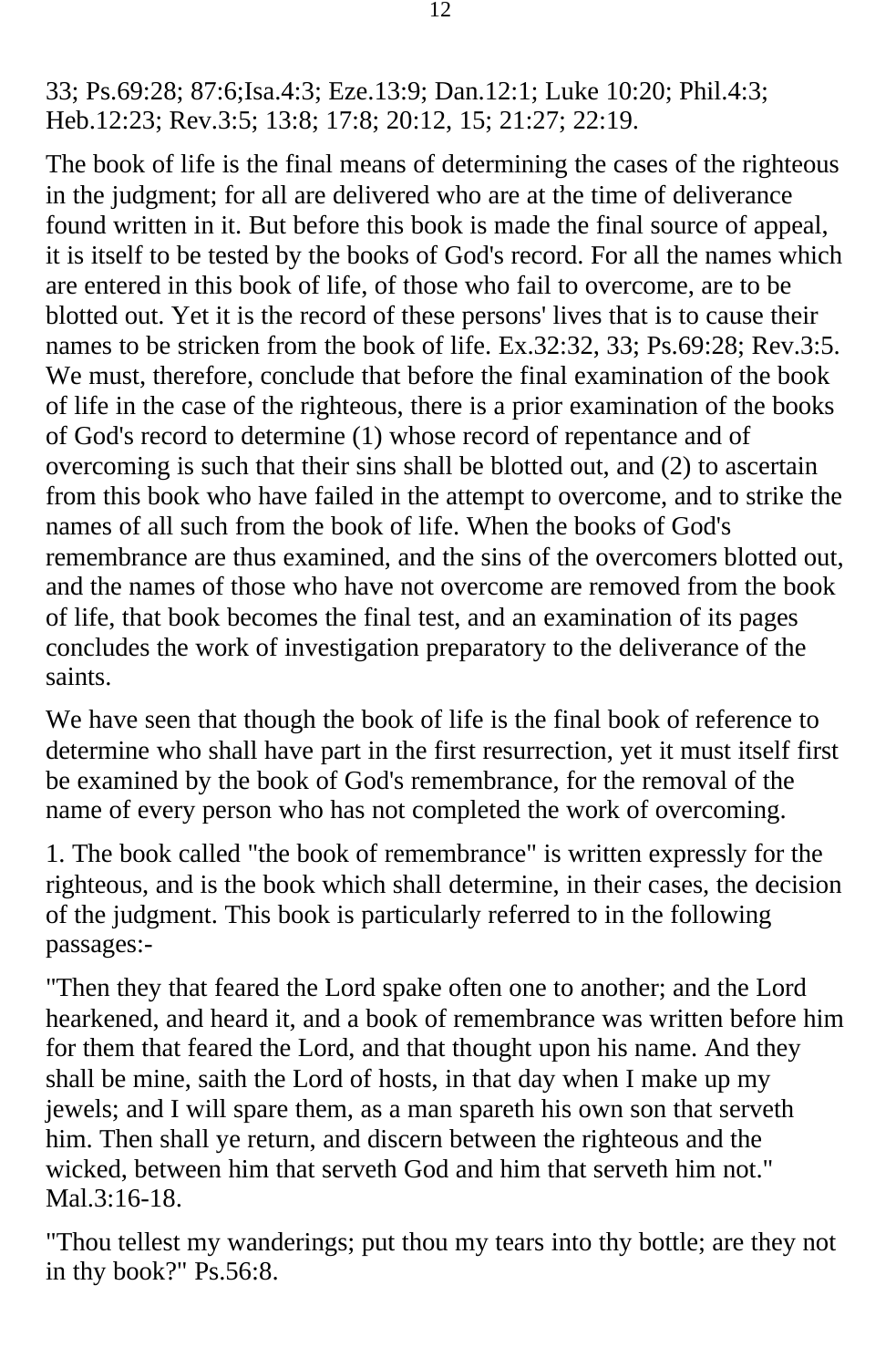33; Ps.69:28; 87:6;Isa.4:3; Eze.13:9; Dan.12:1; Luke 10:20; Phil.4:3; Heb.12:23; Rev.3:5; 13:8; 17:8; 20:12, 15; 21:27; 22:19.

The book of life is the final means of determining the cases of the righteous in the judgment; for all are delivered who are at the time of deliverance found written in it. But before this book is made the final source of appeal, it is itself to be tested by the books of God's record. For all the names which are entered in this book of life, of those who fail to overcome, are to be blotted out. Yet it is the record of these persons' lives that is to cause their names to be stricken from the book of life. Ex.32:32, 33; Ps.69:28; Rev.3:5. We must, therefore, conclude that before the final examination of the book of life in the case of the righteous, there is a prior examination of the books of God's record to determine (1) whose record of repentance and of overcoming is such that their sins shall be blotted out, and (2) to ascertain from this book who have failed in the attempt to overcome, and to strike the names of all such from the book of life. When the books of God's remembrance are thus examined, and the sins of the overcomers blotted out, and the names of those who have not overcome are removed from the book of life, that book becomes the final test, and an examination of its pages concludes the work of investigation preparatory to the deliverance of the saints.

We have seen that though the book of life is the final book of reference to determine who shall have part in the first resurrection, yet it must itself first be examined by the book of God's remembrance, for the removal of the name of every person who has not completed the work of overcoming.

1. The book called "the book of remembrance" is written expressly for the righteous, and is the book which shall determine, in their cases, the decision of the judgment. This book is particularly referred to in the following passages:-

"Then they that feared the Lord spake often one to another; and the Lord hearkened, and heard it, and a book of remembrance was written before him for them that feared the Lord, and that thought upon his name. And they shall be mine, saith the Lord of hosts, in that day when I make up my jewels; and I will spare them, as a man spareth his own son that serveth him. Then shall ye return, and discern between the righteous and the wicked, between him that serveth God and him that serveth him not." Mal.3:16-18.

"Thou tellest my wanderings; put thou my tears into thy bottle; are they not in thy book?" Ps.56:8.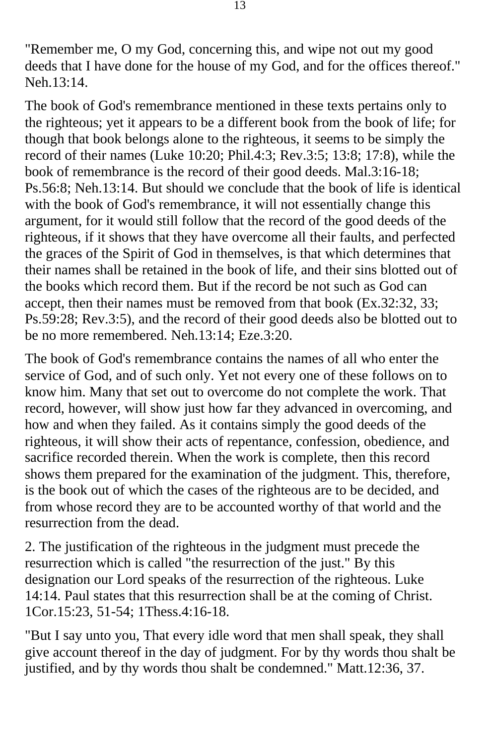"Remember me, O my God, concerning this, and wipe not out my good deeds that I have done for the house of my God, and for the offices thereof." Neh.13:14.

The book of God's remembrance mentioned in these texts pertains only to the righteous; yet it appears to be a different book from the book of life; for though that book belongs alone to the righteous, it seems to be simply the record of their names (Luke 10:20; Phil.4:3; Rev.3:5; 13:8; 17:8), while the book of remembrance is the record of their good deeds. Mal.3:16-18; Ps.56:8; Neh.13:14. But should we conclude that the book of life is identical with the book of God's remembrance, it will not essentially change this argument, for it would still follow that the record of the good deeds of the righteous, if it shows that they have overcome all their faults, and perfected the graces of the Spirit of God in themselves, is that which determines that their names shall be retained in the book of life, and their sins blotted out of the books which record them. But if the record be not such as God can accept, then their names must be removed from that book (Ex.32:32, 33; Ps.59:28; Rev.3:5), and the record of their good deeds also be blotted out to be no more remembered. Neh.13:14; Eze.3:20.

The book of God's remembrance contains the names of all who enter the service of God, and of such only. Yet not every one of these follows on to know him. Many that set out to overcome do not complete the work. That record, however, will show just how far they advanced in overcoming, and how and when they failed. As it contains simply the good deeds of the righteous, it will show their acts of repentance, confession, obedience, and sacrifice recorded therein. When the work is complete, then this record shows them prepared for the examination of the judgment. This, therefore, is the book out of which the cases of the righteous are to be decided, and from whose record they are to be accounted worthy of that world and the resurrection from the dead.

2. The justification of the righteous in the judgment must precede the resurrection which is called "the resurrection of the just." By this designation our Lord speaks of the resurrection of the righteous. Luke 14:14. Paul states that this resurrection shall be at the coming of Christ. 1Cor.15:23, 51-54; 1Thess.4:16-18.

"But I say unto you, That every idle word that men shall speak, they shall give account thereof in the day of judgment. For by thy words thou shalt be justified, and by thy words thou shalt be condemned." Matt.12:36, 37.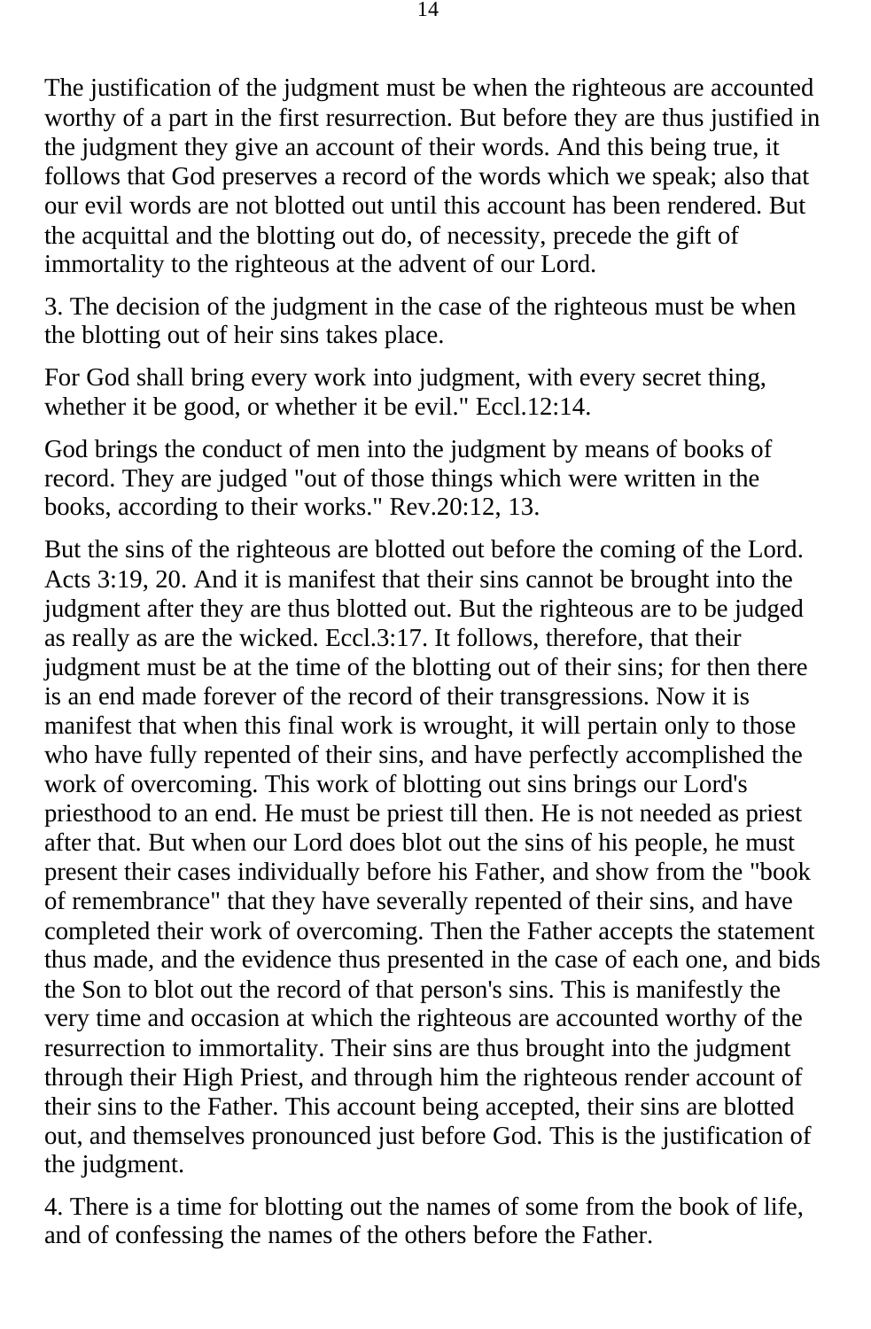The justification of the judgment must be when the righteous are accounted worthy of a part in the first resurrection. But before they are thus justified in the judgment they give an account of their words. And this being true, it follows that God preserves a record of the words which we speak; also that our evil words are not blotted out until this account has been rendered. But the acquittal and the blotting out do, of necessity, precede the gift of immortality to the righteous at the advent of our Lord.

3. The decision of the judgment in the case of the righteous must be when the blotting out of heir sins takes place.

For God shall bring every work into judgment, with every secret thing, whether it be good, or whether it be evil." Eccl.12:14.

God brings the conduct of men into the judgment by means of books of record. They are judged "out of those things which were written in the books, according to their works." Rev.20:12, 13.

But the sins of the righteous are blotted out before the coming of the Lord. Acts 3:19, 20. And it is manifest that their sins cannot be brought into the judgment after they are thus blotted out. But the righteous are to be judged as really as are the wicked. Eccl.3:17. It follows, therefore, that their judgment must be at the time of the blotting out of their sins; for then there is an end made forever of the record of their transgressions. Now it is manifest that when this final work is wrought, it will pertain only to those who have fully repented of their sins, and have perfectly accomplished the work of overcoming. This work of blotting out sins brings our Lord's priesthood to an end. He must be priest till then. He is not needed as priest after that. But when our Lord does blot out the sins of his people, he must present their cases individually before his Father, and show from the "book of remembrance" that they have severally repented of their sins, and have completed their work of overcoming. Then the Father accepts the statement thus made, and the evidence thus presented in the case of each one, and bids the Son to blot out the record of that person's sins. This is manifestly the very time and occasion at which the righteous are accounted worthy of the resurrection to immortality. Their sins are thus brought into the judgment through their High Priest, and through him the righteous render account of their sins to the Father. This account being accepted, their sins are blotted out, and themselves pronounced just before God. This is the justification of the judgment.

4. There is a time for blotting out the names of some from the book of life, and of confessing the names of the others before the Father.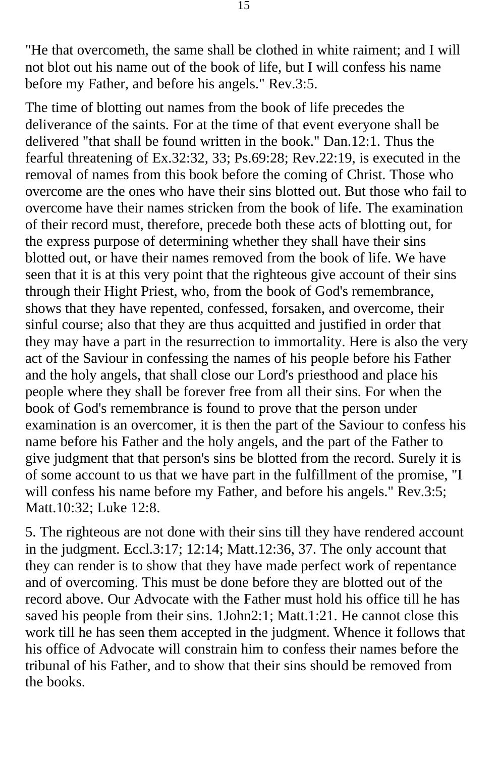"He that overcometh, the same shall be clothed in white raiment; and I will not blot out his name out of the book of life, but I will confess his name before my Father, and before his angels." Rev.3:5.

The time of blotting out names from the book of life precedes the deliverance of the saints. For at the time of that event everyone shall be delivered "that shall be found written in the book." Dan.12:1. Thus the fearful threatening of Ex.32:32, 33; Ps.69:28; Rev.22:19, is executed in the removal of names from this book before the coming of Christ. Those who overcome are the ones who have their sins blotted out. But those who fail to overcome have their names stricken from the book of life. The examination of their record must, therefore, precede both these acts of blotting out, for the express purpose of determining whether they shall have their sins blotted out, or have their names removed from the book of life. We have seen that it is at this very point that the righteous give account of their sins through their Hight Priest, who, from the book of God's remembrance, shows that they have repented, confessed, forsaken, and overcome, their sinful course; also that they are thus acquitted and justified in order that they may have a part in the resurrection to immortality. Here is also the very act of the Saviour in confessing the names of his people before his Father and the holy angels, that shall close our Lord's priesthood and place his people where they shall be forever free from all their sins. For when the book of God's remembrance is found to prove that the person under examination is an overcomer, it is then the part of the Saviour to confess his name before his Father and the holy angels, and the part of the Father to give judgment that that person's sins be blotted from the record. Surely it is of some account to us that we have part in the fulfillment of the promise, "I will confess his name before my Father, and before his angels." Rev.3:5; Matt.10:32; Luke 12:8.

5. The righteous are not done with their sins till they have rendered account in the judgment. Eccl.3:17; 12:14; Matt.12:36, 37. The only account that they can render is to show that they have made perfect work of repentance and of overcoming. This must be done before they are blotted out of the record above. Our Advocate with the Father must hold his office till he has saved his people from their sins. 1John2:1; Matt.1:21. He cannot close this work till he has seen them accepted in the judgment. Whence it follows that his office of Advocate will constrain him to confess their names before the tribunal of his Father, and to show that their sins should be removed from the books.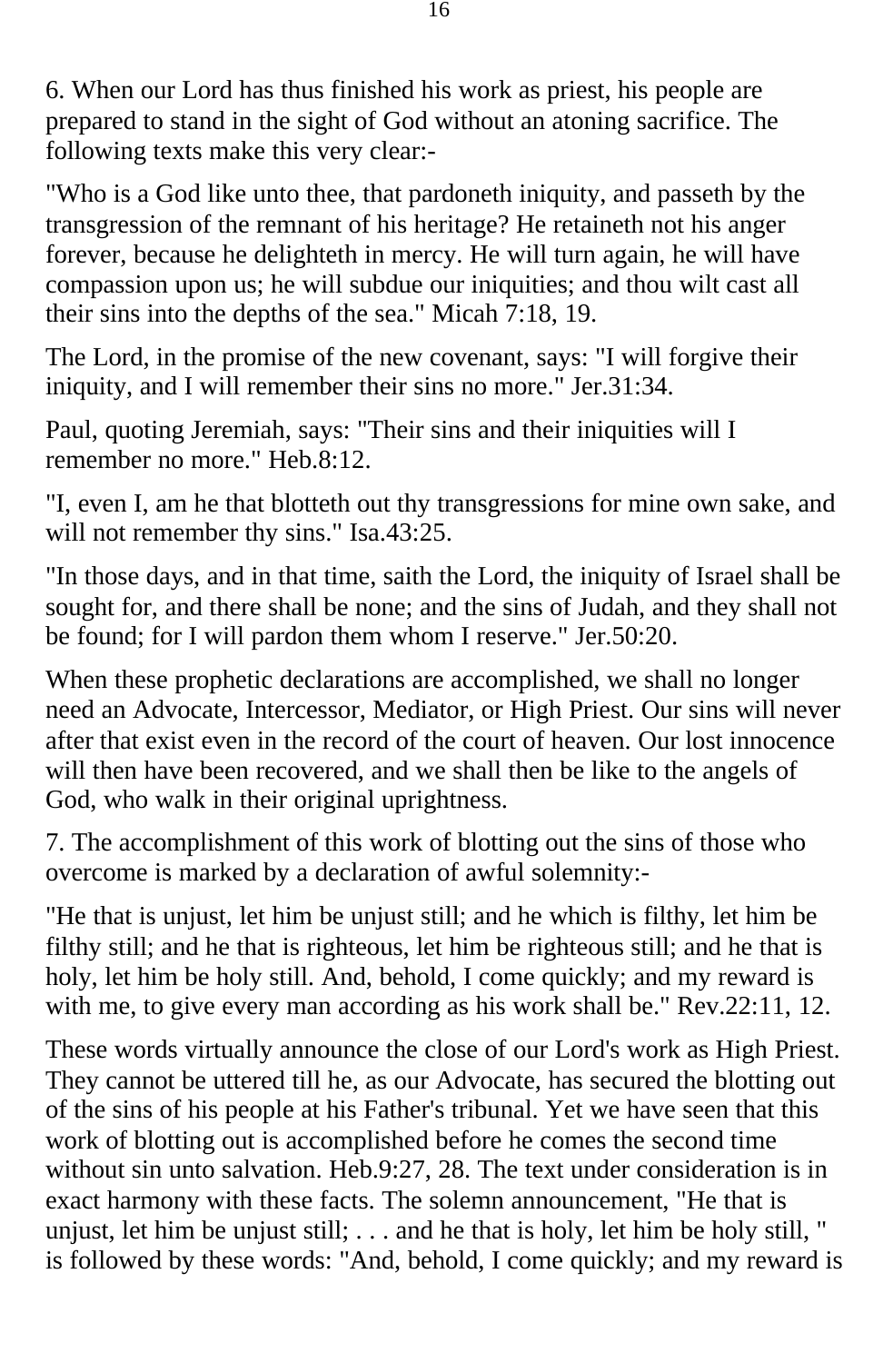6. When our Lord has thus finished his work as priest, his people are prepared to stand in the sight of God without an atoning sacrifice. The following texts make this very clear:-

"Who is a God like unto thee, that pardoneth iniquity, and passeth by the transgression of the remnant of his heritage? He retaineth not his anger forever, because he delighteth in mercy. He will turn again, he will have compassion upon us; he will subdue our iniquities; and thou wilt cast all their sins into the depths of the sea." Micah 7:18, 19.

The Lord, in the promise of the new covenant, says: "I will forgive their iniquity, and I will remember their sins no more." Jer.31:34.

Paul, quoting Jeremiah, says: "Their sins and their iniquities will I remember no more." Heb.8:12.

"I, even I, am he that blotteth out thy transgressions for mine own sake, and will not remember thy sins." Isa.43:25.

"In those days, and in that time, saith the Lord, the iniquity of Israel shall be sought for, and there shall be none; and the sins of Judah, and they shall not be found; for I will pardon them whom I reserve." Jer.50:20.

When these prophetic declarations are accomplished, we shall no longer need an Advocate, Intercessor, Mediator, or High Priest. Our sins will never after that exist even in the record of the court of heaven. Our lost innocence will then have been recovered, and we shall then be like to the angels of God, who walk in their original uprightness.

7. The accomplishment of this work of blotting out the sins of those who overcome is marked by a declaration of awful solemnity:-

"He that is unjust, let him be unjust still; and he which is filthy, let him be filthy still; and he that is righteous, let him be righteous still; and he that is holy, let him be holy still. And, behold, I come quickly; and my reward is with me, to give every man according as his work shall be." Rev.22:11, 12.

These words virtually announce the close of our Lord's work as High Priest. They cannot be uttered till he, as our Advocate, has secured the blotting out of the sins of his people at his Father's tribunal. Yet we have seen that this work of blotting out is accomplished before he comes the second time without sin unto salvation. Heb.9:27, 28. The text under consideration is in exact harmony with these facts. The solemn announcement, "He that is unjust, let him be unjust still; . . . and he that is holy, let him be holy still, " is followed by these words: "And, behold, I come quickly; and my reward is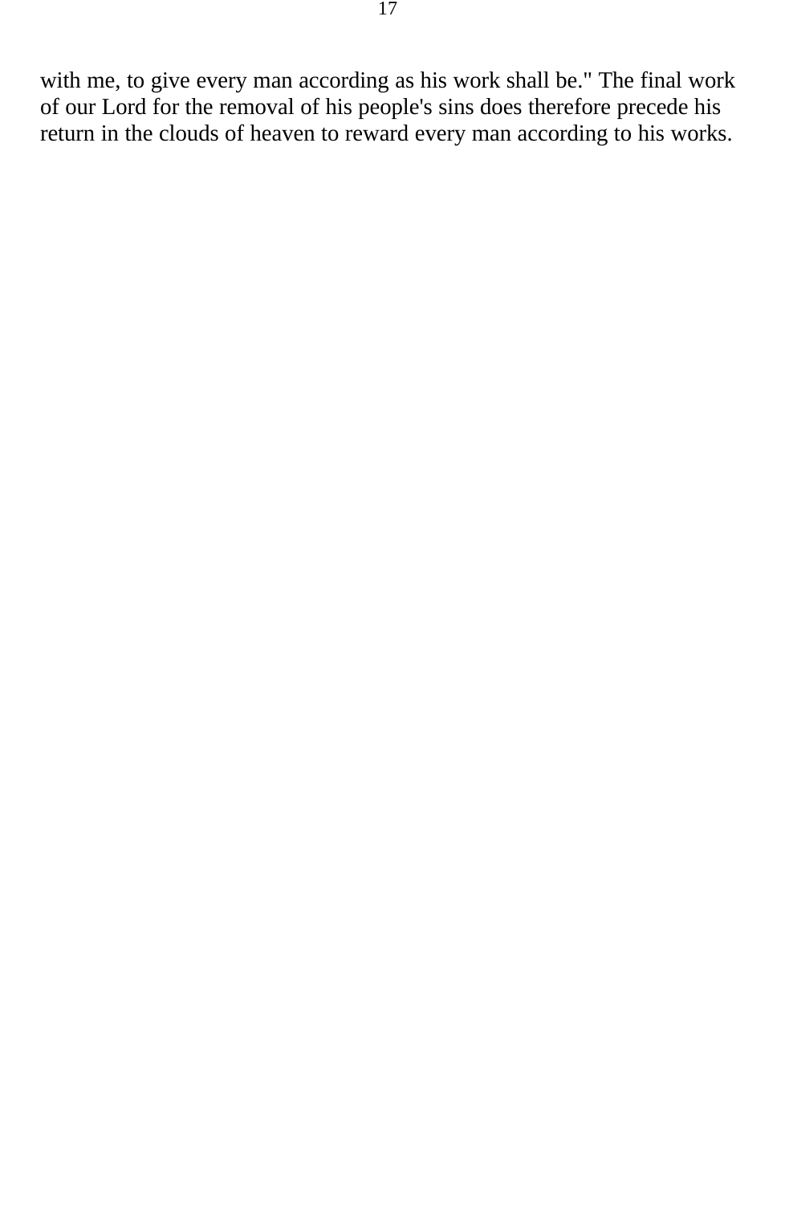with me, to give every man according as his work shall be." The final work of our Lord for the removal of his people's sins does therefore precede his return in the clouds of heaven to reward every man according to his works.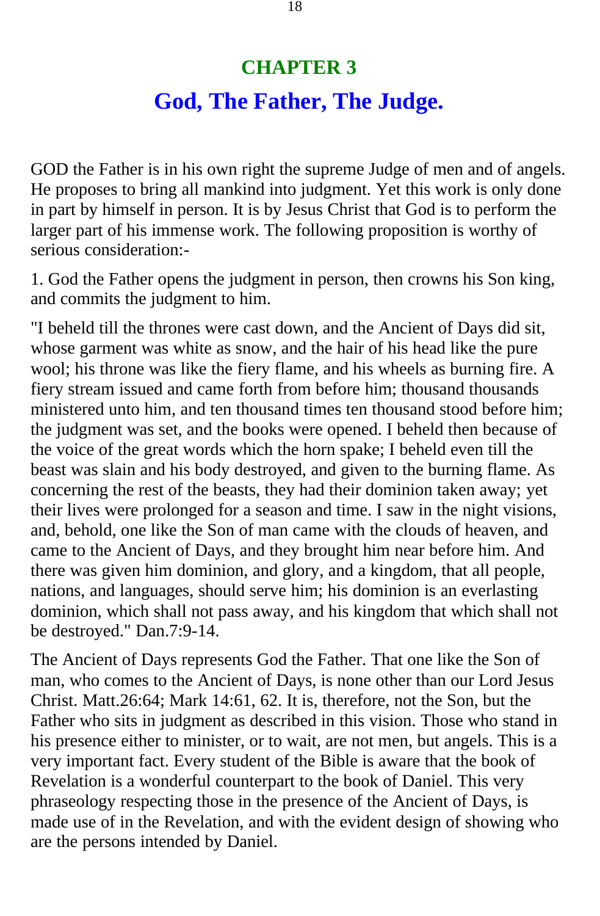# CHAPTER 3

## God, The Father, The Judge.

GOD the Father is in his own right the supreme Judge of men and of angels. He proposes to bring all mankind into judgment. Yet this work is only done in part by himself in person. It is by Jesus Christ that God is to perform the larger part of his immense work. The following proposition is worthy of serious consideration:-

1. God the Father opens the judgment in person, then crowns his Son king, and commits the judgment to him.

"I beheld till the thrones were cast down, and the Ancient of Days did sit, whose garment was white as snow, and the hair of his head like the pure wool; his throne was like the fiery flame, and his wheels as burning fire. A fiery stream issued and came forth from before him; thousand thousands ministered unto him, and ten thousand times ten thousand stood before him; the judgment was set, and the books were opened. I beheld then because of the voice of the great words which the horn spake; I beheld even till the beast was slain and his body destroyed, and given to the burning flame. As concerning the rest of the beasts, they had their dominion taken away; yet their lives were prolonged for a season and time. I saw in the night visions, and, behold, one like the Son of man came with the clouds of heaven, and came to the Ancient of Days, and they brought him near before him. And there was given him dominion, and glory, and a kingdom, that all people, nations, and languages, should serve him; his dominion is an everlasting dominion, which shall not pass away, and his kingdom that which shall not be destroyed." Dan.7:9-14.

The Ancient of Days represents God the Father. That one like the Son of man, who comes to the Ancient of Days, is none other than our Lord Jesus Christ. Matt.26:64; Mark 14:61, 62. It is, therefore, not the Son, but the Father who sits in judgment as described in this vision. Those who stand in his presence either to minister, or to wait, are not men, but angels. This is a very important fact. Every student of the Bible is aware that the book of Revelation is a wonderful counterpart to the book of Daniel. This very phraseology respecting those in the presence of the Ancient of Days, is made use of in the Revelation, and with the evident design of showing who are the persons intended by Daniel.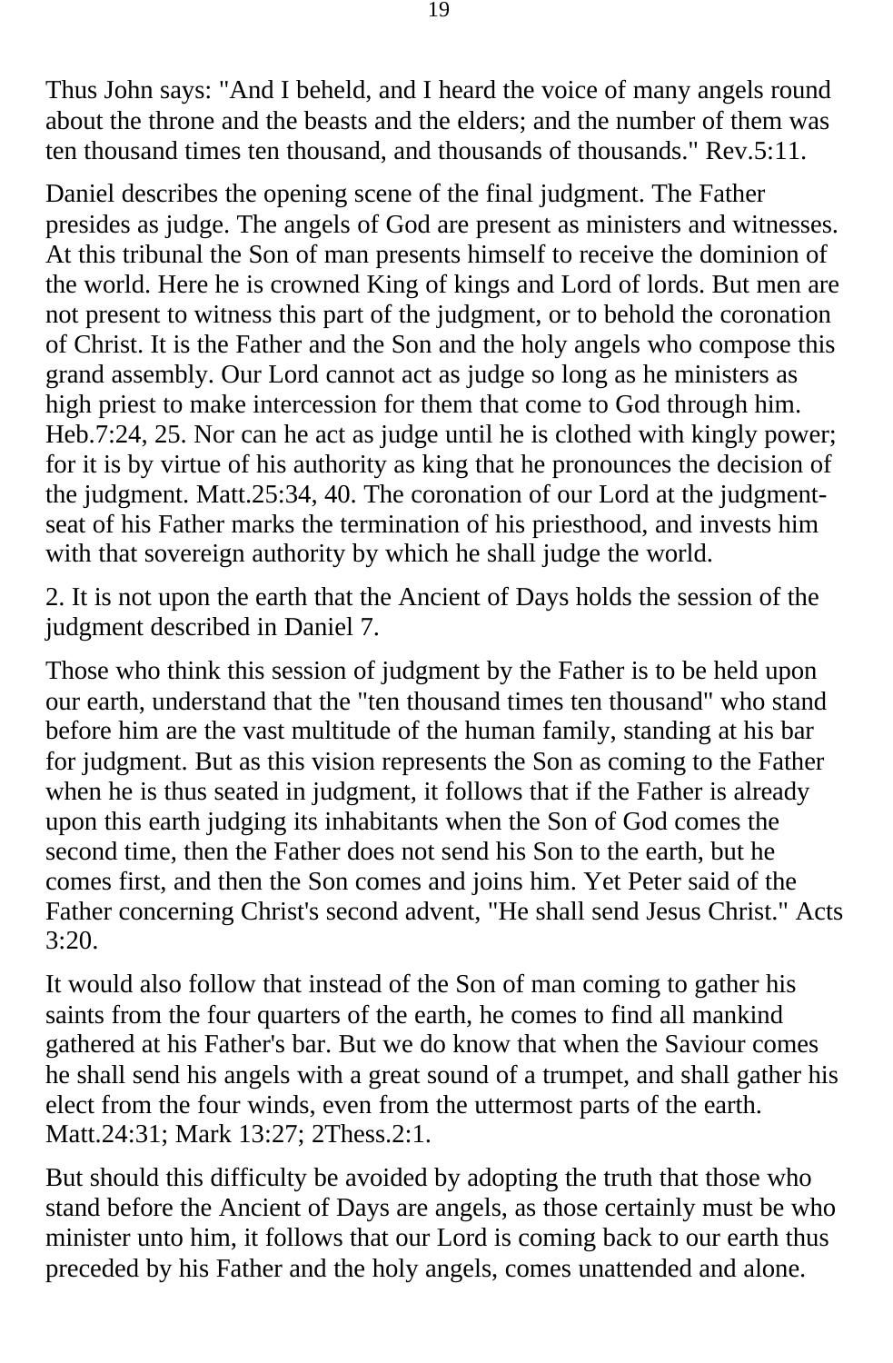Thus John says: "And I beheld, and I heard the voice of many angels round about the throne and the beasts and the elders; and the number of them was ten thousand times ten thousand, and thousands of thousands." Rev.5:11.

Daniel describes the opening scene of the final judgment. The Father presides as judge. The angels of God are present as ministers and witnesses. At this tribunal the Son of man presents himself to receive the dominion of the world. Here he is crowned King of kings and Lord of lords. But men are not present to witness this part of the judgment, or to behold the coronation of Christ. It is the Father and the Son and the holy angels who compose this grand assembly. Our Lord cannot act as judge so long as he ministers as high priest to make intercession for them that come to God through him. Heb.7:24, 25. Nor can he act as judge until he is clothed with kingly power; for it is by virtue of his authority as king that he pronounces the decision of the judgment. Matt.25:34, 40. The coronation of our Lord at the judgment-seat of his Father marks the termination of his priesthood, and invests him with that sovereign authority by which he shall judge the world.

2. It is not upon the earth that the Ancient of Days holds the session of the judgment described in Daniel 7.

Those who think this session of judgment by the Father is to be held upon our earth, understand that the "ten thousand times ten thousand" who stand before him are the vast multitude of the human family, standing at his bar for judgment. But as this vision represents the Son as coming to the Father when he is thus seated in judgment, it follows that if the Father is already upon this earth judging its inhabitants when the Son of God comes the second time, then the Father does not send his Son to the earth, but he comes first, and then the Son comes and joins him. Yet Peter said of the Father concerning Christ's second advent, "He shall send Jesus Christ." Acts 3:20.

It would also follow that instead of the Son of man coming to gather his saints from the four quarters of the earth, he comes to find all mankind gathered at his Father's bar. But we do know that when the Saviour comes he shall send his angels with a great sound of a trumpet, and shall gather his elect from the four winds, even from the uttermost parts of the earth. Matt.24:31; Mark 13:27; 2Thess.2:1.

But should this difficulty be avoided by adopting the truth that those who stand before the Ancient of Days are angels, as those certainly must be who minister unto him, it follows that our Lord is coming back to our earth thus preceded by his Father and the holy angels, comes unattended and alone.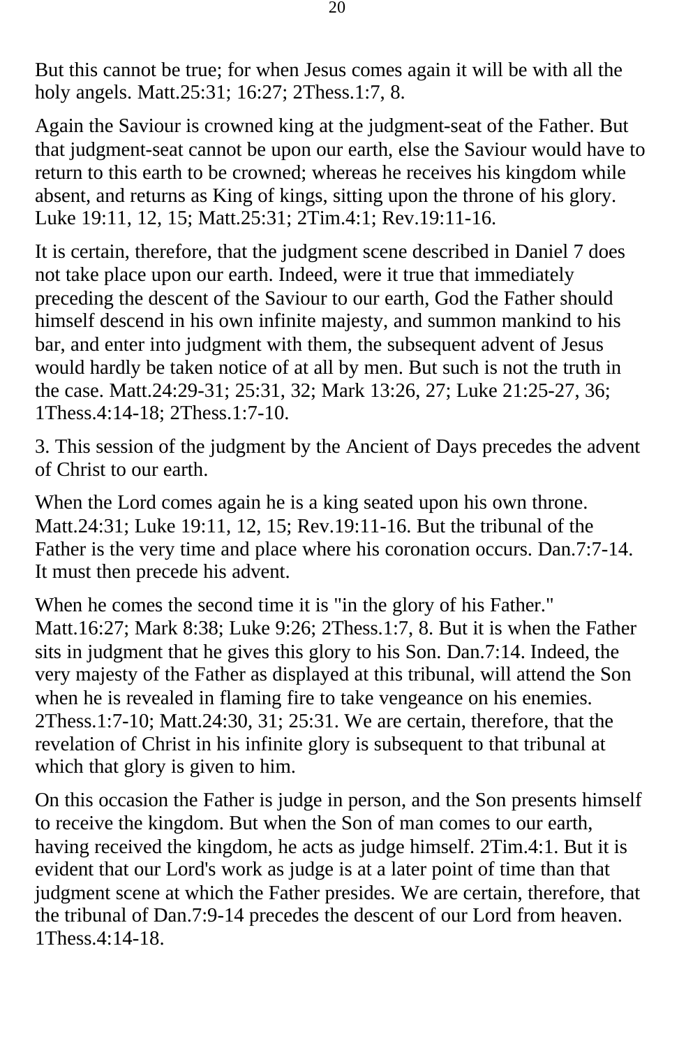But this cannot be true; for when Jesus comes again it will be with all the holy angels. Matt.25:31; 16:27; 2Thess.1:7, 8.

Again the Saviour is crowned king at the judgment-seat of the Father. But that judgment-seat cannot be upon our earth, else the Saviour would have to return to this earth to be crowned; whereas he receives his kingdom while absent, and returns as King of kings, sitting upon the throne of his glory. Luke 19:11, 12, 15; Matt.25:31; 2Tim.4:1; Rev.19:11-16.

It is certain, therefore, that the judgment scene described in Daniel 7 does not take place upon our earth. Indeed, were it true that immediately preceding the descent of the Saviour to our earth, God the Father should himself descend in his own infinite majesty, and summon mankind to his bar, and enter into judgment with them, the subsequent advent of Jesus would hardly be taken notice of at all by men. But such is not the truth in the case. Matt.24:29-31; 25:31, 32; Mark 13:26, 27; Luke 21:25-27, 36; 1Thess.4:14-18; 2Thess.1:7-10.

3. This session of the judgment by the Ancient of Days precedes the advent of Christ to our earth.

When the Lord comes again he is a king seated upon his own throne. Matt.24:31; Luke 19:11, 12, 15; Rev.19:11-16. But the tribunal of the Father is the very time and place where his coronation occurs. Dan.7:7-14. It must then precede his advent.

When he comes the second time it is "in the glory of his Father." Matt.16:27; Mark 8:38; Luke 9:26; 2Thess.1:7, 8. But it is when the Father sits in judgment that he gives this glory to his Son. Dan.7:14. Indeed, the very majesty of the Father as displayed at this tribunal, will attend the Son when he is revealed in flaming fire to take vengeance on his enemies. 2Thess.1:7-10; Matt.24:30, 31; 25:31. We are certain, therefore, that the revelation of Christ in his infinite glory is subsequent to that tribunal at which that glory is given to him.

On this occasion the Father is judge in person, and the Son presents himself to receive the kingdom. But when the Son of man comes to our earth, having received the kingdom, he acts as judge himself. 2Tim.4:1. But it is evident that our Lord's work as judge is at a later point of time than that judgment scene at which the Father presides. We are certain, therefore, that the tribunal of Dan.7:9-14 precedes the descent of our Lord from heaven. 1Thess.4:14-18.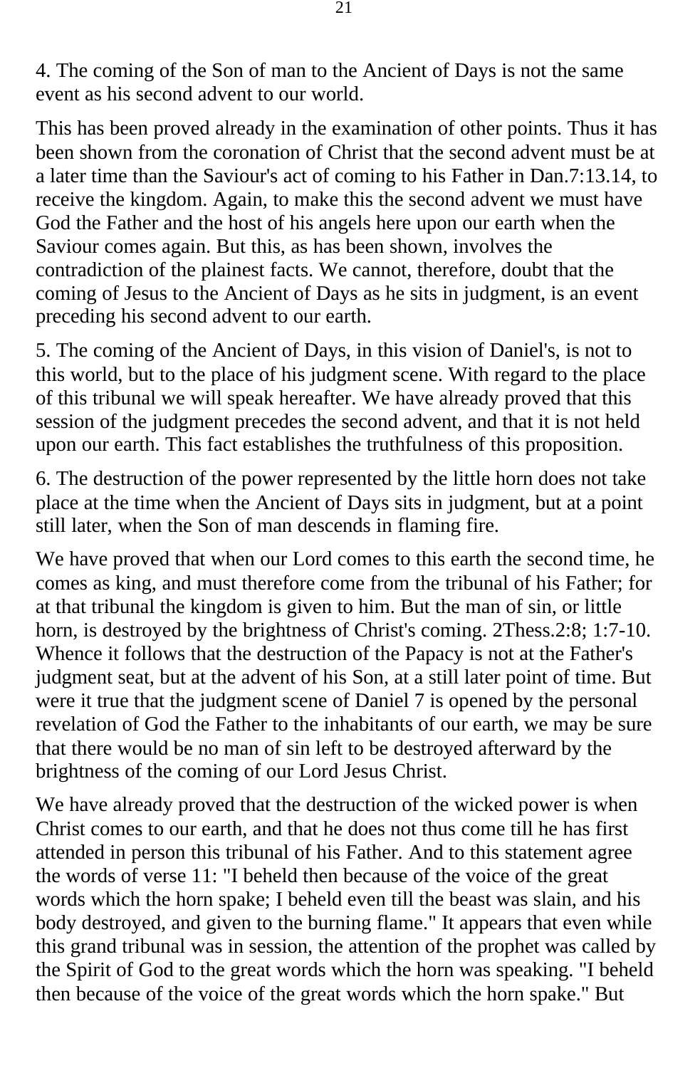4. The coming of the Son of man to the Ancient of Days is not the same event as his second advent to our world.

This has been proved already in the examination of other points. Thus it has been shown from the coronation of Christ that the second advent must be at a later time than the Saviour's act of coming to his Father in Dan.7:13.14, to receive the kingdom. Again, to make this the second advent we must have God the Father and the host of his angels here upon our earth when the Saviour comes again. But this, as has been shown, involves the contradiction of the plainest facts. We cannot, therefore, doubt that the coming of Jesus to the Ancient of Days as he sits in judgment, is an event preceding his second advent to our earth.

5. The coming of the Ancient of Days, in this vision of Daniel's, is not to this world, but to the place of his judgment scene. With regard to the place of this tribunal we will speak hereafter. We have already proved that this session of the judgment precedes the second advent, and that it is not held upon our earth. This fact establishes the truthfulness of this proposition.

6. The destruction of the power represented by the little horn does not take place at the time when the Ancient of Days sits in judgment, but at a point still later, when the Son of man descends in flaming fire.

We have proved that when our Lord comes to this earth the second time, he comes as king, and must therefore come from the tribunal of his Father; for at that tribunal the kingdom is given to him. But the man of sin, or little horn, is destroyed by the brightness of Christ's coming. 2Thess.2:8; 1:7-10. Whence it follows that the destruction of the Papacy is not at the Father's judgment seat, but at the advent of his Son, at a still later point of time. But were it true that the judgment scene of Daniel 7 is opened by the personal revelation of God the Father to the inhabitants of our earth, we may be sure that there would be no man of sin left to be destroyed afterward by the brightness of the coming of our Lord Jesus Christ.

We have already proved that the destruction of the wicked power is when Christ comes to our earth, and that he does not thus come till he has first attended in person this tribunal of his Father. And to this statement agree the words of verse 11: "I beheld then because of the voice of the great words which the horn spake; I beheld even till the beast was slain, and his body destroyed, and given to the burning flame." It appears that even while this grand tribunal was in session, the attention of the prophet was called by the Spirit of God to the great words which the horn was speaking. "I beheld then because of the voice of the great words which the horn spake." But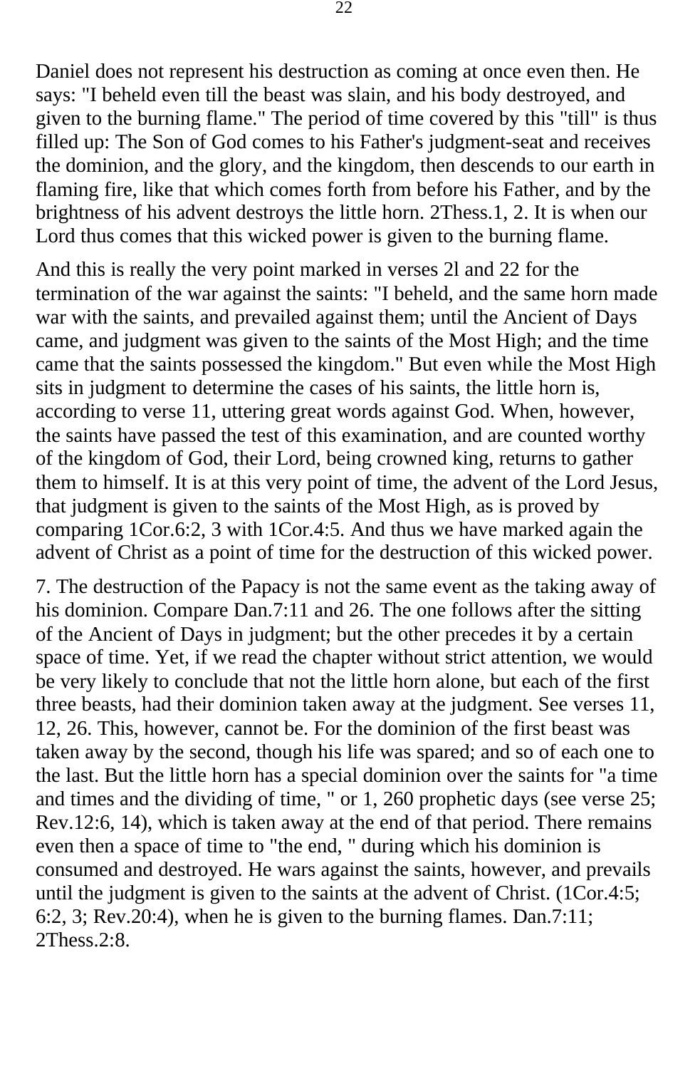Daniel does not represent his destruction as coming at once even then. He says: "I beheld even till the beast was slain, and his body destroyed, and given to the burning flame." The period of time covered by this "till" is thus filled up: The Son of God comes to his Father's judgment-seat and receives the dominion, and the glory, and the kingdom, then descends to our earth in flaming fire, like that which comes forth from before his Father, and by the brightness of his advent destroys the little horn. 2Thess.1, 2. It is when our Lord thus comes that this wicked power is given to the burning flame.

And this is really the very point marked in verses 2l and 22 for the termination of the war against the saints: "I beheld, and the same horn made war with the saints, and prevailed against them; until the Ancient of Days came, and judgment was given to the saints of the Most High; and the time came that the saints possessed the kingdom." But even while the Most High sits in judgment to determine the cases of his saints, the little horn is, according to verse 11, uttering great words against God. When, however, the saints have passed the test of this examination, and are counted worthy of the kingdom of God, their Lord, being crowned king, returns to gather them to himself. It is at this very point of time, the advent of the Lord Jesus, that judgment is given to the saints of the Most High, as is proved by comparing 1Cor.6:2, 3 with 1Cor.4:5. And thus we have marked again the advent of Christ as a point of time for the destruction of this wicked power.

7. The destruction of the Papacy is not the same event as the taking away of his dominion. Compare Dan.7:11 and 26. The one follows after the sitting of the Ancient of Days in judgment; but the other precedes it by a certain space of time. Yet, if we read the chapter without strict attention, we would be very likely to conclude that not the little horn alone, but each of the first three beasts, had their dominion taken away at the judgment. See verses 11, 12, 26. This, however, cannot be. For the dominion of the first beast was taken away by the second, though his life was spared; and so of each one to the last. But the little horn has a special dominion over the saints for "a time and times and the dividing of time, " or 1, 260 prophetic days (see verse 25; Rev.12:6, 14), which is taken away at the end of that period. There remains even then a space of time to "the end, " during which his dominion is consumed and destroyed. He wars against the saints, however, and prevails until the judgment is given to the saints at the advent of Christ. (1Cor.4:5; 6:2, 3; Rev.20:4), when he is given to the burning flames. Dan.7:11; 2Thess.2:8.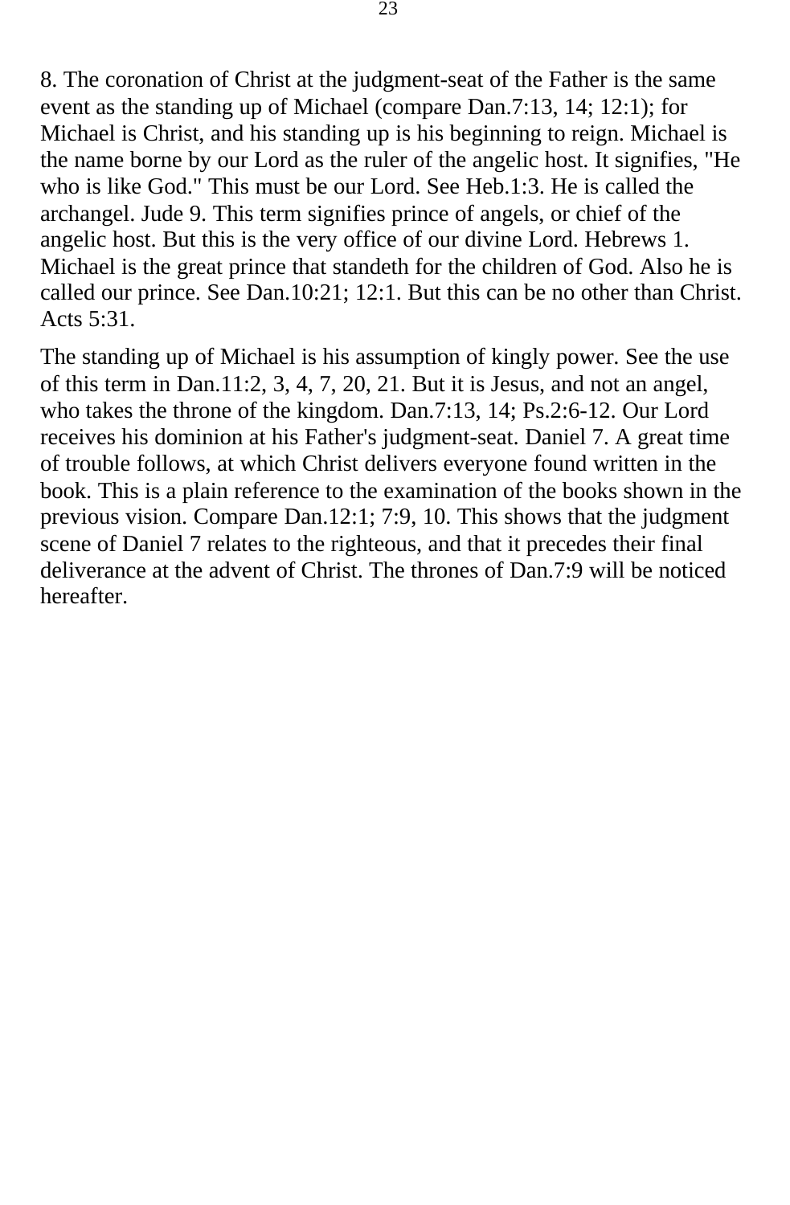8. The coronation of Christ at the judgment-seat of the Father is the same event as the standing up of Michael (compare Dan.7:13, 14; 12:1); for Michael is Christ, and his standing up is his beginning to reign. Michael is the name borne by our Lord as the ruler of the angelic host. It signifies, "He who is like God." This must be our Lord. See Heb.1:3. He is called the archangel. Jude 9. This term signifies prince of angels, or chief of the angelic host. But this is the very office of our divine Lord. Hebrews 1. Michael is the great prince that standeth for the children of God. Also he is called our prince. See Dan.10:21; 12:1. But this can be no other than Christ. Acts 5:31.

The standing up of Michael is his assumption of kingly power. See the use of this term in Dan.11:2, 3, 4, 7, 20, 21. But it is Jesus, and not an angel, who takes the throne of the kingdom. Dan.7:13, 14; Ps.2:6-12. Our Lord receives his dominion at his Father's judgment-seat. Daniel 7. A great time of trouble follows, at which Christ delivers everyone found written in the book. This is a plain reference to the examination of the books shown in the previous vision. Compare Dan.12:1; 7:9, 10. This shows that the judgment scene of Daniel 7 relates to the righteous, and that it precedes their final deliverance at the advent of Christ. The thrones of Dan.7:9 will be noticed hereafter.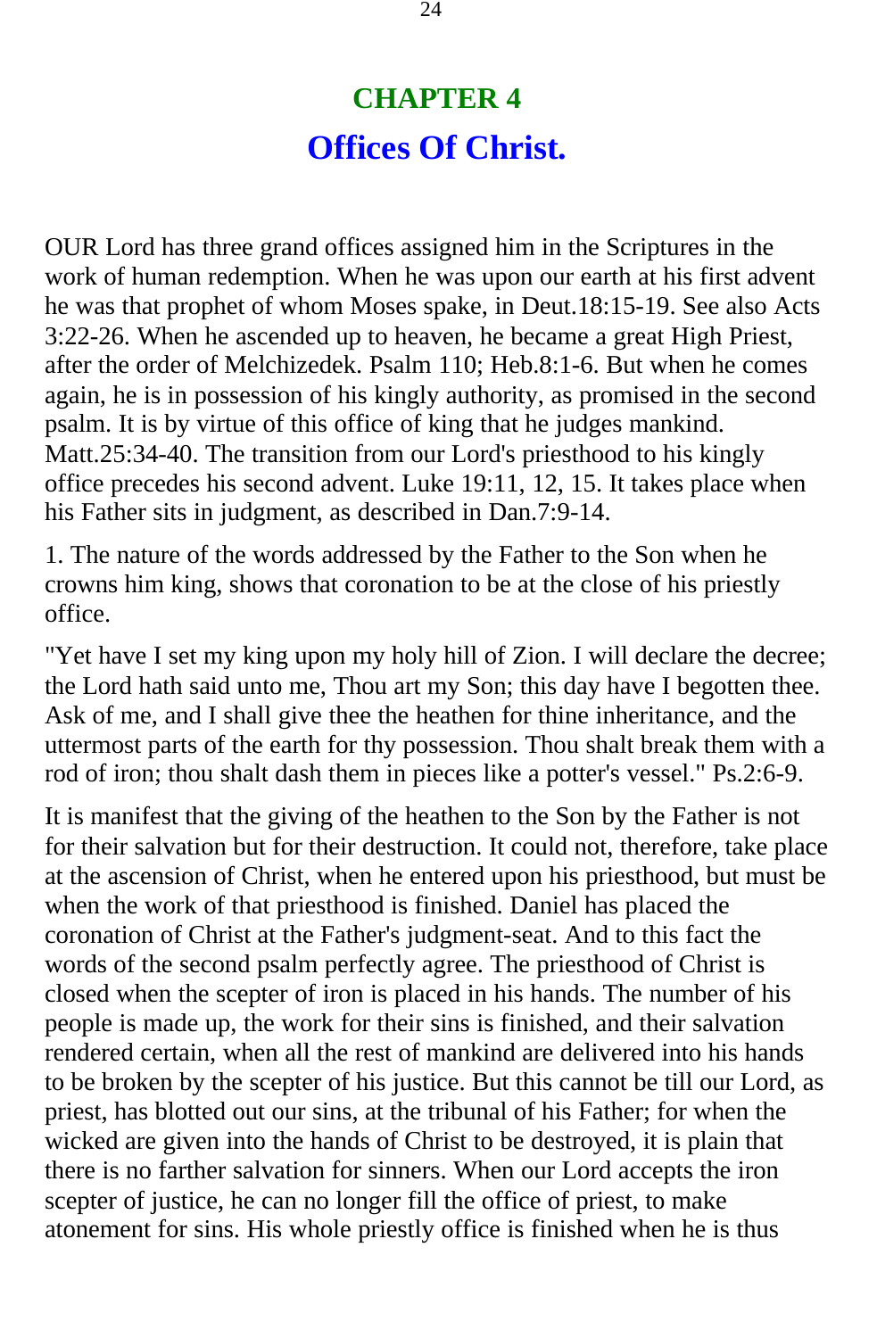# CHAPTER 4

## Offices Of Christ.

OUR Lord has three grand offices assigned him in the Scriptures in the work of human redemption. When he was upon our earth at his first advent he was that prophet of whom Moses spake, in Deut.18:15-19. See also Acts 3:22-26. When he ascended up to heaven, he became a great High Priest, after the order of Melchizedek. Psalm 110; Heb.8:1-6. But when he comes again, he is in possession of his kingly authority, as promised in the second psalm. It is by virtue of this office of king that he judges mankind. Matt.25:34-40. The transition from our Lord's priesthood to his kingly office precedes his second advent. Luke 19:11, 12, 15. It takes place when his Father sits in judgment, as described in Dan.7:9-14.

1. The nature of the words addressed by the Father to the Son when he crowns him king, shows that coronation to be at the close of his priestly office.

"Yet have I set my king upon my holy hill of Zion. I will declare the decree; the Lord hath said unto me, Thou art my Son; this day have I begotten thee. Ask of me, and I shall give thee the heathen for thine inheritance, and the uttermost parts of the earth for thy possession. Thou shalt break them with a rod of iron; thou shalt dash them in pieces like a potter's vessel." Ps.2:6-9.

It is manifest that the giving of the heathen to the Son by the Father is not for their salvation but for their destruction. It could not, therefore, take place at the ascension of Christ, when he entered upon his priesthood, but must be when the work of that priesthood is finished. Daniel has placed the coronation of Christ at the Father's judgment-seat. And to this fact the words of the second psalm perfectly agree. The priesthood of Christ is closed when the scepter of iron is placed in his hands. The number of his people is made up, the work for their sins is finished, and their salvation rendered certain, when all the rest of mankind are delivered into his hands to be broken by the scepter of his justice. But this cannot be till our Lord, as priest, has blotted out our sins, at the tribunal of his Father; for when the wicked are given into the hands of Christ to be destroyed, it is plain that there is no farther salvation for sinners. When our Lord accepts the iron scepter of justice, he can no longer fill the office of priest, to make atonement for sins. His whole priestly office is finished when he is thus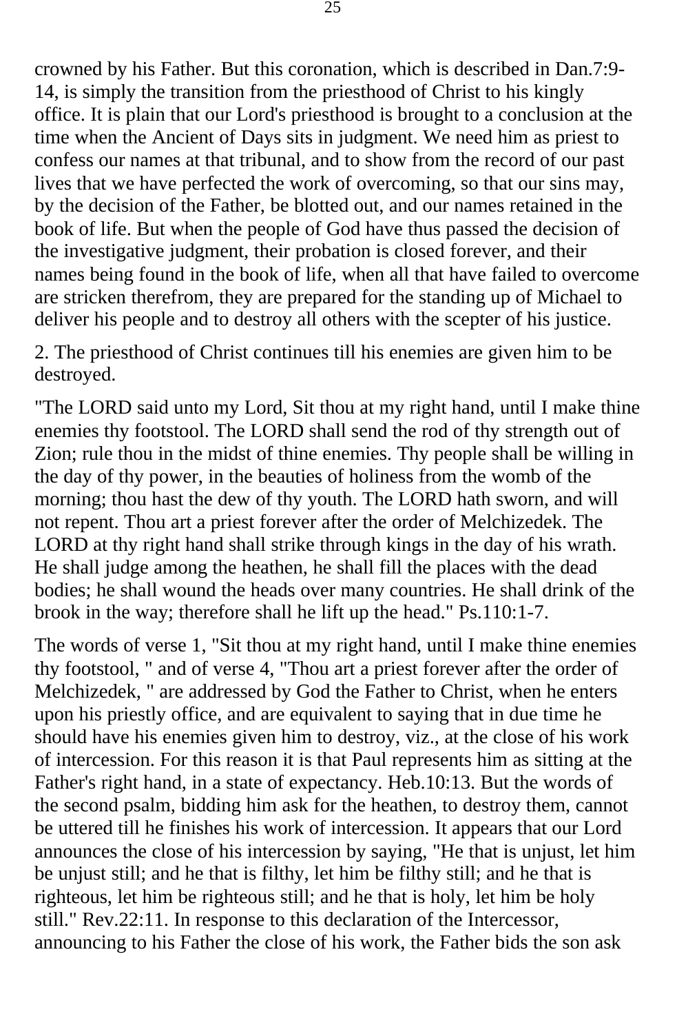crowned by his Father. But this coronation, which is described in Dan.7:9-14, is simply the transition from the priesthood of Christ to his kingly office. It is plain that our Lord's priesthood is brought to a conclusion at the time when the Ancient of Days sits in judgment. We need him as priest to confess our names at that tribunal, and to show from the record of our past lives that we have perfected the work of overcoming, so that our sins may, by the decision of the Father, be blotted out, and our names retained in the book of life. But when the people of God have thus passed the decision of the investigative judgment, their probation is closed forever, and their names being found in the book of life, when all that have failed to overcome are stricken therefrom, they are prepared for the standing up of Michael to deliver his people and to destroy all others with the scepter of his justice.

2. The priesthood of Christ continues till his enemies are given him to be destroyed.

"The LORD said unto my Lord, Sit thou at my right hand, until I make thine enemies thy footstool. The LORD shall send the rod of thy strength out of Zion; rule thou in the midst of thine enemies. Thy people shall be willing in the day of thy power, in the beauties of holiness from the womb of the morning; thou hast the dew of thy youth. The LORD hath sworn, and will not repent. Thou art a priest forever after the order of Melchizedek. The LORD at thy right hand shall strike through kings in the day of his wrath. He shall judge among the heathen, he shall fill the places with the dead bodies; he shall wound the heads over many countries. He shall drink of the brook in the way; therefore shall he lift up the head." Ps.110:1-7.

The words of verse 1, "Sit thou at my right hand, until I make thine enemies thy footstool, " and of verse 4, "Thou art a priest forever after the order of Melchizedek, " are addressed by God the Father to Christ, when he enters upon his priestly office, and are equivalent to saying that in due time he should have his enemies given him to destroy, viz., at the close of his work of intercession. For this reason it is that Paul represents him as sitting at the Father's right hand, in a state of expectancy. Heb.10:13. But the words of the second psalm, bidding him ask for the heathen, to destroy them, cannot be uttered till he finishes his work of intercession. It appears that our Lord announces the close of his intercession by saying, "He that is unjust, let him be unjust still; and he that is filthy, let him be filthy still; and he that is righteous, let him be righteous still; and he that is holy, let him be holy still." Rev.22:11. In response to this declaration of the Intercessor, announcing to his Father the close of his work, the Father bids the son ask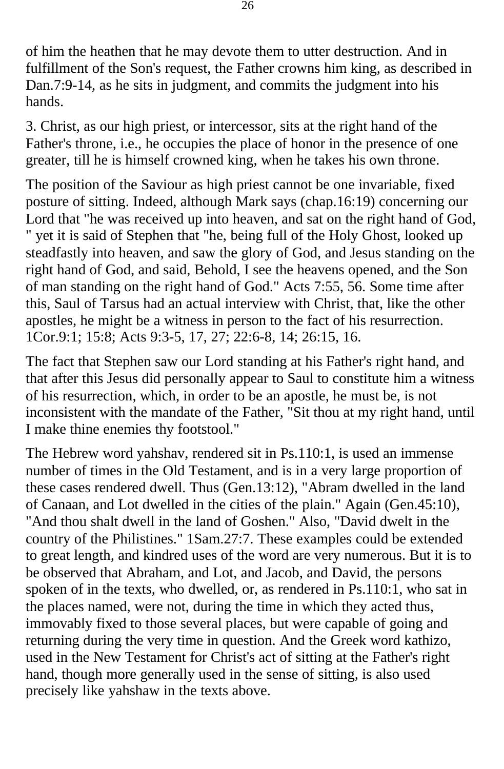of him the heathen that he may devote them to utter destruction. And in fulfillment of the Son's request, the Father crowns him king, as described in Dan.7:9-14, as he sits in judgment, and commits the judgment into his hands.

3. Christ, as our high priest, or intercessor, sits at the right hand of the Father's throne, i.e., he occupies the place of honor in the presence of one greater, till he is himself crowned king, when he takes his own throne.

The position of the Saviour as high priest cannot be one invariable, fixed posture of sitting. Indeed, although Mark says (chap.16:19) concerning our Lord that "he was received up into heaven, and sat on the right hand of God, " yet it is said of Stephen that "he, being full of the Holy Ghost, looked up steadfastly into heaven, and saw the glory of God, and Jesus standing on the right hand of God, and said, Behold, I see the heavens opened, and the Son of man standing on the right hand of God." Acts 7:55, 56. Some time after this, Saul of Tarsus had an actual interview with Christ, that, like the other apostles, he might be a witness in person to the fact of his resurrection. 1Cor.9:1; 15:8; Acts 9:3-5, 17, 27; 22:6-8, 14; 26:15, 16.

The fact that Stephen saw our Lord standing at his Father's right hand, and that after this Jesus did personally appear to Saul to constitute him a witness of his resurrection, which, in order to be an apostle, he must be, is not inconsistent with the mandate of the Father, "Sit thou at my right hand, until I make thine enemies thy footstool."

The Hebrew word yahshav, rendered sit in Ps.110:1, is used an immense number of times in the Old Testament, and is in a very large proportion of these cases rendered dwell. Thus (Gen.13:12), "Abram dwelled in the land of Canaan, and Lot dwelled in the cities of the plain." Again (Gen.45:10), "And thou shalt dwell in the land of Goshen." Also, "David dwelt in the country of the Philistines." 1Sam.27:7. These examples could be extended to great length, and kindred uses of the word are very numerous. But it is to be observed that Abraham, and Lot, and Jacob, and David, the persons spoken of in the texts, who dwelled, or, as rendered in Ps.110:1, who sat in the places named, were not, during the time in which they acted thus, immovably fixed to those several places, but were capable of going and returning during the very time in question. And the Greek word kathizo, used in the New Testament for Christ's act of sitting at the Father's right hand, though more generally used in the sense of sitting, is also used precisely like yahshaw in the texts above.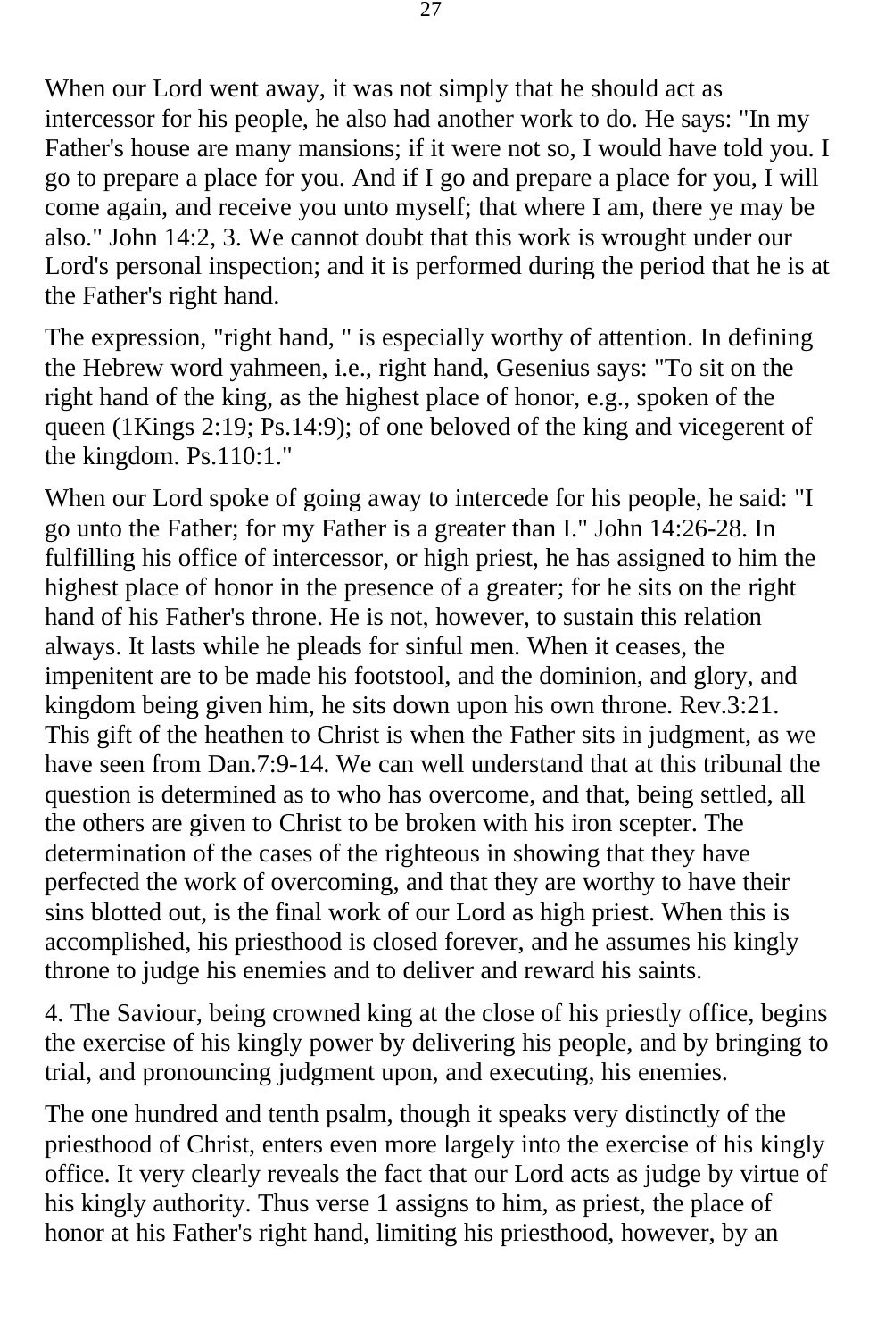When our Lord went away, it was not simply that he should act as intercessor for his people, he also had another work to do. He says: "In my Father's house are many mansions; if it were not so, I would have told you. I go to prepare a place for you. And if I go and prepare a place for you, I will come again, and receive you unto myself; that where I am, there ye may be also." John 14:2, 3. We cannot doubt that this work is wrought under our Lord's personal inspection; and it is performed during the period that he is at the Father's right hand.

The expression, "right hand, " is especially worthy of attention. In defining the Hebrew word yahmeen, i.e., right hand, Gesenius says: "To sit on the right hand of the king, as the highest place of honor, e.g., spoken of the queen (1Kings 2:19; Ps.14:9); of one beloved of the king and vicegerent of the kingdom. Ps.110:1."

When our Lord spoke of going away to intercede for his people, he said: "I go unto the Father; for my Father is a greater than I." John 14:26-28. In fulfilling his office of intercessor, or high priest, he has assigned to him the highest place of honor in the presence of a greater; for he sits on the right hand of his Father's throne. He is not, however, to sustain this relation always. It lasts while he pleads for sinful men. When it ceases, the impenitent are to be made his footstool, and the dominion, and glory, and kingdom being given him, he sits down upon his own throne. Rev.3:21. This gift of the heathen to Christ is when the Father sits in judgment, as we have seen from Dan.7:9-14. We can well understand that at this tribunal the question is determined as to who has overcome, and that, being settled, all the others are given to Christ to be broken with his iron scepter. The determination of the cases of the righteous in showing that they have perfected the work of overcoming, and that they are worthy to have their sins blotted out, is the final work of our Lord as high priest. When this is accomplished, his priesthood is closed forever, and he assumes his kingly throne to judge his enemies and to deliver and reward his saints.

4. The Saviour, being crowned king at the close of his priestly office, begins the exercise of his kingly power by delivering his people, and by bringing to trial, and pronouncing judgment upon, and executing, his enemies.

The one hundred and tenth psalm, though it speaks very distinctly of the priesthood of Christ, enters even more largely into the exercise of his kingly office. It very clearly reveals the fact that our Lord acts as judge by virtue of his kingly authority. Thus verse 1 assigns to him, as priest, the place of honor at his Father's right hand, limiting his priesthood, however, by an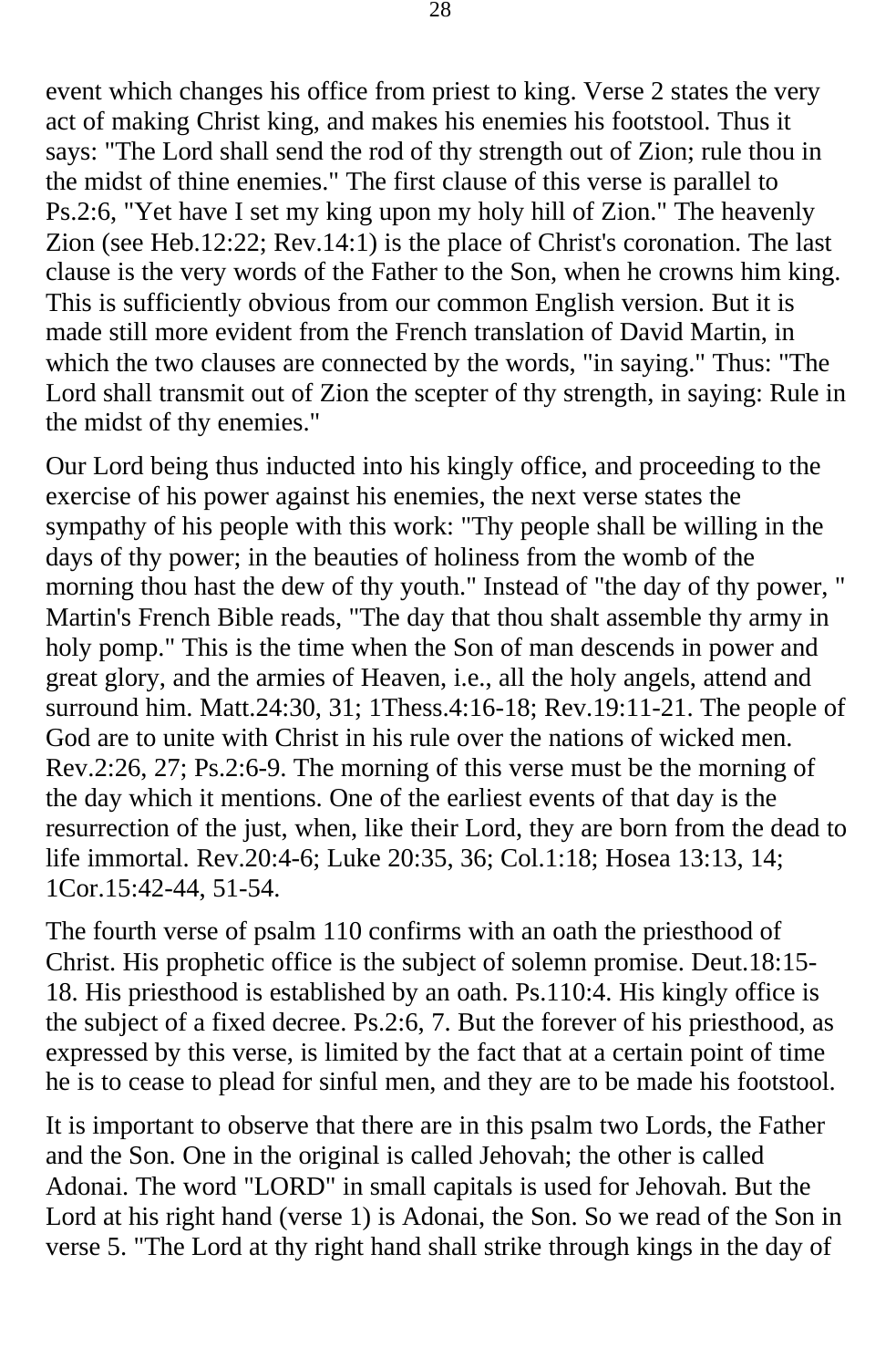event which changes his office from priest to king. Verse 2 states the very act of making Christ king, and makes his enemies his footstool. Thus it says: "The Lord shall send the rod of thy strength out of Zion; rule thou in the midst of thine enemies." The first clause of this verse is parallel to Ps.2:6, "Yet have I set my king upon my holy hill of Zion." The heavenly Zion (see Heb.12:22; Rev.14:1) is the place of Christ's coronation. The last clause is the very words of the Father to the Son, when he crowns him king. This is sufficiently obvious from our common English version. But it is made still more evident from the French translation of David Martin, in which the two clauses are connected by the words, "in saying." Thus: "The Lord shall transmit out of Zion the scepter of thy strength, in saying: Rule in the midst of thy enemies."

Our Lord being thus inducted into his kingly office, and proceeding to the exercise of his power against his enemies, the next verse states the sympathy of his people with this work: "Thy people shall be willing in the days of thy power; in the beauties of holiness from the womb of the morning thou hast the dew of thy youth." Instead of "the day of thy power, " Martin's French Bible reads, "The day that thou shalt assemble thy army in holy pomp." This is the time when the Son of man descends in power and great glory, and the armies of Heaven, i.e., all the holy angels, attend and surround him. Matt.24:30, 31; 1Thess.4:16-18; Rev.19:11-21. The people of God are to unite with Christ in his rule over the nations of wicked men. Rev.2:26, 27; Ps.2:6-9. The morning of this verse must be the morning of the day which it mentions. One of the earliest events of that day is the resurrection of the just, when, like their Lord, they are born from the dead to life immortal. Rev.20:4-6; Luke 20:35, 36; Col.1:18; Hosea 13:13, 14; 1Cor.15:42-44, 51-54.

The fourth verse of psalm 110 confirms with an oath the priesthood of Christ. His prophetic office is the subject of solemn promise. Deut.18:15-18. His priesthood is established by an oath. Ps.110:4. His kingly office is the subject of a fixed decree. Ps.2:6, 7. But the forever of his priesthood, as expressed by this verse, is limited by the fact that at a certain point of time he is to cease to plead for sinful men, and they are to be made his footstool.

It is important to observe that there are in this psalm two Lords, the Father and the Son. One in the original is called Jehovah; the other is called Adonai. The word "LORD" in small capitals is used for Jehovah. But the Lord at his right hand (verse 1) is Adonai, the Son. So we read of the Son in verse 5. "The Lord at thy right hand shall strike through kings in the day of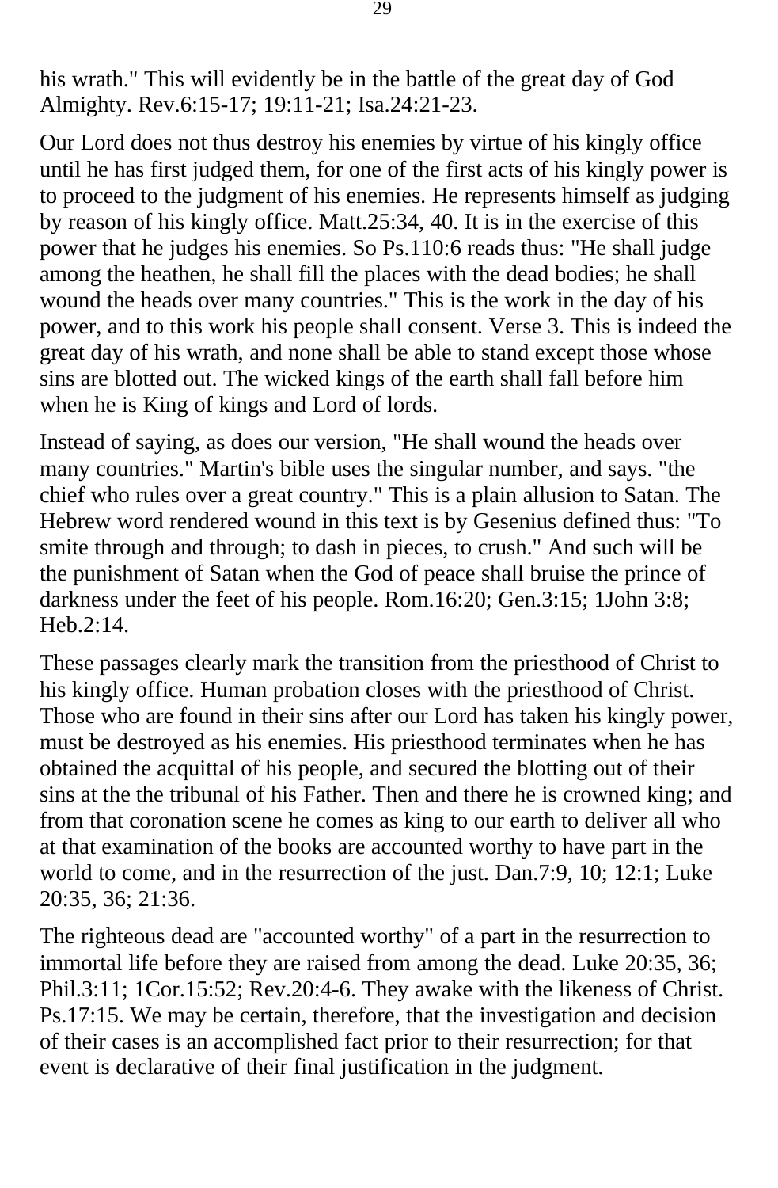his wrath." This will evidently be in the battle of the great day of God Almighty. Rev.6:15-17; 19:11-21; Isa.24:21-23.

Our Lord does not thus destroy his enemies by virtue of his kingly office until he has first judged them, for one of the first acts of his kingly power is to proceed to the judgment of his enemies. He represents himself as judging by reason of his kingly office. Matt.25:34, 40. It is in the exercise of this power that he judges his enemies. So Ps.110:6 reads thus: "He shall judge among the heathen, he shall fill the places with the dead bodies; he shall wound the heads over many countries." This is the work in the day of his power, and to this work his people shall consent. Verse 3. This is indeed the great day of his wrath, and none shall be able to stand except those whose sins are blotted out. The wicked kings of the earth shall fall before him when he is King of kings and Lord of lords.

Instead of saying, as does our version, "He shall wound the heads over many countries." Martin's bible uses the singular number, and says. "the chief who rules over a great country." This is a plain allusion to Satan. The Hebrew word rendered wound in this text is by Gesenius defined thus: "To smite through and through; to dash in pieces, to crush." And such will be the punishment of Satan when the God of peace shall bruise the prince of darkness under the feet of his people. Rom.16:20; Gen.3:15; 1John 3:8; Heb.2:14.

These passages clearly mark the transition from the priesthood of Christ to his kingly office. Human probation closes with the priesthood of Christ. Those who are found in their sins after our Lord has taken his kingly power, must be destroyed as his enemies. His priesthood terminates when he has obtained the acquittal of his people, and secured the blotting out of their sins at the the tribunal of his Father. Then and there he is crowned king; and from that coronation scene he comes as king to our earth to deliver all who at that examination of the books are accounted worthy to have part in the world to come, and in the resurrection of the just. Dan.7:9, 10; 12:1; Luke 20:35, 36; 21:36.

The righteous dead are "accounted worthy" of a part in the resurrection to immortal life before they are raised from among the dead. Luke 20:35, 36; Phil.3:11; 1Cor.15:52; Rev.20:4-6. They awake with the likeness of Christ. Ps.17:15. We may be certain, therefore, that the investigation and decision of their cases is an accomplished fact prior to their resurrection; for that event is declarative of their final justification in the judgment.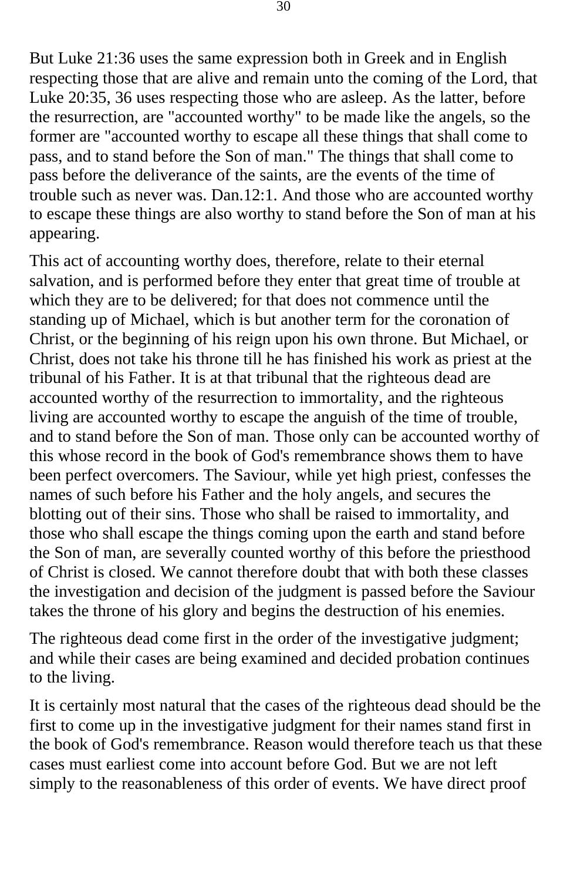But Luke 21:36 uses the same expression both in Greek and in English respecting those that are alive and remain unto the coming of the Lord, that Luke 20:35, 36 uses respecting those who are asleep. As the latter, before the resurrection, are "accounted worthy" to be made like the angels, so the former are "accounted worthy to escape all these things that shall come to pass, and to stand before the Son of man." The things that shall come to pass before the deliverance of the saints, are the events of the time of trouble such as never was. Dan.12:1. And those who are accounted worthy to escape these things are also worthy to stand before the Son of man at his appearing.

This act of accounting worthy does, therefore, relate to their eternal salvation, and is performed before they enter that great time of trouble at which they are to be delivered; for that does not commence until the standing up of Michael, which is but another term for the coronation of Christ, or the beginning of his reign upon his own throne. But Michael, or Christ, does not take his throne till he has finished his work as priest at the tribunal of his Father. It is at that tribunal that the righteous dead are accounted worthy of the resurrection to immortality, and the righteous living are accounted worthy to escape the anguish of the time of trouble, and to stand before the Son of man. Those only can be accounted worthy of this whose record in the book of God's remembrance shows them to have been perfect overcomers. The Saviour, while yet high priest, confesses the names of such before his Father and the holy angels, and secures the blotting out of their sins. Those who shall be raised to immortality, and those who shall escape the things coming upon the earth and stand before the Son of man, are severally counted worthy of this before the priesthood of Christ is closed. We cannot therefore doubt that with both these classes the investigation and decision of the judgment is passed before the Saviour takes the throne of his glory and begins the destruction of his enemies.

The righteous dead come first in the order of the investigative judgment; and while their cases are being examined and decided probation continues to the living.

It is certainly most natural that the cases of the righteous dead should be the first to come up in the investigative judgment for their names stand first in the book of God's remembrance. Reason would therefore teach us that these cases must earliest come into account before God. But we are not left simply to the reasonableness of this order of events. We have direct proof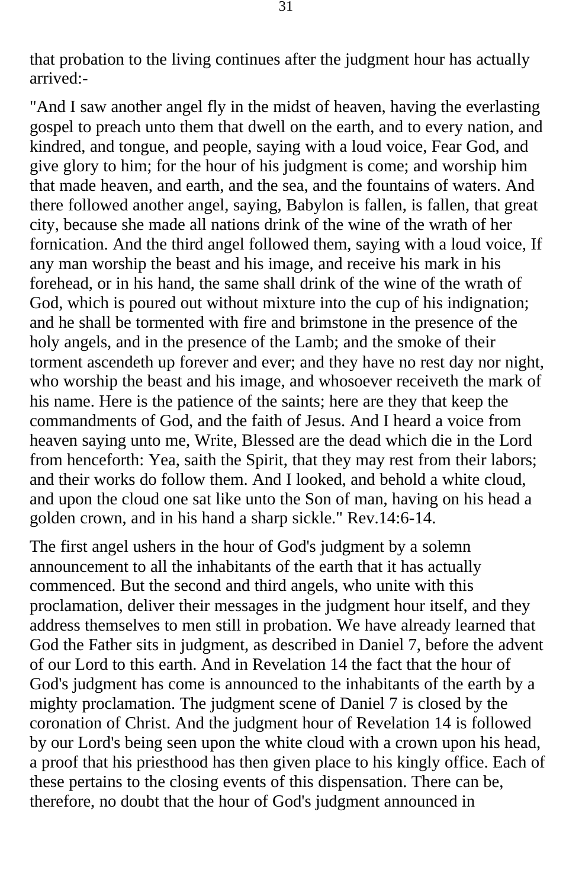that probation to the living continues after the judgment hour has actually arrived:-

"And I saw another angel fly in the midst of heaven, having the everlasting gospel to preach unto them that dwell on the earth, and to every nation, and kindred, and tongue, and people, saying with a loud voice, Fear God, and give glory to him; for the hour of his judgment is come; and worship him that made heaven, and earth, and the sea, and the fountains of waters. And there followed another angel, saying, Babylon is fallen, is fallen, that great city, because she made all nations drink of the wine of the wrath of her fornication. And the third angel followed them, saying with a loud voice, If any man worship the beast and his image, and receive his mark in his forehead, or in his hand, the same shall drink of the wine of the wrath of God, which is poured out without mixture into the cup of his indignation; and he shall be tormented with fire and brimstone in the presence of the holy angels, and in the presence of the Lamb; and the smoke of their torment ascendeth up forever and ever; and they have no rest day nor night, who worship the beast and his image, and whosoever receiveth the mark of his name. Here is the patience of the saints; here are they that keep the commandments of God, and the faith of Jesus. And I heard a voice from heaven saying unto me, Write, Blessed are the dead which die in the Lord from henceforth: Yea, saith the Spirit, that they may rest from their labors; and their works do follow them. And I looked, and behold a white cloud, and upon the cloud one sat like unto the Son of man, having on his head a golden crown, and in his hand a sharp sickle." Rev.14:6-14.

The first angel ushers in the hour of God's judgment by a solemn announcement to all the inhabitants of the earth that it has actually commenced. But the second and third angels, who unite with this proclamation, deliver their messages in the judgment hour itself, and they address themselves to men still in probation. We have already learned that God the Father sits in judgment, as described in Daniel 7, before the advent of our Lord to this earth. And in Revelation 14 the fact that the hour of God's judgment has come is announced to the inhabitants of the earth by a mighty proclamation. The judgment scene of Daniel 7 is closed by the coronation of Christ. And the judgment hour of Revelation 14 is followed by our Lord's being seen upon the white cloud with a crown upon his head, a proof that his priesthood has then given place to his kingly office. Each of these pertains to the closing events of this dispensation. There can be, therefore, no doubt that the hour of God's judgment announced in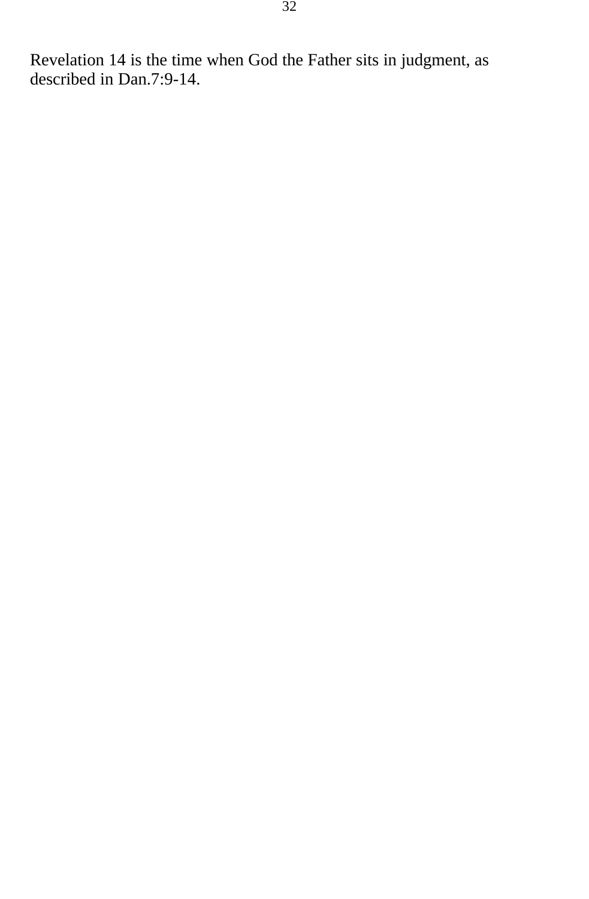Revelation 14 is the time when God the Father sits in judgment, as described in Dan.7:9-14.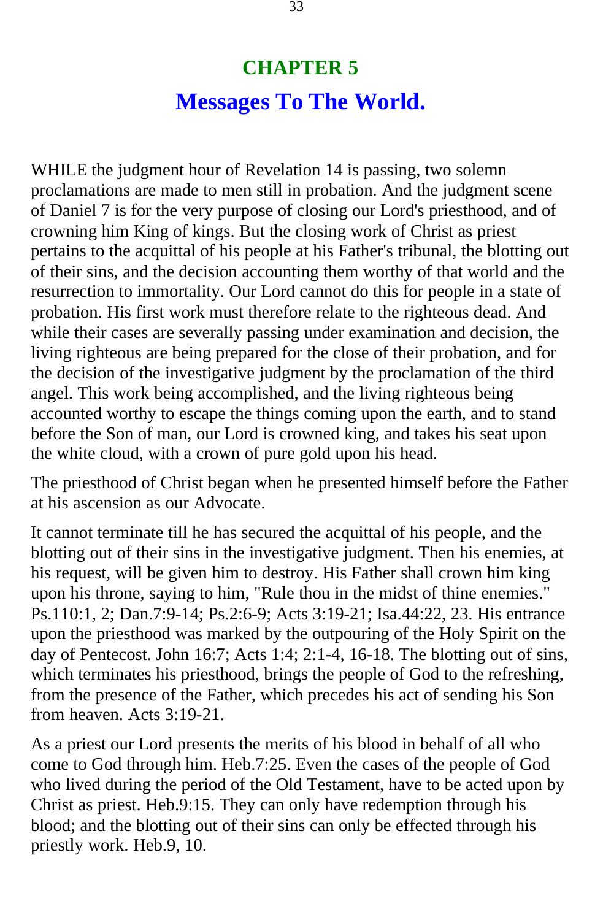# CHAPTER 5

## Messages To The World.

WHILE the judgment hour of Revelation 14 is passing, two solemn proclamations are made to men still in probation. And the judgment scene of Daniel 7 is for the very purpose of closing our Lord's priesthood, and of crowning him King of kings. But the closing work of Christ as priest pertains to the acquittal of his people at his Father's tribunal, the blotting out of their sins, and the decision accounting them worthy of that world and the resurrection to immortality. Our Lord cannot do this for people in a state of probation. His first work must therefore relate to the righteous dead. And while their cases are severally passing under examination and decision, the living righteous are being prepared for the close of their probation, and for the decision of the investigative judgment by the proclamation of the third angel. This work being accomplished, and the living righteous being accounted worthy to escape the things coming upon the earth, and to stand before the Son of man, our Lord is crowned king, and takes his seat upon the white cloud, with a crown of pure gold upon his head.

The priesthood of Christ began when he presented himself before the Father at his ascension as our Advocate.

It cannot terminate till he has secured the acquittal of his people, and the blotting out of their sins in the investigative judgment. Then his enemies, at his request, will be given him to destroy. His Father shall crown him king upon his throne, saying to him, "Rule thou in the midst of thine enemies." Ps.110:1, 2; Dan.7:9-14; Ps.2:6-9; Acts 3:19-21; Isa.44:22, 23. His entrance upon the priesthood was marked by the outpouring of the Holy Spirit on the day of Pentecost. John 16:7; Acts 1:4; 2:1-4, 16-18. The blotting out of sins, which terminates his priesthood, brings the people of God to the refreshing, from the presence of the Father, which precedes his act of sending his Son from heaven. Acts 3:19-21.

As a priest our Lord presents the merits of his blood in behalf of all who come to God through him. Heb.7:25. Even the cases of the people of God who lived during the period of the Old Testament, have to be acted upon by Christ as priest. Heb.9:15. They can only have redemption through his blood; and the blotting out of their sins can only be effected through his priestly work. Heb.9, 10.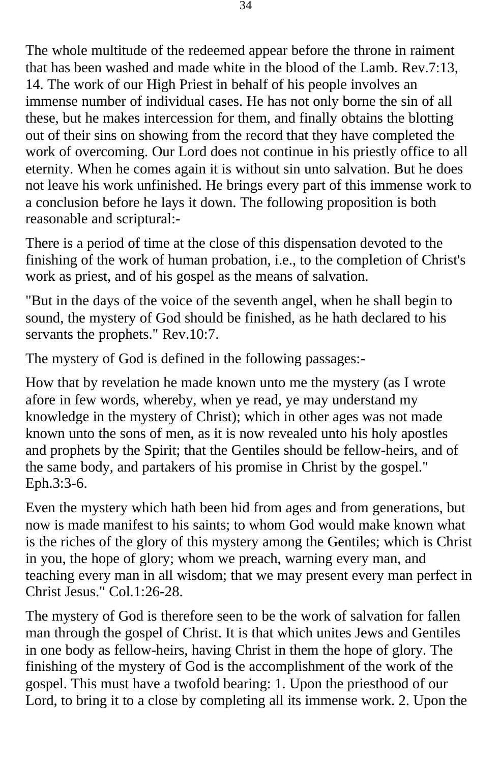The whole multitude of the redeemed appear before the throne in raiment that has been washed and made white in the blood of the Lamb. Rev.7:13, 14. The work of our High Priest in behalf of his people involves an immense number of individual cases. He has not only borne the sin of all these, but he makes intercession for them, and finally obtains the blotting out of their sins on showing from the record that they have completed the work of overcoming. Our Lord does not continue in his priestly office to all eternity. When he comes again it is without sin unto salvation. But he does not leave his work unfinished. He brings every part of this immense work to a conclusion before he lays it down. The following proposition is both reasonable and scriptural:-

There is a period of time at the close of this dispensation devoted to the finishing of the work of human probation, i.e., to the completion of Christ's work as priest, and of his gospel as the means of salvation.

"But in the days of the voice of the seventh angel, when he shall begin to sound, the mystery of God should be finished, as he hath declared to his servants the prophets." Rev.10:7.

The mystery of God is defined in the following passages:-

How that by revelation he made known unto me the mystery (as I wrote afore in few words, whereby, when ye read, ye may understand my knowledge in the mystery of Christ); which in other ages was not made known unto the sons of men, as it is now revealed unto his holy apostles and prophets by the Spirit; that the Gentiles should be fellow-heirs, and of the same body, and partakers of his promise in Christ by the gospel." Eph.3:3-6.

Even the mystery which hath been hid from ages and from generations, but now is made manifest to his saints; to whom God would make known what is the riches of the glory of this mystery among the Gentiles; which is Christ in you, the hope of glory; whom we preach, warning every man, and teaching every man in all wisdom; that we may present every man perfect in Christ Jesus." Col.1:26-28.

The mystery of God is therefore seen to be the work of salvation for fallen man through the gospel of Christ. It is that which unites Jews and Gentiles in one body as fellow-heirs, having Christ in them the hope of glory. The finishing of the mystery of God is the accomplishment of the work of the gospel. This must have a twofold bearing: 1. Upon the priesthood of our Lord, to bring it to a close by completing all its immense work. 2. Upon the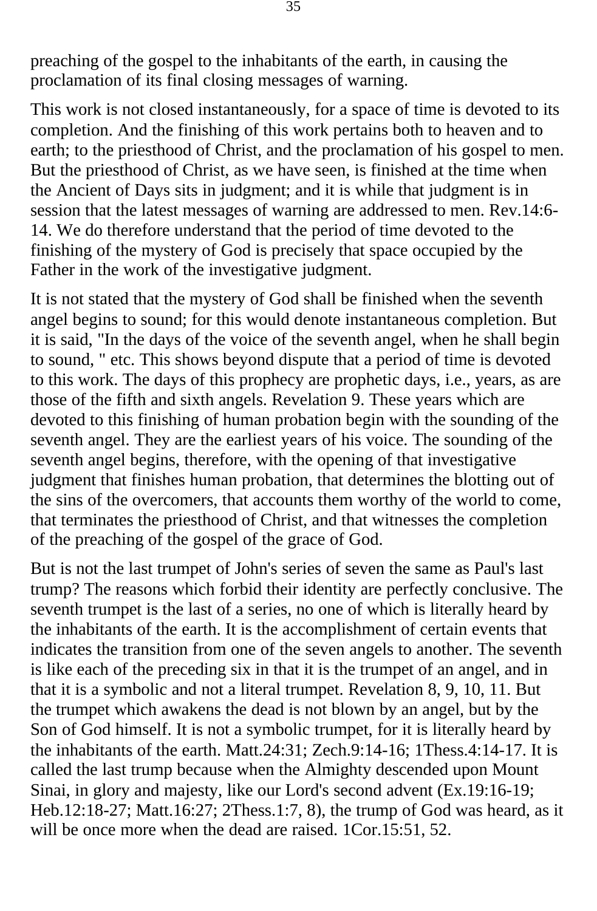preaching of the gospel to the inhabitants of the earth, in causing the proclamation of its final closing messages of warning.

This work is not closed instantaneously, for a space of time is devoted to its completion. And the finishing of this work pertains both to heaven and to earth; to the priesthood of Christ, and the proclamation of his gospel to men. But the priesthood of Christ, as we have seen, is finished at the time when the Ancient of Days sits in judgment; and it is while that judgment is in session that the latest messages of warning are addressed to men. Rev.14:6-14. We do therefore understand that the period of time devoted to the finishing of the mystery of God is precisely that space occupied by the Father in the work of the investigative judgment.

It is not stated that the mystery of God shall be finished when the seventh angel begins to sound; for this would denote instantaneous completion. But it is said, "In the days of the voice of the seventh angel, when he shall begin to sound, " etc. This shows beyond dispute that a period of time is devoted to this work. The days of this prophecy are prophetic days, i.e., years, as are those of the fifth and sixth angels. Revelation 9. These years which are devoted to this finishing of human probation begin with the sounding of the seventh angel. They are the earliest years of his voice. The sounding of the seventh angel begins, therefore, with the opening of that investigative judgment that finishes human probation, that determines the blotting out of the sins of the overcomers, that accounts them worthy of the world to come, that terminates the priesthood of Christ, and that witnesses the completion of the preaching of the gospel of the grace of God.

But is not the last trumpet of John's series of seven the same as Paul's last trump? The reasons which forbid their identity are perfectly conclusive. The seventh trumpet is the last of a series, no one of which is literally heard by the inhabitants of the earth. It is the accomplishment of certain events that indicates the transition from one of the seven angels to another. The seventh is like each of the preceding six in that it is the trumpet of an angel, and in that it is a symbolic and not a literal trumpet. Revelation 8, 9, 10, 11. But the trumpet which awakens the dead is not blown by an angel, but by the Son of God himself. It is not a symbolic trumpet, for it is literally heard by the inhabitants of the earth. Matt.24:31; Zech.9:14-16; 1Thess.4:14-17. It is called the last trump because when the Almighty descended upon Mount Sinai, in glory and majesty, like our Lord's second advent (Ex.19:16-19; Heb.12:18-27; Matt.16:27; 2Thess.1:7, 8), the trump of God was heard, as it will be once more when the dead are raised. 1Cor.15:51, 52.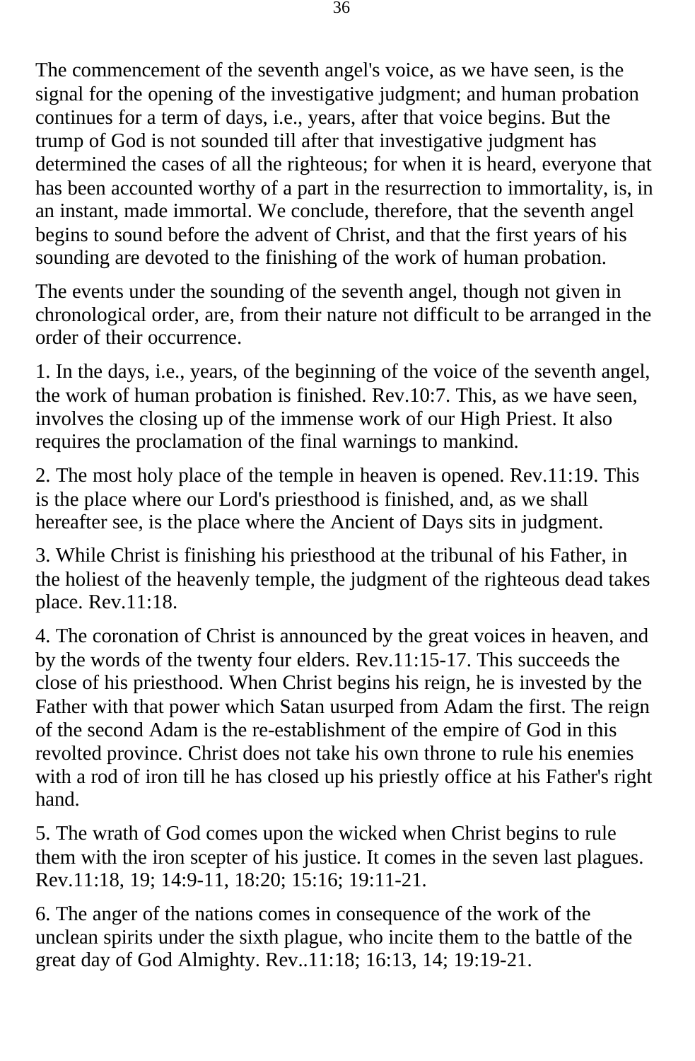The commencement of the seventh angel's voice, as we have seen, is the signal for the opening of the investigative judgment; and human probation continues for a term of days, i.e., years, after that voice begins. But the trump of God is not sounded till after that investigative judgment has determined the cases of all the righteous; for when it is heard, everyone that has been accounted worthy of a part in the resurrection to immortality, is, in an instant, made immortal. We conclude, therefore, that the seventh angel begins to sound before the advent of Christ, and that the first years of his sounding are devoted to the finishing of the work of human probation.

The events under the sounding of the seventh angel, though not given in chronological order, are, from their nature not difficult to be arranged in the order of their occurrence.

1. In the days, i.e., years, of the beginning of the voice of the seventh angel, the work of human probation is finished. Rev.10:7. This, as we have seen, involves the closing up of the immense work of our High Priest. It also requires the proclamation of the final warnings to mankind.

2. The most holy place of the temple in heaven is opened. Rev.11:19. This is the place where our Lord's priesthood is finished, and, as we shall hereafter see, is the place where the Ancient of Days sits in judgment.

3. While Christ is finishing his priesthood at the tribunal of his Father, in the holiest of the heavenly temple, the judgment of the righteous dead takes place. Rev.11:18.

4. The coronation of Christ is announced by the great voices in heaven, and by the words of the twenty four elders. Rev.11:15-17. This succeeds the close of his priesthood. When Christ begins his reign, he is invested by the Father with that power which Satan usurped from Adam the first. The reign of the second Adam is the re-establishment of the empire of God in this revolted province. Christ does not take his own throne to rule his enemies with a rod of iron till he has closed up his priestly office at his Father's right hand.

5. The wrath of God comes upon the wicked when Christ begins to rule them with the iron scepter of his justice. It comes in the seven last plagues. Rev.11:18, 19; 14:9-11, 18:20; 15:16; 19:11-21.

6. The anger of the nations comes in consequence of the work of the unclean spirits under the sixth plague, who incite them to the battle of the great day of God Almighty. Rev..11:18; 16:13, 14; 19:19-21.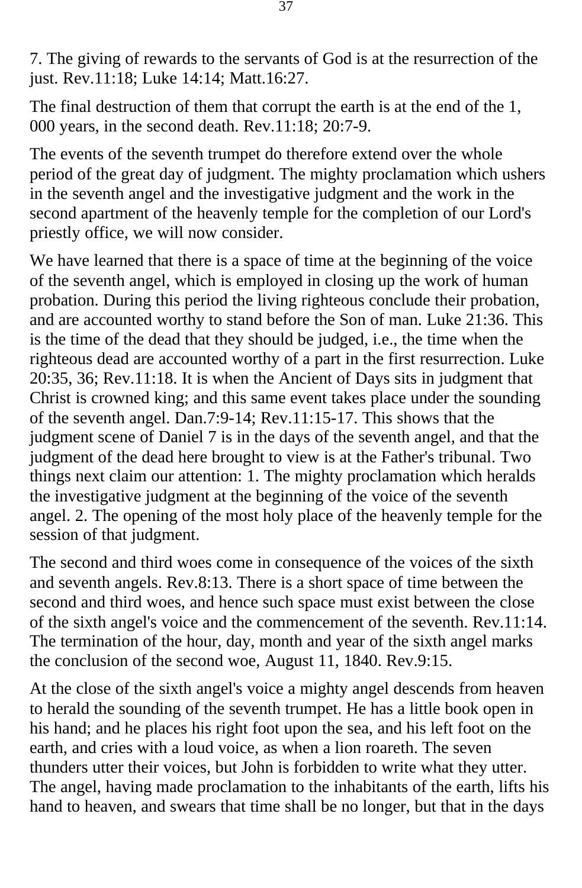7. The giving of rewards to the servants of God is at the resurrection of the just. Rev.11:18; Luke 14:14; Matt.16:27.

The final destruction of them that corrupt the earth is at the end of the 1, 000 years, in the second death. Rev.11:18; 20:7-9.

The events of the seventh trumpet do therefore extend over the whole period of the great day of judgment. The mighty proclamation which ushers in the seventh angel and the investigative judgment and the work in the second apartment of the heavenly temple for the completion of our Lord's priestly office, we will now consider.

We have learned that there is a space of time at the beginning of the voice of the seventh angel, which is employed in closing up the work of human probation. During this period the living righteous conclude their probation, and are accounted worthy to stand before the Son of man. Luke 21:36. This is the time of the dead that they should be judged, i.e., the time when the righteous dead are accounted worthy of a part in the first resurrection. Luke 20:35, 36; Rev.11:18. It is when the Ancient of Days sits in judgment that Christ is crowned king; and this same event takes place under the sounding of the seventh angel. Dan.7:9-14; Rev.11:15-17. This shows that the judgment scene of Daniel 7 is in the days of the seventh angel, and that the judgment of the dead here brought to view is at the Father's tribunal. Two things next claim our attention: 1. The mighty proclamation which heralds the investigative judgment at the beginning of the voice of the seventh angel. 2. The opening of the most holy place of the heavenly temple for the session of that judgment.

The second and third woes come in consequence of the voices of the sixth and seventh angels. Rev.8:13. There is a short space of time between the second and third woes, and hence such space must exist between the close of the sixth angel's voice and the commencement of the seventh. Rev.11:14. The termination of the hour, day, month and year of the sixth angel marks the conclusion of the second woe, August 11, 1840. Rev.9:15.

At the close of the sixth angel's voice a mighty angel descends from heaven to herald the sounding of the seventh trumpet. He has a little book open in his hand; and he places his right foot upon the sea, and his left foot on the earth, and cries with a loud voice, as when a lion roareth. The seven thunders utter their voices, but John is forbidden to write what they utter. The angel, having made proclamation to the inhabitants of the earth, lifts his hand to heaven, and swears that time shall be no longer, but that in the days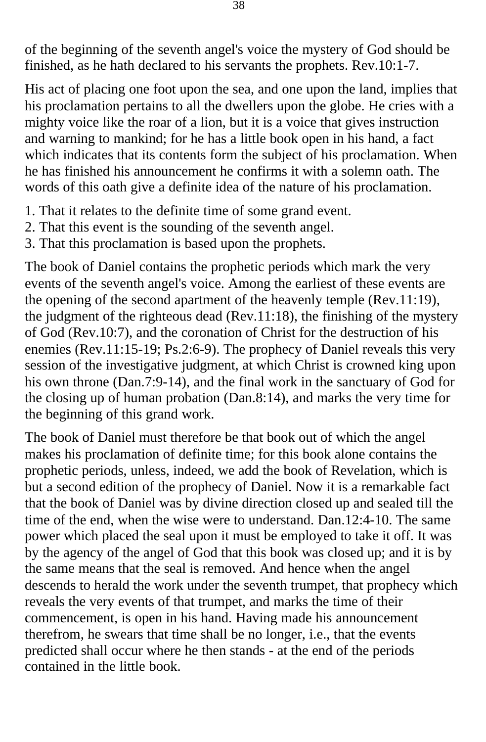of the beginning of the seventh angel's voice the mystery of God should be finished, as he hath declared to his servants the prophets. Rev.10:1-7.

His act of placing one foot upon the sea, and one upon the land, implies that his proclamation pertains to all the dwellers upon the globe. He cries with a mighty voice like the roar of a lion, but it is a voice that gives instruction and warning to mankind; for he has a little book open in his hand, a fact which indicates that its contents form the subject of his proclamation. When he has finished his announcement he confirms it with a solemn oath. The words of this oath give a definite idea of the nature of his proclamation.

1. That it relates to the definite time of some grand event.
2. That this event is the sounding of the seventh angel.
3. That this proclamation is based upon the prophets.

The book of Daniel contains the prophetic periods which mark the very events of the seventh angel's voice. Among the earliest of these events are the opening of the second apartment of the heavenly temple (Rev.11:19), the judgment of the righteous dead (Rev.11:18), the finishing of the mystery of God (Rev.10:7), and the coronation of Christ for the destruction of his enemies (Rev.11:15-19; Ps.2:6-9). The prophecy of Daniel reveals this very session of the investigative judgment, at which Christ is crowned king upon his own throne (Dan.7:9-14), and the final work in the sanctuary of God for the closing up of human probation (Dan.8:14), and marks the very time for the beginning of this grand work.

The book of Daniel must therefore be that book out of which the angel makes his proclamation of definite time; for this book alone contains the prophetic periods, unless, indeed, we add the book of Revelation, which is but a second edition of the prophecy of Daniel. Now it is a remarkable fact that the book of Daniel was by divine direction closed up and sealed till the time of the end, when the wise were to understand. Dan.12:4-10. The same power which placed the seal upon it must be employed to take it off. It was by the agency of the angel of God that this book was closed up; and it is by the same means that the seal is removed. And hence when the angel descends to herald the work under the seventh trumpet, that prophecy which reveals the very events of that trumpet, and marks the time of their commencement, is open in his hand. Having made his announcement therefrom, he swears that time shall be no longer, i.e., that the events predicted shall occur where he then stands - at the end of the periods contained in the little book.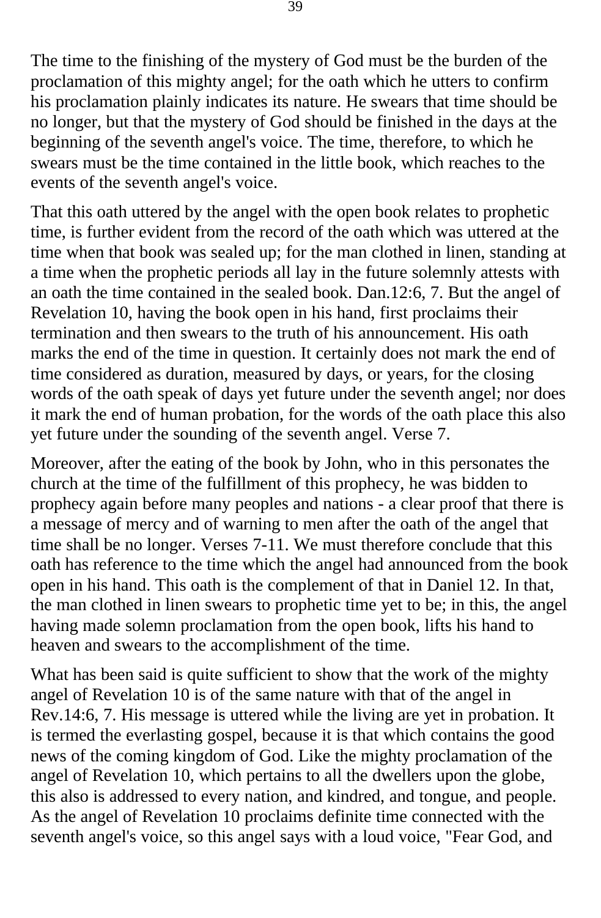The time to the finishing of the mystery of God must be the burden of the proclamation of this mighty angel; for the oath which he utters to confirm his proclamation plainly indicates its nature. He swears that time should be no longer, but that the mystery of God should be finished in the days at the beginning of the seventh angel's voice. The time, therefore, to which he swears must be the time contained in the little book, which reaches to the events of the seventh angel's voice.

That this oath uttered by the angel with the open book relates to prophetic time, is further evident from the record of the oath which was uttered at the time when that book was sealed up; for the man clothed in linen, standing at a time when the prophetic periods all lay in the future solemnly attests with an oath the time contained in the sealed book. Dan.12:6, 7. But the angel of Revelation 10, having the book open in his hand, first proclaims their termination and then swears to the truth of his announcement. His oath marks the end of the time in question. It certainly does not mark the end of time considered as duration, measured by days, or years, for the closing words of the oath speak of days yet future under the seventh angel; nor does it mark the end of human probation, for the words of the oath place this also yet future under the sounding of the seventh angel. Verse 7.

Moreover, after the eating of the book by John, who in this personates the church at the time of the fulfillment of this prophecy, he was bidden to prophecy again before many peoples and nations - a clear proof that there is a message of mercy and of warning to men after the oath of the angel that time shall be no longer. Verses 7-11. We must therefore conclude that this oath has reference to the time which the angel had announced from the book open in his hand. This oath is the complement of that in Daniel 12. In that, the man clothed in linen swears to prophetic time yet to be; in this, the angel having made solemn proclamation from the open book, lifts his hand to heaven and swears to the accomplishment of the time.

What has been said is quite sufficient to show that the work of the mighty angel of Revelation 10 is of the same nature with that of the angel in Rev.14:6, 7. His message is uttered while the living are yet in probation. It is termed the everlasting gospel, because it is that which contains the good news of the coming kingdom of God. Like the mighty proclamation of the angel of Revelation 10, which pertains to all the dwellers upon the globe, this also is addressed to every nation, and kindred, and tongue, and people. As the angel of Revelation 10 proclaims definite time connected with the seventh angel's voice, so this angel says with a loud voice, "Fear God, and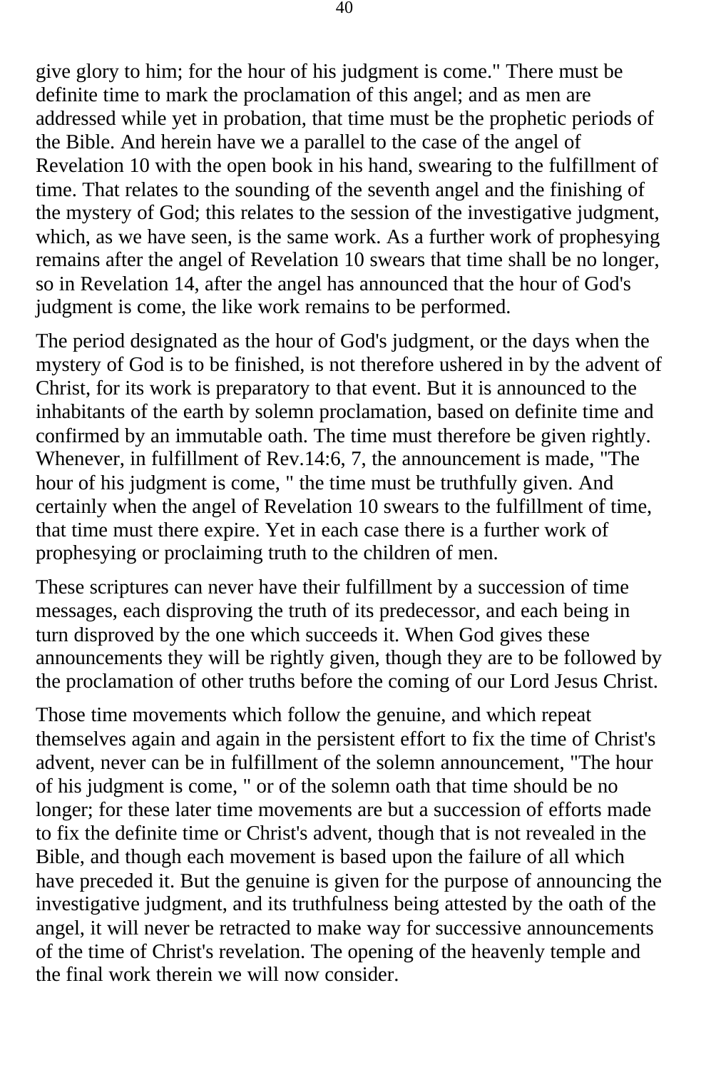give glory to him; for the hour of his judgment is come." There must be definite time to mark the proclamation of this angel; and as men are addressed while yet in probation, that time must be the prophetic periods of the Bible. And herein have we a parallel to the case of the angel of Revelation 10 with the open book in his hand, swearing to the fulfillment of time. That relates to the sounding of the seventh angel and the finishing of the mystery of God; this relates to the session of the investigative judgment, which, as we have seen, is the same work. As a further work of prophesying remains after the angel of Revelation 10 swears that time shall be no longer, so in Revelation 14, after the angel has announced that the hour of God's judgment is come, the like work remains to be performed.

The period designated as the hour of God's judgment, or the days when the mystery of God is to be finished, is not therefore ushered in by the advent of Christ, for its work is preparatory to that event. But it is announced to the inhabitants of the earth by solemn proclamation, based on definite time and confirmed by an immutable oath. The time must therefore be given rightly. Whenever, in fulfillment of Rev.14:6, 7, the announcement is made, "The hour of his judgment is come, " the time must be truthfully given. And certainly when the angel of Revelation 10 swears to the fulfillment of time, that time must there expire. Yet in each case there is a further work of prophesying or proclaiming truth to the children of men.

These scriptures can never have their fulfillment by a succession of time messages, each disproving the truth of its predecessor, and each being in turn disproved by the one which succeeds it. When God gives these announcements they will be rightly given, though they are to be followed by the proclamation of other truths before the coming of our Lord Jesus Christ.

Those time movements which follow the genuine, and which repeat themselves again and again in the persistent effort to fix the time of Christ's advent, never can be in fulfillment of the solemn announcement, "The hour of his judgment is come, " or of the solemn oath that time should be no longer; for these later time movements are but a succession of efforts made to fix the definite time or Christ's advent, though that is not revealed in the Bible, and though each movement is based upon the failure of all which have preceded it. But the genuine is given for the purpose of announcing the investigative judgment, and its truthfulness being attested by the oath of the angel, it will never be retracted to make way for successive announcements of the time of Christ's revelation. The opening of the heavenly temple and the final work therein we will now consider.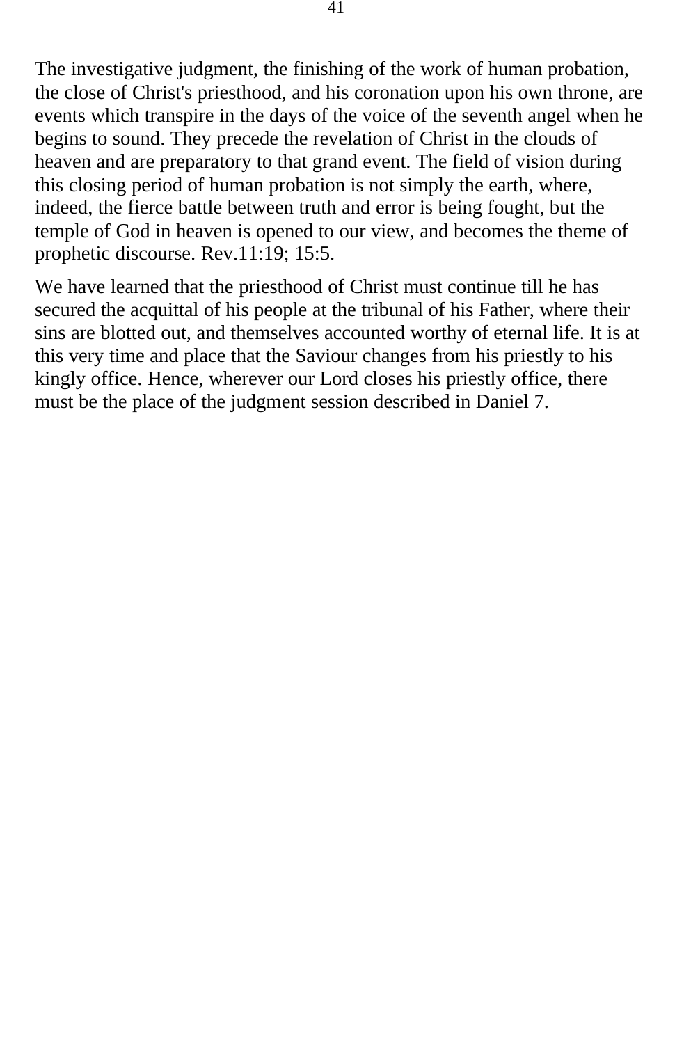The investigative judgment, the finishing of the work of human probation, the close of Christ's priesthood, and his coronation upon his own throne, are events which transpire in the days of the voice of the seventh angel when he begins to sound. They precede the revelation of Christ in the clouds of heaven and are preparatory to that grand event. The field of vision during this closing period of human probation is not simply the earth, where, indeed, the fierce battle between truth and error is being fought, but the temple of God in heaven is opened to our view, and becomes the theme of prophetic discourse. Rev.11:19; 15:5.

We have learned that the priesthood of Christ must continue till he has secured the acquittal of his people at the tribunal of his Father, where their sins are blotted out, and themselves accounted worthy of eternal life. It is at this very time and place that the Saviour changes from his priestly to his kingly office. Hence, wherever our Lord closes his priestly office, there must be the place of the judgment session described in Daniel 7.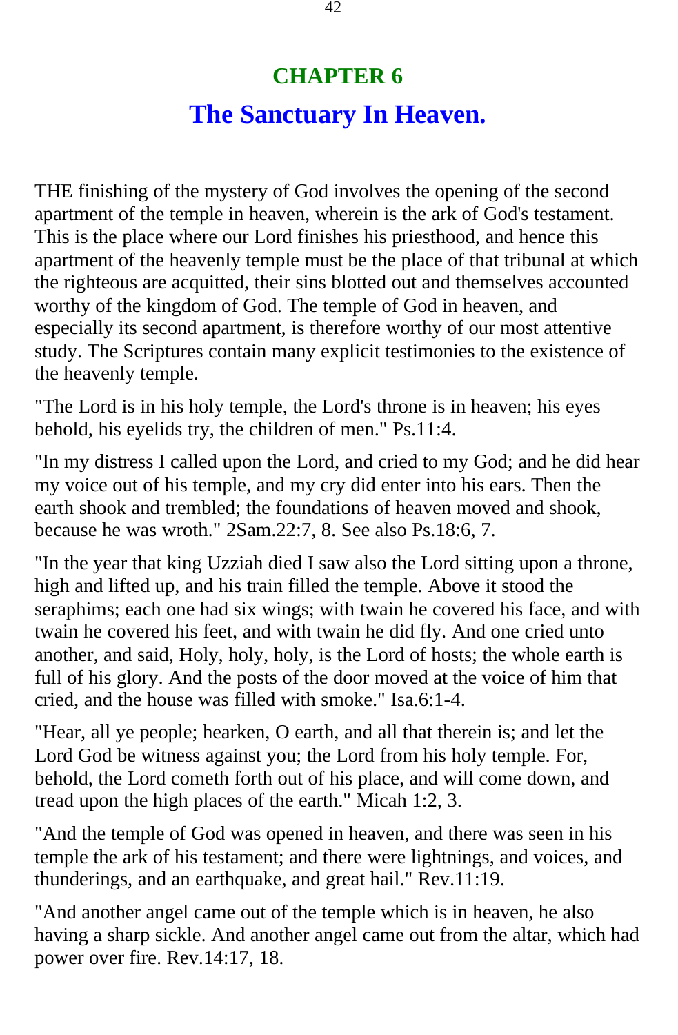# CHAPTER 6

## The Sanctuary In Heaven.

THE finishing of the mystery of God involves the opening of the second apartment of the temple in heaven, wherein is the ark of God's testament. This is the place where our Lord finishes his priesthood, and hence this apartment of the heavenly temple must be the place of that tribunal at which the righteous are acquitted, their sins blotted out and themselves accounted worthy of the kingdom of God. The temple of God in heaven, and especially its second apartment, is therefore worthy of our most attentive study. The Scriptures contain many explicit testimonies to the existence of the heavenly temple.

"The Lord is in his holy temple, the Lord's throne is in heaven; his eyes behold, his eyelids try, the children of men." Ps.11:4.

"In my distress I called upon the Lord, and cried to my God; and he did hear my voice out of his temple, and my cry did enter into his ears. Then the earth shook and trembled; the foundations of heaven moved and shook, because he was wroth." 2Sam.22:7, 8. See also Ps.18:6, 7.

"In the year that king Uzziah died I saw also the Lord sitting upon a throne, high and lifted up, and his train filled the temple. Above it stood the seraphims; each one had six wings; with twain he covered his face, and with twain he covered his feet, and with twain he did fly. And one cried unto another, and said, Holy, holy, holy, is the Lord of hosts; the whole earth is full of his glory. And the posts of the door moved at the voice of him that cried, and the house was filled with smoke." Isa.6:1-4.

"Hear, all ye people; hearken, O earth, and all that therein is; and let the Lord God be witness against you; the Lord from his holy temple. For, behold, the Lord cometh forth out of his place, and will come down, and tread upon the high places of the earth." Micah 1:2, 3.

"And the temple of God was opened in heaven, and there was seen in his temple the ark of his testament; and there were lightnings, and voices, and thunderings, and an earthquake, and great hail." Rev.11:19.

"And another angel came out of the temple which is in heaven, he also having a sharp sickle. And another angel came out from the altar, which had power over fire. Rev.14:17, 18.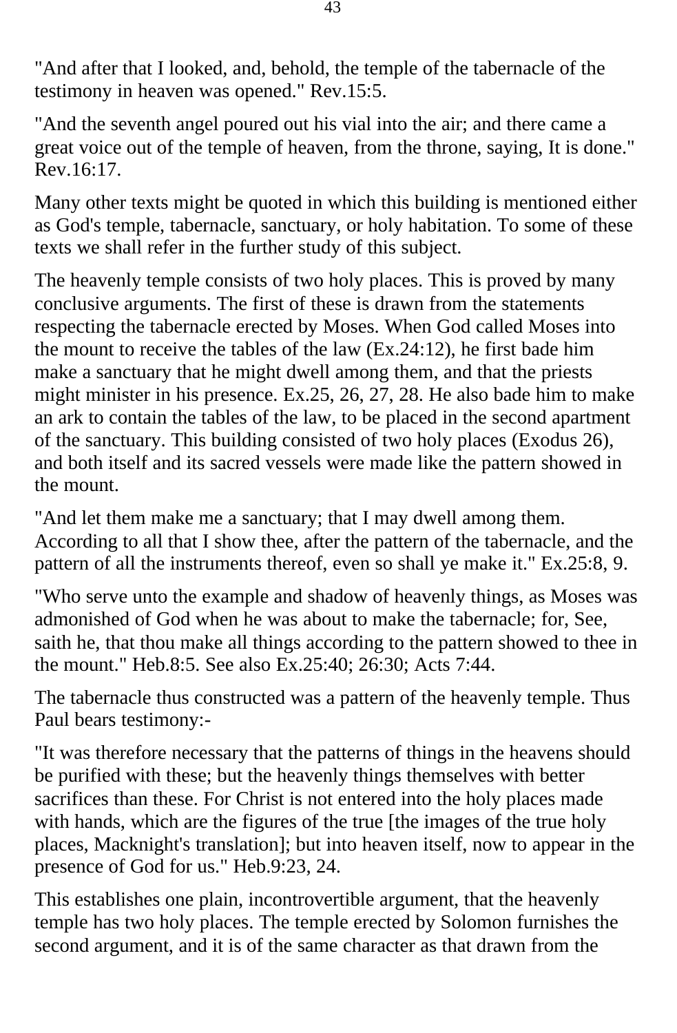"And after that I looked, and, behold, the temple of the tabernacle of the testimony in heaven was opened." Rev.15:5.

"And the seventh angel poured out his vial into the air; and there came a great voice out of the temple of heaven, from the throne, saying, It is done." Rev.16:17.

Many other texts might be quoted in which this building is mentioned either as God's temple, tabernacle, sanctuary, or holy habitation. To some of these texts we shall refer in the further study of this subject.

The heavenly temple consists of two holy places. This is proved by many conclusive arguments. The first of these is drawn from the statements respecting the tabernacle erected by Moses. When God called Moses into the mount to receive the tables of the law (Ex.24:12), he first bade him make a sanctuary that he might dwell among them, and that the priests might minister in his presence. Ex.25, 26, 27, 28. He also bade him to make an ark to contain the tables of the law, to be placed in the second apartment of the sanctuary. This building consisted of two holy places (Exodus 26), and both itself and its sacred vessels were made like the pattern showed in the mount.

"And let them make me a sanctuary; that I may dwell among them. According to all that I show thee, after the pattern of the tabernacle, and the pattern of all the instruments thereof, even so shall ye make it." Ex.25:8, 9.

"Who serve unto the example and shadow of heavenly things, as Moses was admonished of God when he was about to make the tabernacle; for, See, saith he, that thou make all things according to the pattern showed to thee in the mount." Heb.8:5. See also Ex.25:40; 26:30; Acts 7:44.

The tabernacle thus constructed was a pattern of the heavenly temple. Thus Paul bears testimony:-

"It was therefore necessary that the patterns of things in the heavens should be purified with these; but the heavenly things themselves with better sacrifices than these. For Christ is not entered into the holy places made with hands, which are the figures of the true [the images of the true holy places, Macknight's translation]; but into heaven itself, now to appear in the presence of God for us." Heb.9:23, 24.

This establishes one plain, incontrovertible argument, that the heavenly temple has two holy places. The temple erected by Solomon furnishes the second argument, and it is of the same character as that drawn from the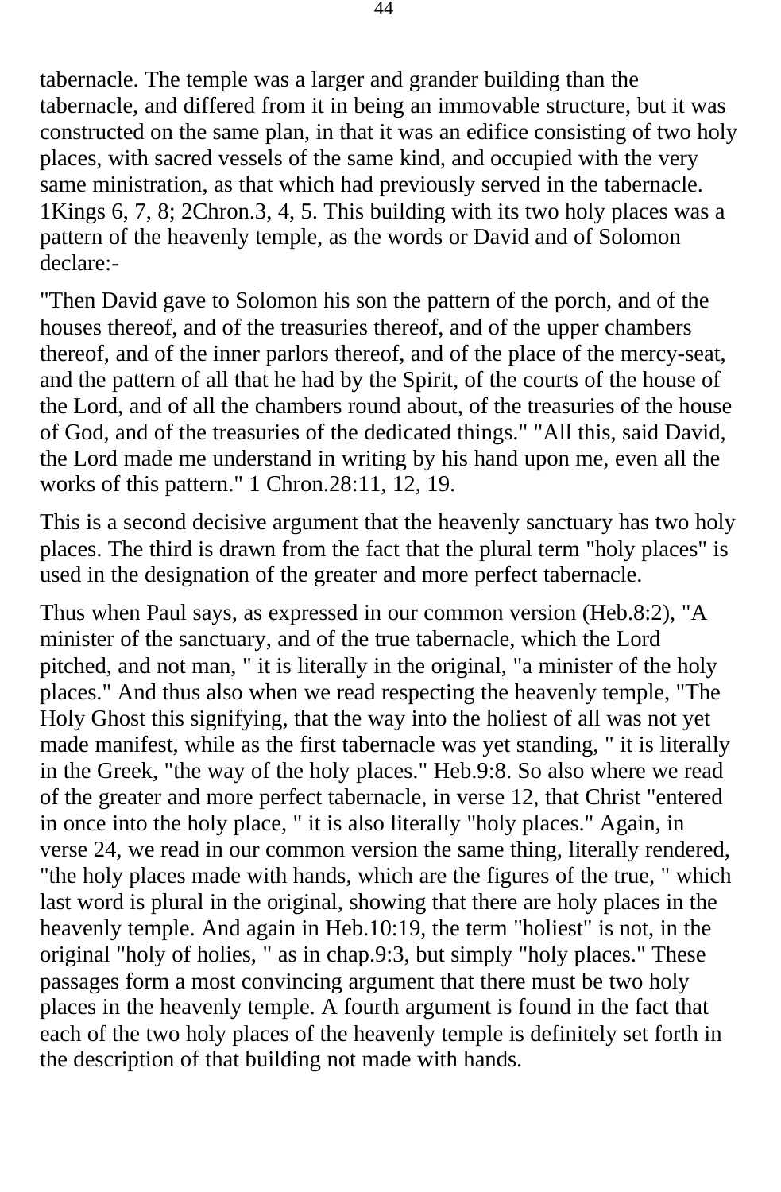tabernacle. The temple was a larger and grander building than the tabernacle, and differed from it in being an immovable structure, but it was constructed on the same plan, in that it was an edifice consisting of two holy places, with sacred vessels of the same kind, and occupied with the very same ministration, as that which had previously served in the tabernacle. 1Kings 6, 7, 8; 2Chron.3, 4, 5. This building with its two holy places was a pattern of the heavenly temple, as the words or David and of Solomon declare:-

"Then David gave to Solomon his son the pattern of the porch, and of the houses thereof, and of the treasuries thereof, and of the upper chambers thereof, and of the inner parlors thereof, and of the place of the mercy-seat, and the pattern of all that he had by the Spirit, of the courts of the house of the Lord, and of all the chambers round about, of the treasuries of the house of God, and of the treasuries of the dedicated things." "All this, said David, the Lord made me understand in writing by his hand upon me, even all the works of this pattern." 1 Chron.28:11, 12, 19.

This is a second decisive argument that the heavenly sanctuary has two holy places. The third is drawn from the fact that the plural term "holy places" is used in the designation of the greater and more perfect tabernacle.

Thus when Paul says, as expressed in our common version (Heb.8:2), "A minister of the sanctuary, and of the true tabernacle, which the Lord pitched, and not man, " it is literally in the original, "a minister of the holy places." And thus also when we read respecting the heavenly temple, "The Holy Ghost this signifying, that the way into the holiest of all was not yet made manifest, while as the first tabernacle was yet standing, " it is literally in the Greek, "the way of the holy places." Heb.9:8. So also where we read of the greater and more perfect tabernacle, in verse 12, that Christ "entered in once into the holy place, " it is also literally "holy places." Again, in verse 24, we read in our common version the same thing, literally rendered, "the holy places made with hands, which are the figures of the true, " which last word is plural in the original, showing that there are holy places in the heavenly temple. And again in Heb.10:19, the term "holiest" is not, in the original "holy of holies, " as in chap.9:3, but simply "holy places." These passages form a most convincing argument that there must be two holy places in the heavenly temple. A fourth argument is found in the fact that each of the two holy places of the heavenly temple is definitely set forth in the description of that building not made with hands.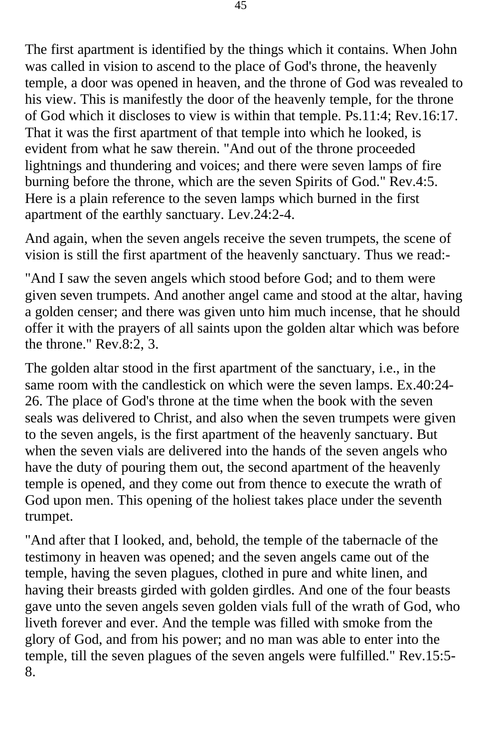The first apartment is identified by the things which it contains. When John was called in vision to ascend to the place of God's throne, the heavenly temple, a door was opened in heaven, and the throne of God was revealed to his view. This is manifestly the door of the heavenly temple, for the throne of God which it discloses to view is within that temple. Ps.11:4; Rev.16:17. That it was the first apartment of that temple into which he looked, is evident from what he saw therein. "And out of the throne proceeded lightnings and thundering and voices; and there were seven lamps of fire burning before the throne, which are the seven Spirits of God." Rev.4:5. Here is a plain reference to the seven lamps which burned in the first apartment of the earthly sanctuary. Lev.24:2-4.

And again, when the seven angels receive the seven trumpets, the scene of vision is still the first apartment of the heavenly sanctuary. Thus we read:-

"And I saw the seven angels which stood before God; and to them were given seven trumpets. And another angel came and stood at the altar, having a golden censer; and there was given unto him much incense, that he should offer it with the prayers of all saints upon the golden altar which was before the throne." Rev.8:2, 3.

The golden altar stood in the first apartment of the sanctuary, i.e., in the same room with the candlestick on which were the seven lamps. Ex.40:24-26. The place of God's throne at the time when the book with the seven seals was delivered to Christ, and also when the seven trumpets were given to the seven angels, is the first apartment of the heavenly sanctuary. But when the seven vials are delivered into the hands of the seven angels who have the duty of pouring them out, the second apartment of the heavenly temple is opened, and they come out from thence to execute the wrath of God upon men. This opening of the holiest takes place under the seventh trumpet.

"And after that I looked, and, behold, the temple of the tabernacle of the testimony in heaven was opened; and the seven angels came out of the temple, having the seven plagues, clothed in pure and white linen, and having their breasts girded with golden girdles. And one of the four beasts gave unto the seven angels seven golden vials full of the wrath of God, who liveth forever and ever. And the temple was filled with smoke from the glory of God, and from his power; and no man was able to enter into the temple, till the seven plagues of the seven angels were fulfilled." Rev.15:5-8.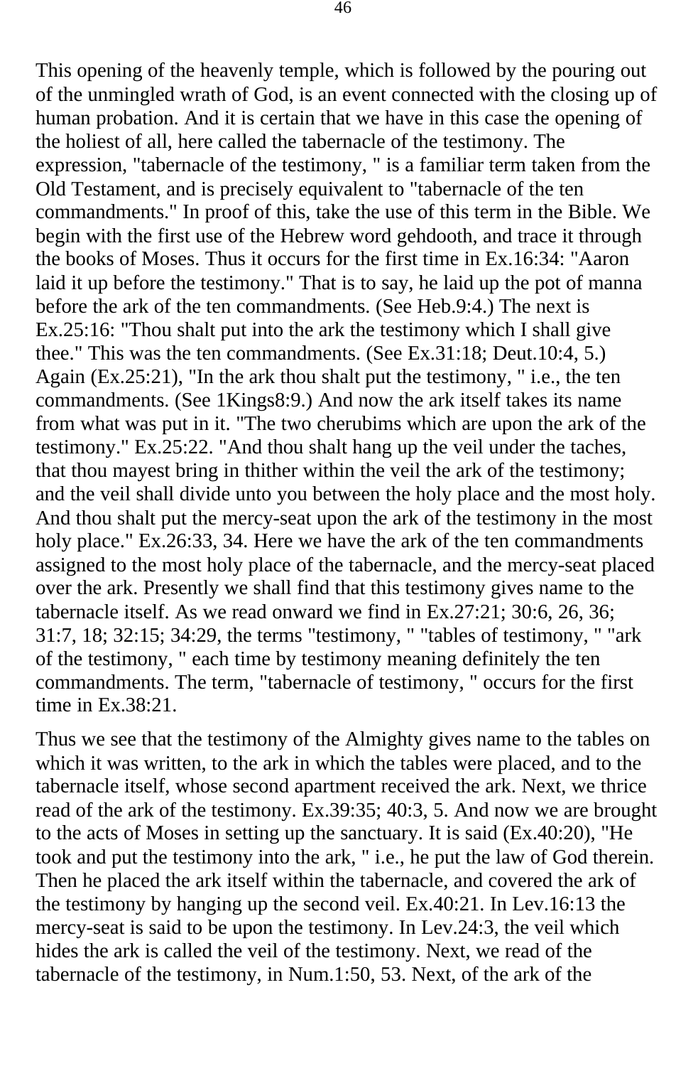This opening of the heavenly temple, which is followed by the pouring out of the unmingled wrath of God, is an event connected with the closing up of human probation. And it is certain that we have in this case the opening of the holiest of all, here called the tabernacle of the testimony. The expression, "tabernacle of the testimony, " is a familiar term taken from the Old Testament, and is precisely equivalent to "tabernacle of the ten commandments." In proof of this, take the use of this term in the Bible. We begin with the first use of the Hebrew word gehdooth, and trace it through the books of Moses. Thus it occurs for the first time in Ex.16:34: "Aaron laid it up before the testimony." That is to say, he laid up the pot of manna before the ark of the ten commandments. (See Heb.9:4.) The next is Ex.25:16: "Thou shalt put into the ark the testimony which I shall give thee." This was the ten commandments. (See Ex.31:18; Deut.10:4, 5.) Again (Ex.25:21), "In the ark thou shalt put the testimony, " i.e., the ten commandments. (See 1Kings8:9.) And now the ark itself takes its name from what was put in it. "The two cherubims which are upon the ark of the testimony." Ex.25:22. "And thou shalt hang up the veil under the taches, that thou mayest bring in thither within the veil the ark of the testimony; and the veil shall divide unto you between the holy place and the most holy. And thou shalt put the mercy-seat upon the ark of the testimony in the most holy place." Ex.26:33, 34. Here we have the ark of the ten commandments assigned to the most holy place of the tabernacle, and the mercy-seat placed over the ark. Presently we shall find that this testimony gives name to the tabernacle itself. As we read onward we find in Ex.27:21; 30:6, 26, 36; 31:7, 18; 32:15; 34:29, the terms "testimony, " "tables of testimony, " "ark of the testimony, " each time by testimony meaning definitely the ten commandments. The term, "tabernacle of testimony, " occurs for the first time in Ex.38:21.

Thus we see that the testimony of the Almighty gives name to the tables on which it was written, to the ark in which the tables were placed, and to the tabernacle itself, whose second apartment received the ark. Next, we thrice read of the ark of the testimony. Ex.39:35; 40:3, 5. And now we are brought to the acts of Moses in setting up the sanctuary. It is said (Ex.40:20), "He took and put the testimony into the ark, " i.e., he put the law of God therein. Then he placed the ark itself within the tabernacle, and covered the ark of the testimony by hanging up the second veil. Ex.40:21. In Lev.16:13 the mercy-seat is said to be upon the testimony. In Lev.24:3, the veil which hides the ark is called the veil of the testimony. Next, we read of the tabernacle of the testimony, in Num.1:50, 53. Next, of the ark of the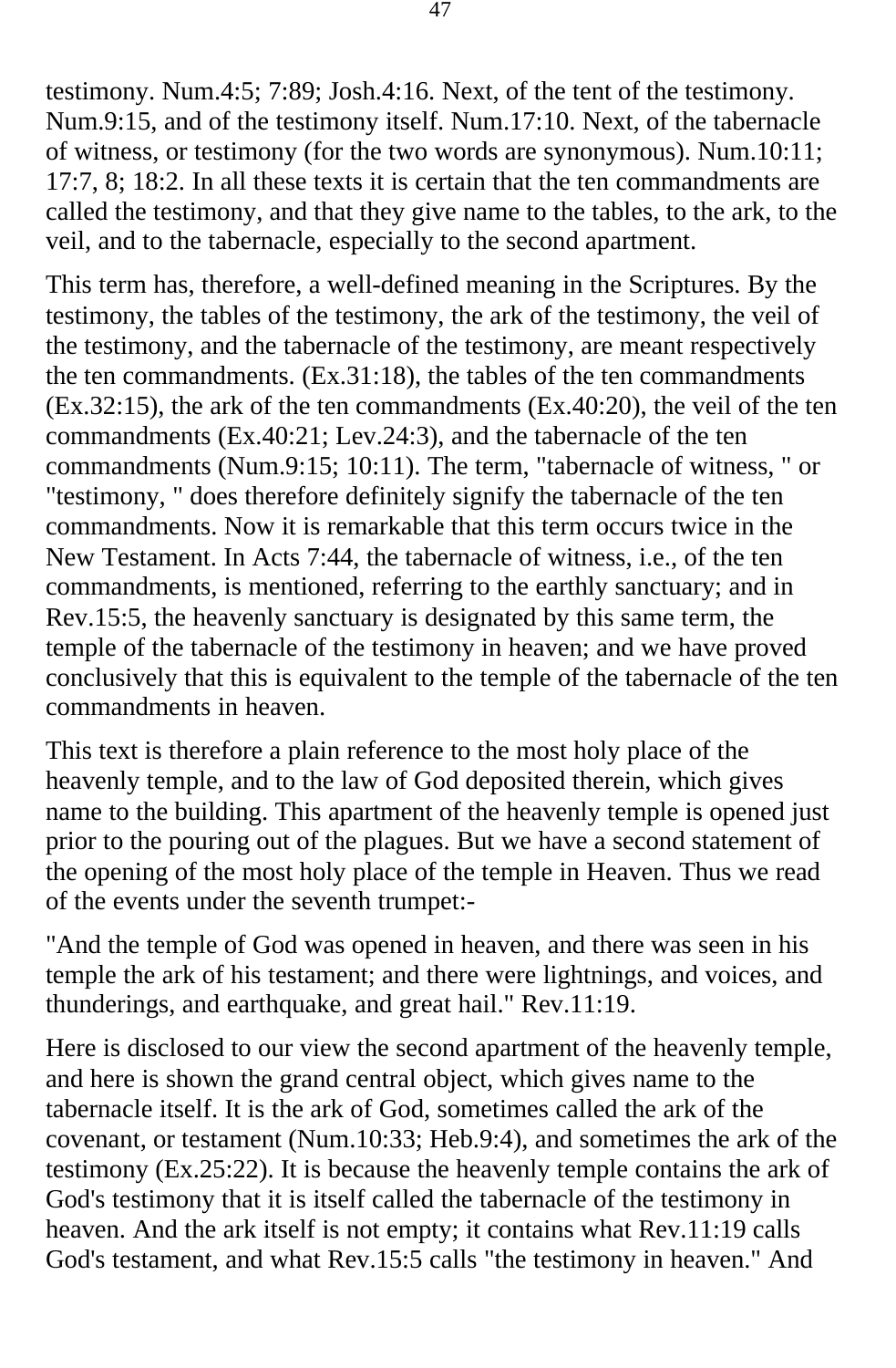testimony. Num.4:5; 7:89; Josh.4:16. Next, of the tent of the testimony. Num.9:15, and of the testimony itself. Num.17:10. Next, of the tabernacle of witness, or testimony (for the two words are synonymous). Num.10:11; 17:7, 8; 18:2. In all these texts it is certain that the ten commandments are called the testimony, and that they give name to the tables, to the ark, to the veil, and to the tabernacle, especially to the second apartment.

This term has, therefore, a well-defined meaning in the Scriptures. By the testimony, the tables of the testimony, the ark of the testimony, the veil of the testimony, and the tabernacle of the testimony, are meant respectively the ten commandments. (Ex.31:18), the tables of the ten commandments (Ex.32:15), the ark of the ten commandments (Ex.40:20), the veil of the ten commandments (Ex.40:21; Lev.24:3), and the tabernacle of the ten commandments (Num.9:15; 10:11). The term, "tabernacle of witness, " or "testimony, " does therefore definitely signify the tabernacle of the ten commandments. Now it is remarkable that this term occurs twice in the New Testament. In Acts 7:44, the tabernacle of witness, i.e., of the ten commandments, is mentioned, referring to the earthly sanctuary; and in Rev.15:5, the heavenly sanctuary is designated by this same term, the temple of the tabernacle of the testimony in heaven; and we have proved conclusively that this is equivalent to the temple of the tabernacle of the ten commandments in heaven.

This text is therefore a plain reference to the most holy place of the heavenly temple, and to the law of God deposited therein, which gives name to the building. This apartment of the heavenly temple is opened just prior to the pouring out of the plagues. But we have a second statement of the opening of the most holy place of the temple in Heaven. Thus we read of the events under the seventh trumpet:-

"And the temple of God was opened in heaven, and there was seen in his temple the ark of his testament; and there were lightnings, and voices, and thunderings, and earthquake, and great hail." Rev.11:19.

Here is disclosed to our view the second apartment of the heavenly temple, and here is shown the grand central object, which gives name to the tabernacle itself. It is the ark of God, sometimes called the ark of the covenant, or testament (Num.10:33; Heb.9:4), and sometimes the ark of the testimony (Ex.25:22). It is because the heavenly temple contains the ark of God's testimony that it is itself called the tabernacle of the testimony in heaven. And the ark itself is not empty; it contains what Rev.11:19 calls God's testament, and what Rev.15:5 calls "the testimony in heaven." And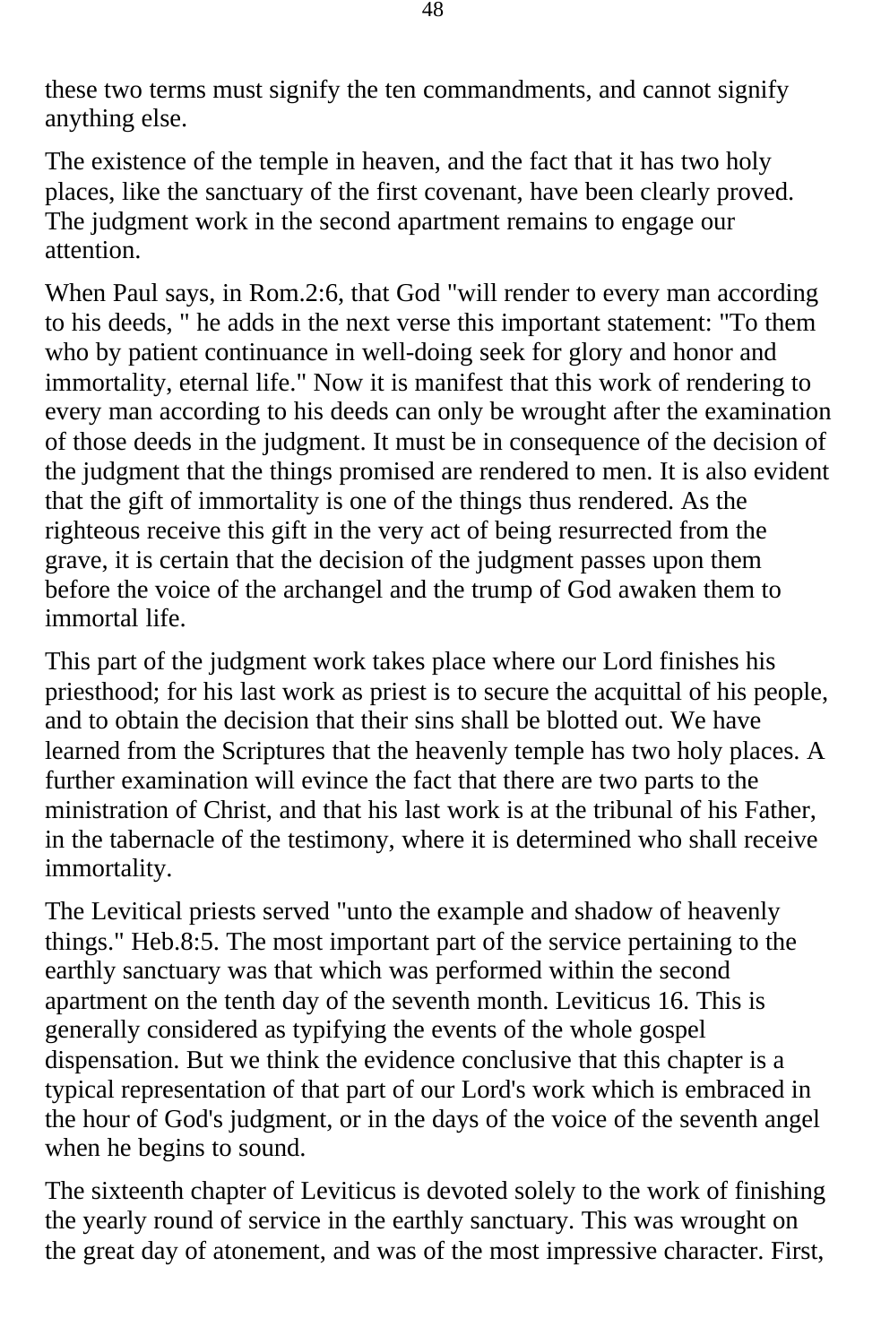these two terms must signify the ten commandments, and cannot signify anything else.

The existence of the temple in heaven, and the fact that it has two holy places, like the sanctuary of the first covenant, have been clearly proved. The judgment work in the second apartment remains to engage our attention.

When Paul says, in Rom.2:6, that God "will render to every man according to his deeds, " he adds in the next verse this important statement: "To them who by patient continuance in well-doing seek for glory and honor and immortality, eternal life." Now it is manifest that this work of rendering to every man according to his deeds can only be wrought after the examination of those deeds in the judgment. It must be in consequence of the decision of the judgment that the things promised are rendered to men. It is also evident that the gift of immortality is one of the things thus rendered. As the righteous receive this gift in the very act of being resurrected from the grave, it is certain that the decision of the judgment passes upon them before the voice of the archangel and the trump of God awaken them to immortal life.

This part of the judgment work takes place where our Lord finishes his priesthood; for his last work as priest is to secure the acquittal of his people, and to obtain the decision that their sins shall be blotted out. We have learned from the Scriptures that the heavenly temple has two holy places. A further examination will evince the fact that there are two parts to the ministration of Christ, and that his last work is at the tribunal of his Father, in the tabernacle of the testimony, where it is determined who shall receive immortality.

The Levitical priests served "unto the example and shadow of heavenly things." Heb.8:5. The most important part of the service pertaining to the earthly sanctuary was that which was performed within the second apartment on the tenth day of the seventh month. Leviticus 16. This is generally considered as typifying the events of the whole gospel dispensation. But we think the evidence conclusive that this chapter is a typical representation of that part of our Lord's work which is embraced in the hour of God's judgment, or in the days of the voice of the seventh angel when he begins to sound.

The sixteenth chapter of Leviticus is devoted solely to the work of finishing the yearly round of service in the earthly sanctuary. This was wrought on the great day of atonement, and was of the most impressive character. First,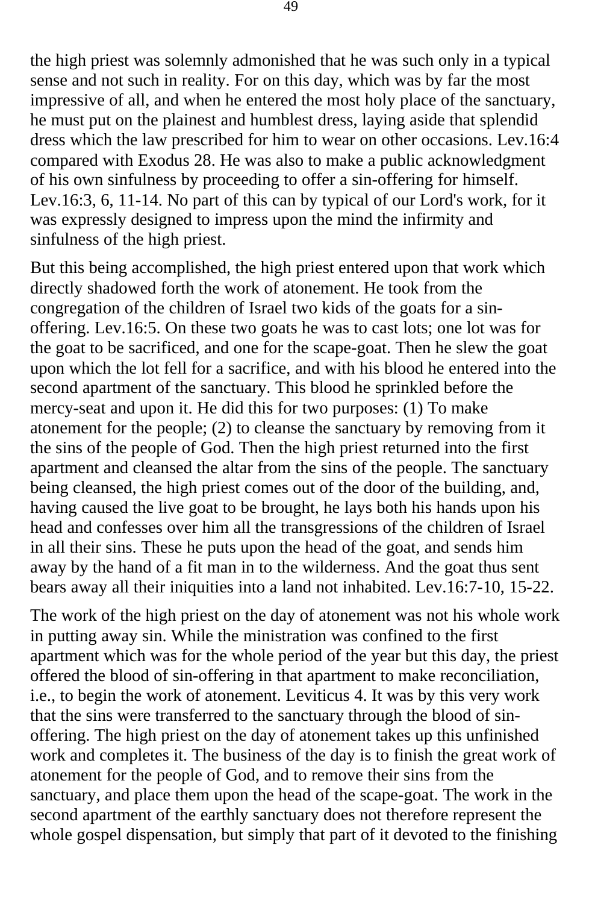the high priest was solemnly admonished that he was such only in a typical sense and not such in reality. For on this day, which was by far the most impressive of all, and when he entered the most holy place of the sanctuary, he must put on the plainest and humblest dress, laying aside that splendid dress which the law prescribed for him to wear on other occasions. Lev.16:4 compared with Exodus 28. He was also to make a public acknowledgment of his own sinfulness by proceeding to offer a sin-offering for himself. Lev.16:3, 6, 11-14. No part of this can by typical of our Lord's work, for it was expressly designed to impress upon the mind the infirmity and sinfulness of the high priest.

But this being accomplished, the high priest entered upon that work which directly shadowed forth the work of atonement. He took from the congregation of the children of Israel two kids of the goats for a sin-offering. Lev.16:5. On these two goats he was to cast lots; one lot was for the goat to be sacrificed, and one for the scape-goat. Then he slew the goat upon which the lot fell for a sacrifice, and with his blood he entered into the second apartment of the sanctuary. This blood he sprinkled before the mercy-seat and upon it. He did this for two purposes: (1) To make atonement for the people; (2) to cleanse the sanctuary by removing from it the sins of the people of God. Then the high priest returned into the first apartment and cleansed the altar from the sins of the people. The sanctuary being cleansed, the high priest comes out of the door of the building, and, having caused the live goat to be brought, he lays both his hands upon his head and confesses over him all the transgressions of the children of Israel in all their sins. These he puts upon the head of the goat, and sends him away by the hand of a fit man in to the wilderness. And the goat thus sent bears away all their iniquities into a land not inhabited. Lev.16:7-10, 15-22.

The work of the high priest on the day of atonement was not his whole work in putting away sin. While the ministration was confined to the first apartment which was for the whole period of the year but this day, the priest offered the blood of sin-offering in that apartment to make reconciliation, i.e., to begin the work of atonement. Leviticus 4. It was by this very work that the sins were transferred to the sanctuary through the blood of sin-offering. The high priest on the day of atonement takes up this unfinished work and completes it. The business of the day is to finish the great work of atonement for the people of God, and to remove their sins from the sanctuary, and place them upon the head of the scape-goat. The work in the second apartment of the earthly sanctuary does not therefore represent the whole gospel dispensation, but simply that part of it devoted to the finishing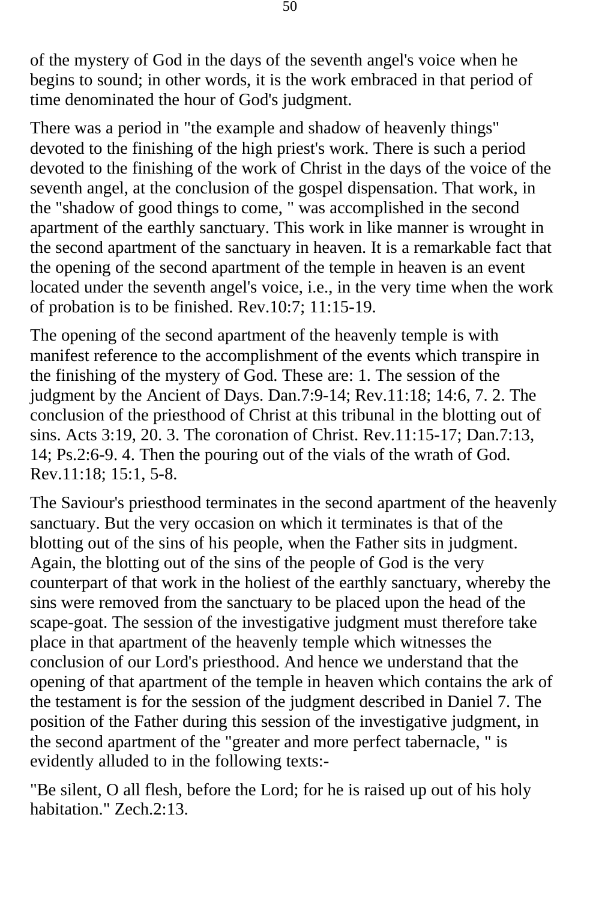of the mystery of God in the days of the seventh angel's voice when he begins to sound; in other words, it is the work embraced in that period of time denominated the hour of God's judgment.

There was a period in "the example and shadow of heavenly things" devoted to the finishing of the high priest's work. There is such a period devoted to the finishing of the work of Christ in the days of the voice of the seventh angel, at the conclusion of the gospel dispensation. That work, in the "shadow of good things to come, " was accomplished in the second apartment of the earthly sanctuary. This work in like manner is wrought in the second apartment of the sanctuary in heaven. It is a remarkable fact that the opening of the second apartment of the temple in heaven is an event located under the seventh angel's voice, i.e., in the very time when the work of probation is to be finished. Rev.10:7; 11:15-19.

The opening of the second apartment of the heavenly temple is with manifest reference to the accomplishment of the events which transpire in the finishing of the mystery of God. These are: 1. The session of the judgment by the Ancient of Days. Dan.7:9-14; Rev.11:18; 14:6, 7. 2. The conclusion of the priesthood of Christ at this tribunal in the blotting out of sins. Acts 3:19, 20. 3. The coronation of Christ. Rev.11:15-17; Dan.7:13, 14; Ps.2:6-9. 4. Then the pouring out of the vials of the wrath of God. Rev.11:18; 15:1, 5-8.

The Saviour's priesthood terminates in the second apartment of the heavenly sanctuary. But the very occasion on which it terminates is that of the blotting out of the sins of his people, when the Father sits in judgment. Again, the blotting out of the sins of the people of God is the very counterpart of that work in the holiest of the earthly sanctuary, whereby the sins were removed from the sanctuary to be placed upon the head of the scape-goat. The session of the investigative judgment must therefore take place in that apartment of the heavenly temple which witnesses the conclusion of our Lord's priesthood. And hence we understand that the opening of that apartment of the temple in heaven which contains the ark of the testament is for the session of the judgment described in Daniel 7. The position of the Father during this session of the investigative judgment, in the second apartment of the "greater and more perfect tabernacle, " is evidently alluded to in the following texts:-

"Be silent, O all flesh, before the Lord; for he is raised up out of his holy habitation." Zech.2:13.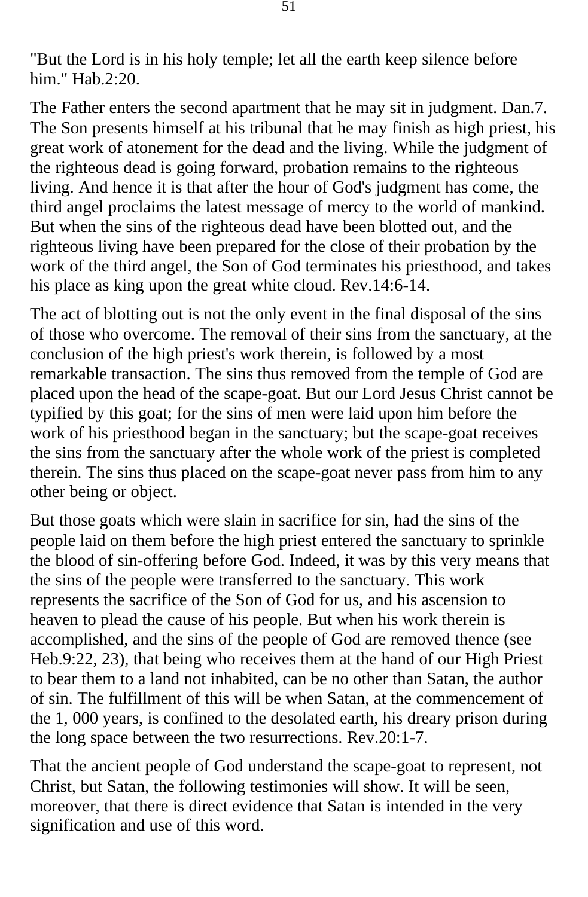"But the Lord is in his holy temple; let all the earth keep silence before him." Hab.2:20.

The Father enters the second apartment that he may sit in judgment. Dan.7. The Son presents himself at his tribunal that he may finish as high priest, his great work of atonement for the dead and the living. While the judgment of the righteous dead is going forward, probation remains to the righteous living. And hence it is that after the hour of God's judgment has come, the third angel proclaims the latest message of mercy to the world of mankind. But when the sins of the righteous dead have been blotted out, and the righteous living have been prepared for the close of their probation by the work of the third angel, the Son of God terminates his priesthood, and takes his place as king upon the great white cloud. Rev.14:6-14.

The act of blotting out is not the only event in the final disposal of the sins of those who overcome. The removal of their sins from the sanctuary, at the conclusion of the high priest's work therein, is followed by a most remarkable transaction. The sins thus removed from the temple of God are placed upon the head of the scape-goat. But our Lord Jesus Christ cannot be typified by this goat; for the sins of men were laid upon him before the work of his priesthood began in the sanctuary; but the scape-goat receives the sins from the sanctuary after the whole work of the priest is completed therein. The sins thus placed on the scape-goat never pass from him to any other being or object.

But those goats which were slain in sacrifice for sin, had the sins of the people laid on them before the high priest entered the sanctuary to sprinkle the blood of sin-offering before God. Indeed, it was by this very means that the sins of the people were transferred to the sanctuary. This work represents the sacrifice of the Son of God for us, and his ascension to heaven to plead the cause of his people. But when his work therein is accomplished, and the sins of the people of God are removed thence (see Heb.9:22, 23), that being who receives them at the hand of our High Priest to bear them to a land not inhabited, can be no other than Satan, the author of sin. The fulfillment of this will be when Satan, at the commencement of the 1, 000 years, is confined to the desolated earth, his dreary prison during the long space between the two resurrections. Rev.20:1-7.

That the ancient people of God understand the scape-goat to represent, not Christ, but Satan, the following testimonies will show. It will be seen, moreover, that there is direct evidence that Satan is intended in the very signification and use of this word.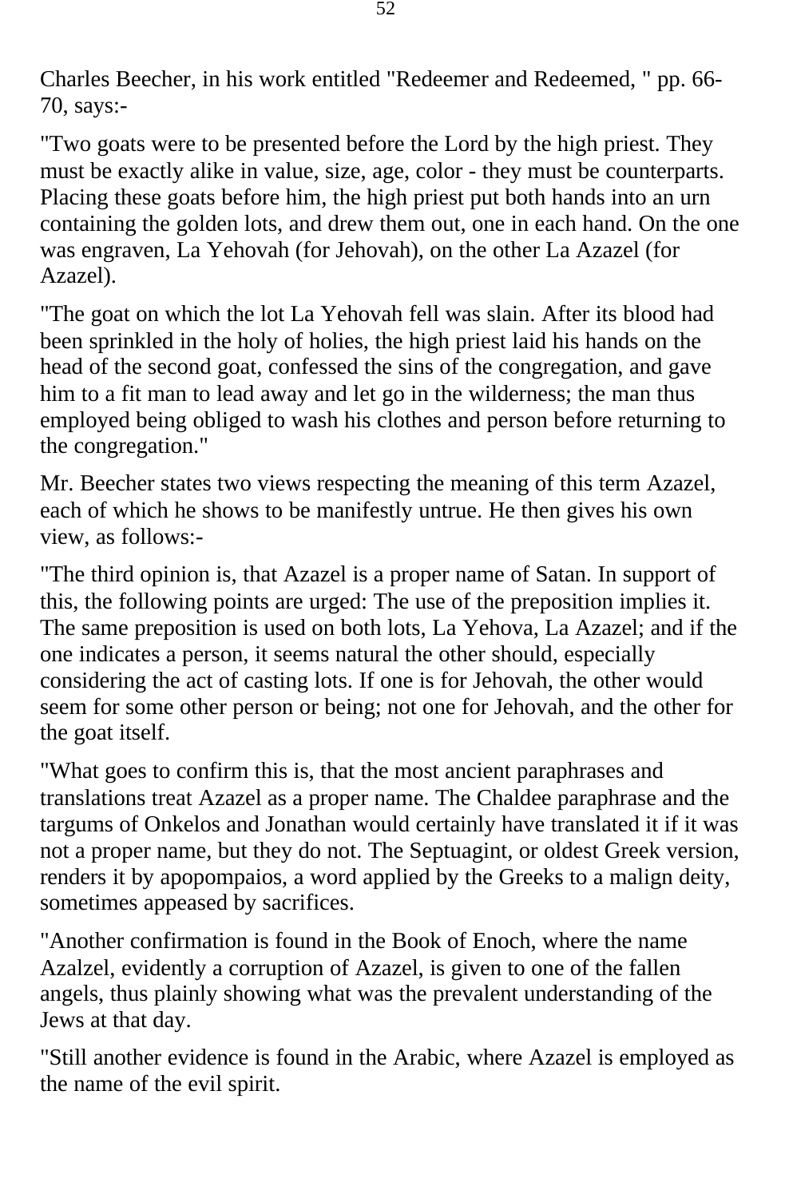Charles Beecher, in his work entitled "Redeemer and Redeemed, " pp. 66-70, says:-

"Two goats were to be presented before the Lord by the high priest. They must be exactly alike in value, size, age, color - they must be counterparts. Placing these goats before him, the high priest put both hands into an urn containing the golden lots, and drew them out, one in each hand. On the one was engraven, La Yehovah (for Jehovah), on the other La Azazel (for Azazel).

"The goat on which the lot La Yehovah fell was slain. After its blood had been sprinkled in the holy of holies, the high priest laid his hands on the head of the second goat, confessed the sins of the congregation, and gave him to a fit man to lead away and let go in the wilderness; the man thus employed being obliged to wash his clothes and person before returning to the congregation."

Mr. Beecher states two views respecting the meaning of this term Azazel, each of which he shows to be manifestly untrue. He then gives his own view, as follows:-

"The third opinion is, that Azazel is a proper name of Satan. In support of this, the following points are urged: The use of the preposition implies it. The same preposition is used on both lots, La Yehova, La Azazel; and if the one indicates a person, it seems natural the other should, especially considering the act of casting lots. If one is for Jehovah, the other would seem for some other person or being; not one for Jehovah, and the other for the goat itself.

"What goes to confirm this is, that the most ancient paraphrases and translations treat Azazel as a proper name. The Chaldee paraphrase and the targums of Onkelos and Jonathan would certainly have translated it if it was not a proper name, but they do not. The Septuagint, or oldest Greek version, renders it by apopompaios, a word applied by the Greeks to a malign deity, sometimes appeased by sacrifices.

"Another confirmation is found in the Book of Enoch, where the name Azalzel, evidently a corruption of Azazel, is given to one of the fallen angels, thus plainly showing what was the prevalent understanding of the Jews at that day.

"Still another evidence is found in the Arabic, where Azazel is employed as the name of the evil spirit.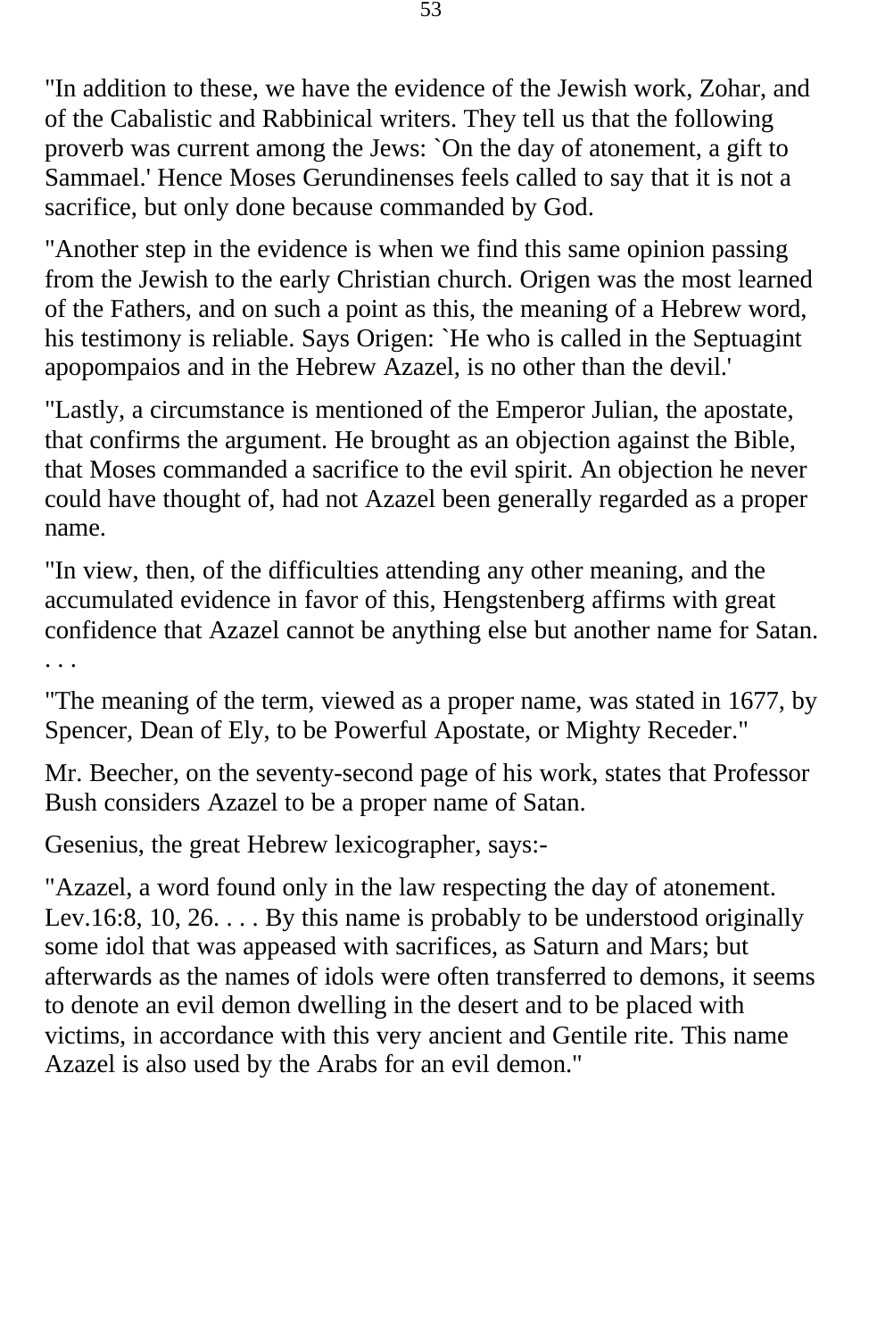"In addition to these, we have the evidence of the Jewish work, Zohar, and of the Cabalistic and Rabbinical writers. They tell us that the following proverb was current among the Jews: `On the day of atonement, a gift to Sammael.' Hence Moses Gerundinenses feels called to say that it is not a sacrifice, but only done because commanded by God.

"Another step in the evidence is when we find this same opinion passing from the Jewish to the early Christian church. Origen was the most learned of the Fathers, and on such a point as this, the meaning of a Hebrew word, his testimony is reliable. Says Origen: `He who is called in the Septuagint apopompaios and in the Hebrew Azazel, is no other than the devil.'

"Lastly, a circumstance is mentioned of the Emperor Julian, the apostate, that confirms the argument. He brought as an objection against the Bible, that Moses commanded a sacrifice to the evil spirit. An objection he never could have thought of, had not Azazel been generally regarded as a proper name.

"In view, then, of the difficulties attending any other meaning, and the accumulated evidence in favor of this, Hengstenberg affirms with great confidence that Azazel cannot be anything else but another name for Satan. . . .

"The meaning of the term, viewed as a proper name, was stated in 1677, by Spencer, Dean of Ely, to be Powerful Apostate, or Mighty Receder."

Mr. Beecher, on the seventy-second page of his work, states that Professor Bush considers Azazel to be a proper name of Satan.

Gesenius, the great Hebrew lexicographer, says:-

"Azazel, a word found only in the law respecting the day of atonement. Lev.16:8, 10, 26. . . . By this name is probably to be understood originally some idol that was appeased with sacrifices, as Saturn and Mars; but afterwards as the names of idols were often transferred to demons, it seems to denote an evil demon dwelling in the desert and to be placed with victims, in accordance with this very ancient and Gentile rite. This name Azazel is also used by the Arabs for an evil demon."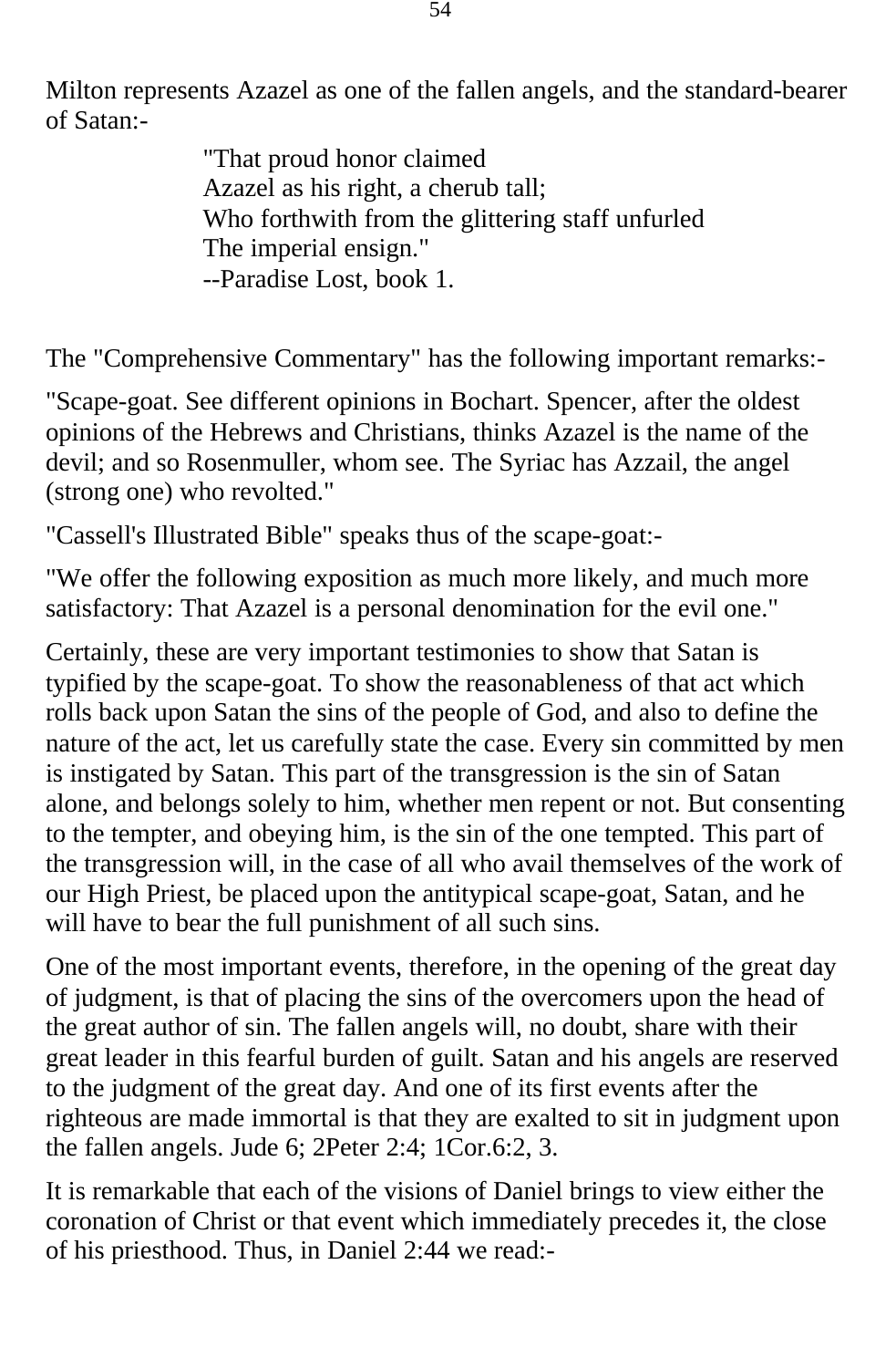Milton represents Azazel as one of the fallen angels, and the standard-bearer of Satan:-

> "That proud honor claimed
> Azazel as his right, a cherub tall;
> Who forthwith from the glittering staff unfurled
> The imperial ensign."
> --Paradise Lost, book 1.

The "Comprehensive Commentary" has the following important remarks:-

"Scape-goat. See different opinions in Bochart. Spencer, after the oldest opinions of the Hebrews and Christians, thinks Azazel is the name of the devil; and so Rosenmuller, whom see. The Syriac has Azzail, the angel (strong one) who revolted."

"Cassell's Illustrated Bible" speaks thus of the scape-goat:-

"We offer the following exposition as much more likely, and much more satisfactory: That Azazel is a personal denomination for the evil one."

Certainly, these are very important testimonies to show that Satan is typified by the scape-goat. To show the reasonableness of that act which rolls back upon Satan the sins of the people of God, and also to define the nature of the act, let us carefully state the case. Every sin committed by men is instigated by Satan. This part of the transgression is the sin of Satan alone, and belongs solely to him, whether men repent or not. But consenting to the tempter, and obeying him, is the sin of the one tempted. This part of the transgression will, in the case of all who avail themselves of the work of our High Priest, be placed upon the antitypical scape-goat, Satan, and he will have to bear the full punishment of all such sins.

One of the most important events, therefore, in the opening of the great day of judgment, is that of placing the sins of the overcomers upon the head of the great author of sin. The fallen angels will, no doubt, share with their great leader in this fearful burden of guilt. Satan and his angels are reserved to the judgment of the great day. And one of its first events after the righteous are made immortal is that they are exalted to sit in judgment upon the fallen angels. Jude 6; 2Peter 2:4; 1Cor.6:2, 3.

It is remarkable that each of the visions of Daniel brings to view either the coronation of Christ or that event which immediately precedes it, the close of his priesthood. Thus, in Daniel 2:44 we read:-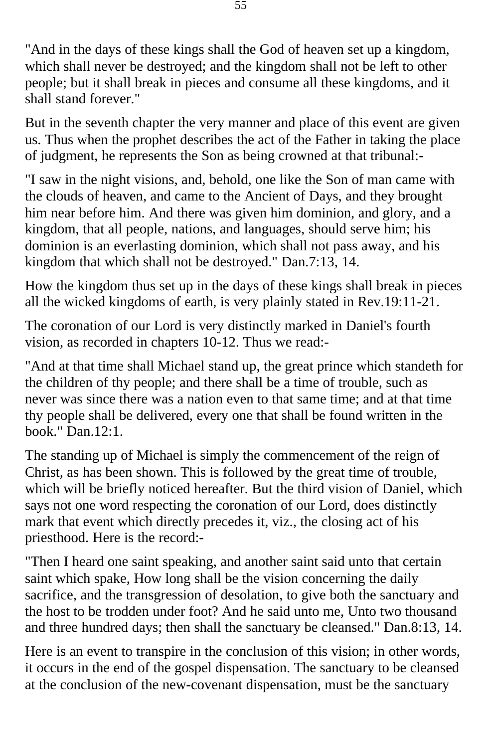"And in the days of these kings shall the God of heaven set up a kingdom, which shall never be destroyed; and the kingdom shall not be left to other people; but it shall break in pieces and consume all these kingdoms, and it shall stand forever."

But in the seventh chapter the very manner and place of this event are given us. Thus when the prophet describes the act of the Father in taking the place of judgment, he represents the Son as being crowned at that tribunal:-

"I saw in the night visions, and, behold, one like the Son of man came with the clouds of heaven, and came to the Ancient of Days, and they brought him near before him. And there was given him dominion, and glory, and a kingdom, that all people, nations, and languages, should serve him; his dominion is an everlasting dominion, which shall not pass away, and his kingdom that which shall not be destroyed." Dan.7:13, 14.

How the kingdom thus set up in the days of these kings shall break in pieces all the wicked kingdoms of earth, is very plainly stated in Rev.19:11-21.

The coronation of our Lord is very distinctly marked in Daniel's fourth vision, as recorded in chapters 10-12. Thus we read:-

"And at that time shall Michael stand up, the great prince which standeth for the children of thy people; and there shall be a time of trouble, such as never was since there was a nation even to that same time; and at that time thy people shall be delivered, every one that shall be found written in the book." Dan.12:1.

The standing up of Michael is simply the commencement of the reign of Christ, as has been shown. This is followed by the great time of trouble, which will be briefly noticed hereafter. But the third vision of Daniel, which says not one word respecting the coronation of our Lord, does distinctly mark that event which directly precedes it, viz., the closing act of his priesthood. Here is the record:-

"Then I heard one saint speaking, and another saint said unto that certain saint which spake, How long shall be the vision concerning the daily sacrifice, and the transgression of desolation, to give both the sanctuary and the host to be trodden under foot? And he said unto me, Unto two thousand and three hundred days; then shall the sanctuary be cleansed." Dan.8:13, 14.

Here is an event to transpire in the conclusion of this vision; in other words, it occurs in the end of the gospel dispensation. The sanctuary to be cleansed at the conclusion of the new-covenant dispensation, must be the sanctuary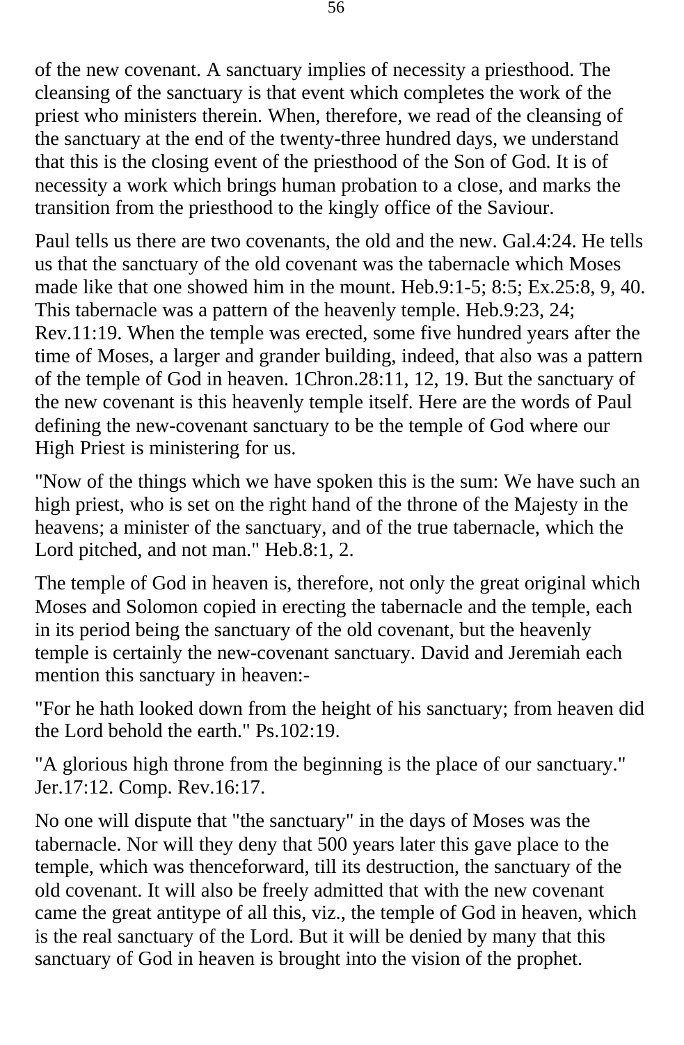of the new covenant. A sanctuary implies of necessity a priesthood. The cleansing of the sanctuary is that event which completes the work of the priest who ministers therein. When, therefore, we read of the cleansing of the sanctuary at the end of the twenty-three hundred days, we understand that this is the closing event of the priesthood of the Son of God. It is of necessity a work which brings human probation to a close, and marks the transition from the priesthood to the kingly office of the Saviour.

Paul tells us there are two covenants, the old and the new. Gal.4:24. He tells us that the sanctuary of the old covenant was the tabernacle which Moses made like that one showed him in the mount. Heb.9:1-5; 8:5; Ex.25:8, 9, 40. This tabernacle was a pattern of the heavenly temple. Heb.9:23, 24; Rev.11:19. When the temple was erected, some five hundred years after the time of Moses, a larger and grander building, indeed, that also was a pattern of the temple of God in heaven. 1Chron.28:11, 12, 19. But the sanctuary of the new covenant is this heavenly temple itself. Here are the words of Paul defining the new-covenant sanctuary to be the temple of God where our High Priest is ministering for us.

"Now of the things which we have spoken this is the sum: We have such an high priest, who is set on the right hand of the throne of the Majesty in the heavens; a minister of the sanctuary, and of the true tabernacle, which the Lord pitched, and not man." Heb.8:1, 2.

The temple of God in heaven is, therefore, not only the great original which Moses and Solomon copied in erecting the tabernacle and the temple, each in its period being the sanctuary of the old covenant, but the heavenly temple is certainly the new-covenant sanctuary. David and Jeremiah each mention this sanctuary in heaven:-

"For he hath looked down from the height of his sanctuary; from heaven did the Lord behold the earth." Ps.102:19.

"A glorious high throne from the beginning is the place of our sanctuary." Jer.17:12. Comp. Rev.16:17.

No one will dispute that "the sanctuary" in the days of Moses was the tabernacle. Nor will they deny that 500 years later this gave place to the temple, which was thenceforward, till its destruction, the sanctuary of the old covenant. It will also be freely admitted that with the new covenant came the great antitype of all this, viz., the temple of God in heaven, which is the real sanctuary of the Lord. But it will be denied by many that this sanctuary of God in heaven is brought into the vision of the prophet.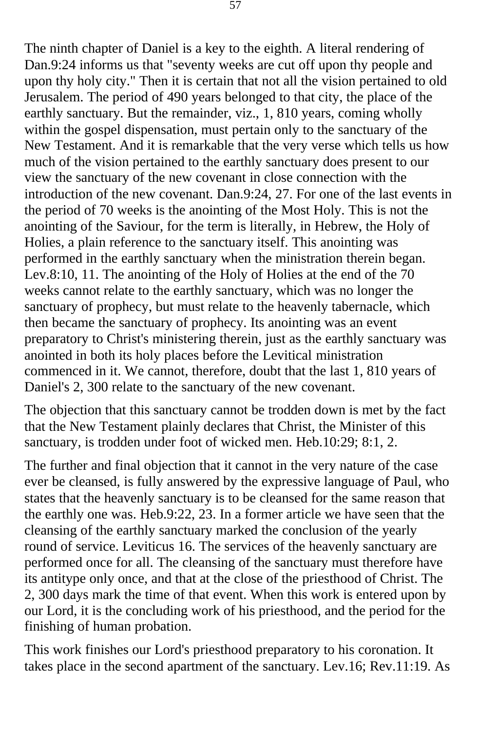The ninth chapter of Daniel is a key to the eighth. A literal rendering of Dan.9:24 informs us that "seventy weeks are cut off upon thy people and upon thy holy city." Then it is certain that not all the vision pertained to old Jerusalem. The period of 490 years belonged to that city, the place of the earthly sanctuary. But the remainder, viz., 1, 810 years, coming wholly within the gospel dispensation, must pertain only to the sanctuary of the New Testament. And it is remarkable that the very verse which tells us how much of the vision pertained to the earthly sanctuary does present to our view the sanctuary of the new covenant in close connection with the introduction of the new covenant. Dan.9:24, 27. For one of the last events in the period of 70 weeks is the anointing of the Most Holy. This is not the anointing of the Saviour, for the term is literally, in Hebrew, the Holy of Holies, a plain reference to the sanctuary itself. This anointing was performed in the earthly sanctuary when the ministration therein began. Lev.8:10, 11. The anointing of the Holy of Holies at the end of the 70 weeks cannot relate to the earthly sanctuary, which was no longer the sanctuary of prophecy, but must relate to the heavenly tabernacle, which then became the sanctuary of prophecy. Its anointing was an event preparatory to Christ's ministering therein, just as the earthly sanctuary was anointed in both its holy places before the Levitical ministration commenced in it. We cannot, therefore, doubt that the last 1, 810 years of Daniel's 2, 300 relate to the sanctuary of the new covenant.

The objection that this sanctuary cannot be trodden down is met by the fact that the New Testament plainly declares that Christ, the Minister of this sanctuary, is trodden under foot of wicked men. Heb.10:29; 8:1, 2.

The further and final objection that it cannot in the very nature of the case ever be cleansed, is fully answered by the expressive language of Paul, who states that the heavenly sanctuary is to be cleansed for the same reason that the earthly one was. Heb.9:22, 23. In a former article we have seen that the cleansing of the earthly sanctuary marked the conclusion of the yearly round of service. Leviticus 16. The services of the heavenly sanctuary are performed once for all. The cleansing of the sanctuary must therefore have its antitype only once, and that at the close of the priesthood of Christ. The 2, 300 days mark the time of that event. When this work is entered upon by our Lord, it is the concluding work of his priesthood, and the period for the finishing of human probation.

This work finishes our Lord's priesthood preparatory to his coronation. It takes place in the second apartment of the sanctuary. Lev.16; Rev.11:19. As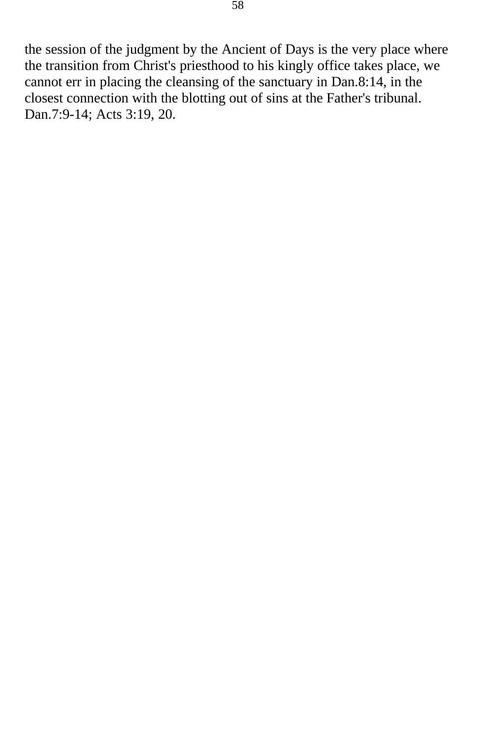the session of the judgment by the Ancient of Days is the very place where the transition from Christ's priesthood to his kingly office takes place, we cannot err in placing the cleansing of the sanctuary in Dan.8:14, in the closest connection with the blotting out of sins at the Father's tribunal. Dan.7:9-14; Acts 3:19, 20.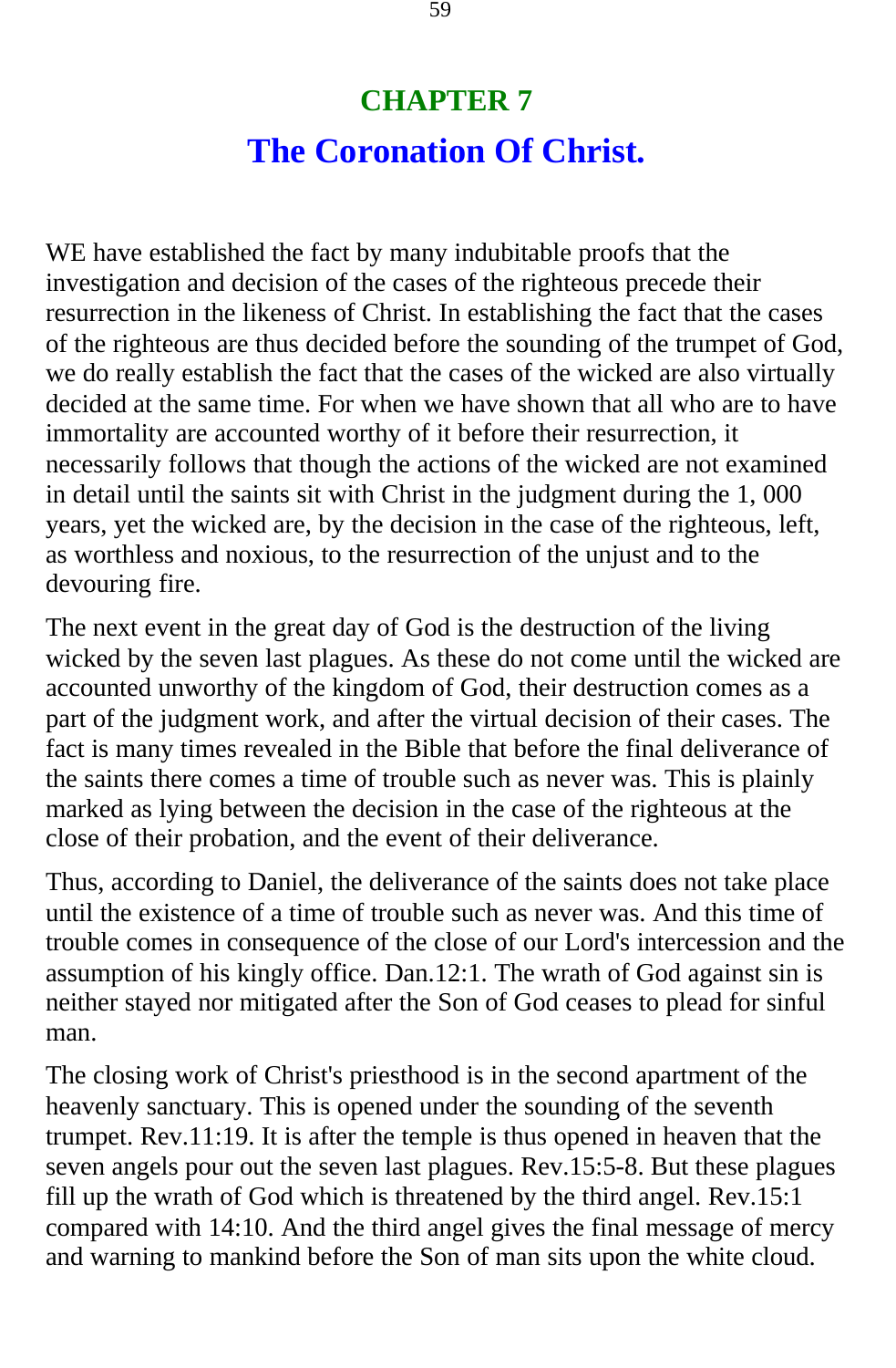# CHAPTER 7

## The Coronation Of Christ.

WE have established the fact by many indubitable proofs that the investigation and decision of the cases of the righteous precede their resurrection in the likeness of Christ. In establishing the fact that the cases of the righteous are thus decided before the sounding of the trumpet of God, we do really establish the fact that the cases of the wicked are also virtually decided at the same time. For when we have shown that all who are to have immortality are accounted worthy of it before their resurrection, it necessarily follows that though the actions of the wicked are not examined in detail until the saints sit with Christ in the judgment during the 1, 000 years, yet the wicked are, by the decision in the case of the righteous, left, as worthless and noxious, to the resurrection of the unjust and to the devouring fire.

The next event in the great day of God is the destruction of the living wicked by the seven last plagues. As these do not come until the wicked are accounted unworthy of the kingdom of God, their destruction comes as a part of the judgment work, and after the virtual decision of their cases. The fact is many times revealed in the Bible that before the final deliverance of the saints there comes a time of trouble such as never was. This is plainly marked as lying between the decision in the case of the righteous at the close of their probation, and the event of their deliverance.

Thus, according to Daniel, the deliverance of the saints does not take place until the existence of a time of trouble such as never was. And this time of trouble comes in consequence of the close of our Lord's intercession and the assumption of his kingly office. Dan.12:1. The wrath of God against sin is neither stayed nor mitigated after the Son of God ceases to plead for sinful man.

The closing work of Christ's priesthood is in the second apartment of the heavenly sanctuary. This is opened under the sounding of the seventh trumpet. Rev.11:19. It is after the temple is thus opened in heaven that the seven angels pour out the seven last plagues. Rev.15:5-8. But these plagues fill up the wrath of God which is threatened by the third angel. Rev.15:1 compared with 14:10. And the third angel gives the final message of mercy and warning to mankind before the Son of man sits upon the white cloud.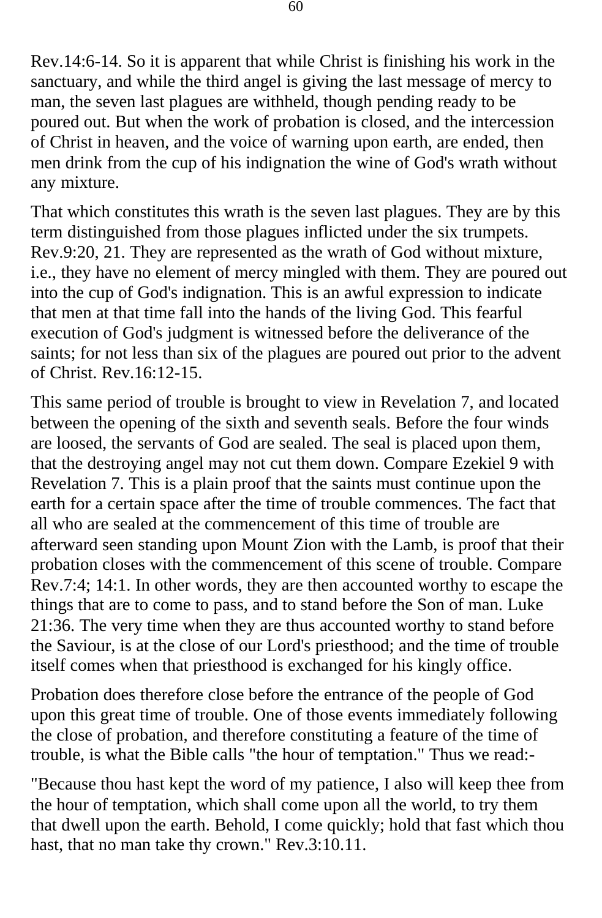Rev.14:6-14. So it is apparent that while Christ is finishing his work in the sanctuary, and while the third angel is giving the last message of mercy to man, the seven last plagues are withheld, though pending ready to be poured out. But when the work of probation is closed, and the intercession of Christ in heaven, and the voice of warning upon earth, are ended, then men drink from the cup of his indignation the wine of God's wrath without any mixture.

That which constitutes this wrath is the seven last plagues. They are by this term distinguished from those plagues inflicted under the six trumpets. Rev.9:20, 21. They are represented as the wrath of God without mixture, i.e., they have no element of mercy mingled with them. They are poured out into the cup of God's indignation. This is an awful expression to indicate that men at that time fall into the hands of the living God. This fearful execution of God's judgment is witnessed before the deliverance of the saints; for not less than six of the plagues are poured out prior to the advent of Christ. Rev.16:12-15.

This same period of trouble is brought to view in Revelation 7, and located between the opening of the sixth and seventh seals. Before the four winds are loosed, the servants of God are sealed. The seal is placed upon them, that the destroying angel may not cut them down. Compare Ezekiel 9 with Revelation 7. This is a plain proof that the saints must continue upon the earth for a certain space after the time of trouble commences. The fact that all who are sealed at the commencement of this time of trouble are afterward seen standing upon Mount Zion with the Lamb, is proof that their probation closes with the commencement of this scene of trouble. Compare Rev.7:4; 14:1. In other words, they are then accounted worthy to escape the things that are to come to pass, and to stand before the Son of man. Luke 21:36. The very time when they are thus accounted worthy to stand before the Saviour, is at the close of our Lord's priesthood; and the time of trouble itself comes when that priesthood is exchanged for his kingly office.

Probation does therefore close before the entrance of the people of God upon this great time of trouble. One of those events immediately following the close of probation, and therefore constituting a feature of the time of trouble, is what the Bible calls "the hour of temptation." Thus we read:-

"Because thou hast kept the word of my patience, I also will keep thee from the hour of temptation, which shall come upon all the world, to try them that dwell upon the earth. Behold, I come quickly; hold that fast which thou hast, that no man take thy crown." Rev.3:10.11.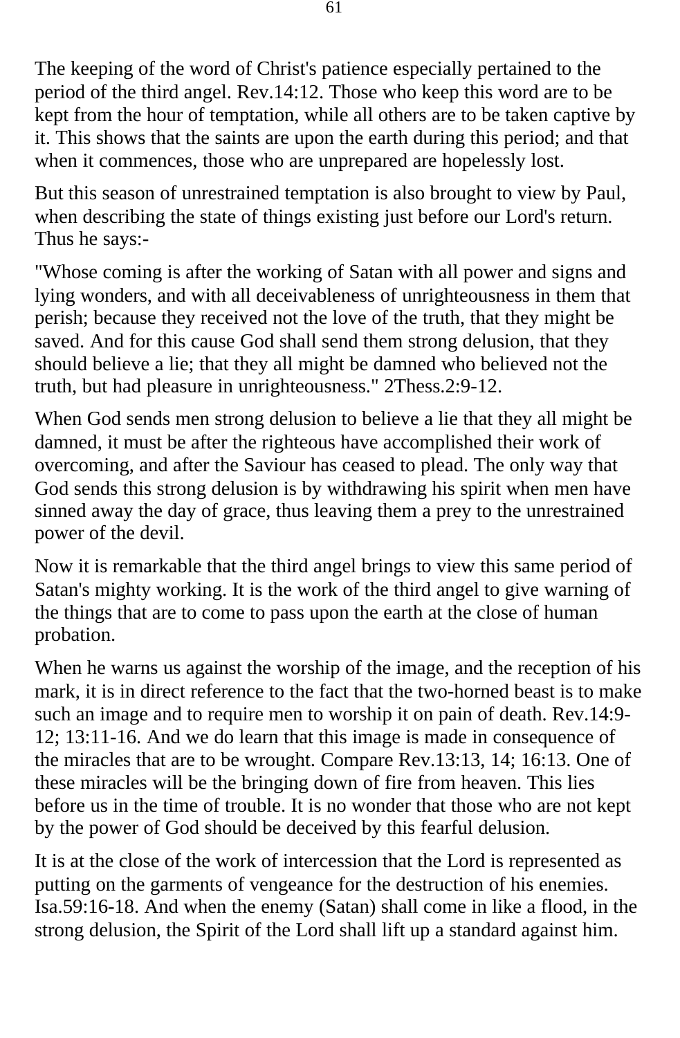The keeping of the word of Christ's patience especially pertained to the period of the third angel. Rev.14:12. Those who keep this word are to be kept from the hour of temptation, while all others are to be taken captive by it. This shows that the saints are upon the earth during this period; and that when it commences, those who are unprepared are hopelessly lost.

But this season of unrestrained temptation is also brought to view by Paul, when describing the state of things existing just before our Lord's return. Thus he says:-

"Whose coming is after the working of Satan with all power and signs and lying wonders, and with all deceivableness of unrighteousness in them that perish; because they received not the love of the truth, that they might be saved. And for this cause God shall send them strong delusion, that they should believe a lie; that they all might be damned who believed not the truth, but had pleasure in unrighteousness." 2Thess.2:9-12.

When God sends men strong delusion to believe a lie that they all might be damned, it must be after the righteous have accomplished their work of overcoming, and after the Saviour has ceased to plead. The only way that God sends this strong delusion is by withdrawing his spirit when men have sinned away the day of grace, thus leaving them a prey to the unrestrained power of the devil.

Now it is remarkable that the third angel brings to view this same period of Satan's mighty working. It is the work of the third angel to give warning of the things that are to come to pass upon the earth at the close of human probation.

When he warns us against the worship of the image, and the reception of his mark, it is in direct reference to the fact that the two-horned beast is to make such an image and to require men to worship it on pain of death. Rev.14:9-12; 13:11-16. And we do learn that this image is made in consequence of the miracles that are to be wrought. Compare Rev.13:13, 14; 16:13. One of these miracles will be the bringing down of fire from heaven. This lies before us in the time of trouble. It is no wonder that those who are not kept by the power of God should be deceived by this fearful delusion.

It is at the close of the work of intercession that the Lord is represented as putting on the garments of vengeance for the destruction of his enemies. Isa.59:16-18. And when the enemy (Satan) shall come in like a flood, in the strong delusion, the Spirit of the Lord shall lift up a standard against him.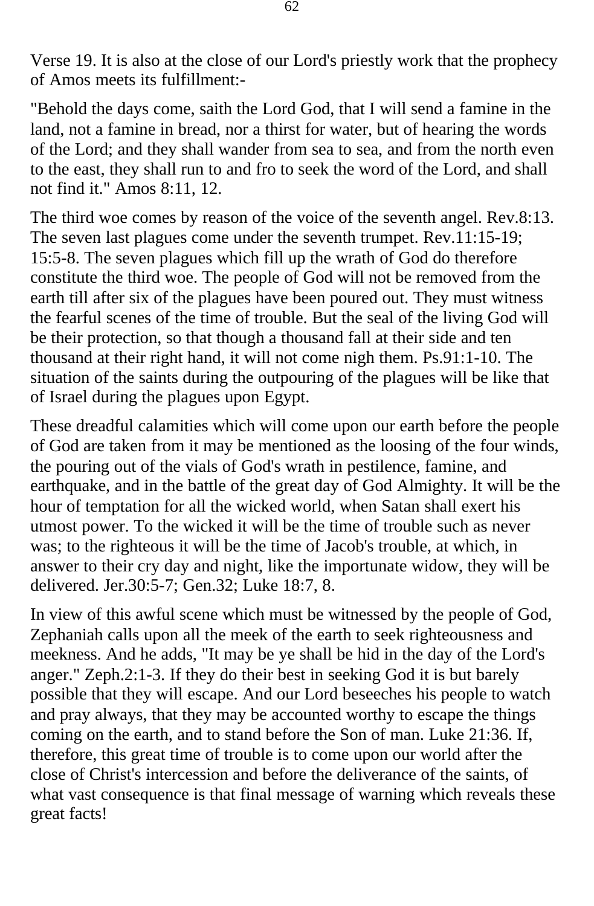Verse 19. It is also at the close of our Lord's priestly work that the prophecy of Amos meets its fulfillment:-

"Behold the days come, saith the Lord God, that I will send a famine in the land, not a famine in bread, nor a thirst for water, but of hearing the words of the Lord; and they shall wander from sea to sea, and from the north even to the east, they shall run to and fro to seek the word of the Lord, and shall not find it." Amos 8:11, 12.

The third woe comes by reason of the voice of the seventh angel. Rev.8:13. The seven last plagues come under the seventh trumpet. Rev.11:15-19; 15:5-8. The seven plagues which fill up the wrath of God do therefore constitute the third woe. The people of God will not be removed from the earth till after six of the plagues have been poured out. They must witness the fearful scenes of the time of trouble. But the seal of the living God will be their protection, so that though a thousand fall at their side and ten thousand at their right hand, it will not come nigh them. Ps.91:1-10. The situation of the saints during the outpouring of the plagues will be like that of Israel during the plagues upon Egypt.

These dreadful calamities which will come upon our earth before the people of God are taken from it may be mentioned as the loosing of the four winds, the pouring out of the vials of God's wrath in pestilence, famine, and earthquake, and in the battle of the great day of God Almighty. It will be the hour of temptation for all the wicked world, when Satan shall exert his utmost power. To the wicked it will be the time of trouble such as never was; to the righteous it will be the time of Jacob's trouble, at which, in answer to their cry day and night, like the importunate widow, they will be delivered. Jer.30:5-7; Gen.32; Luke 18:7, 8.

In view of this awful scene which must be witnessed by the people of God, Zephaniah calls upon all the meek of the earth to seek righteousness and meekness. And he adds, "It may be ye shall be hid in the day of the Lord's anger." Zeph.2:1-3. If they do their best in seeking God it is but barely possible that they will escape. And our Lord beseeches his people to watch and pray always, that they may be accounted worthy to escape the things coming on the earth, and to stand before the Son of man. Luke 21:36. If, therefore, this great time of trouble is to come upon our world after the close of Christ's intercession and before the deliverance of the saints, of what vast consequence is that final message of warning which reveals these great facts!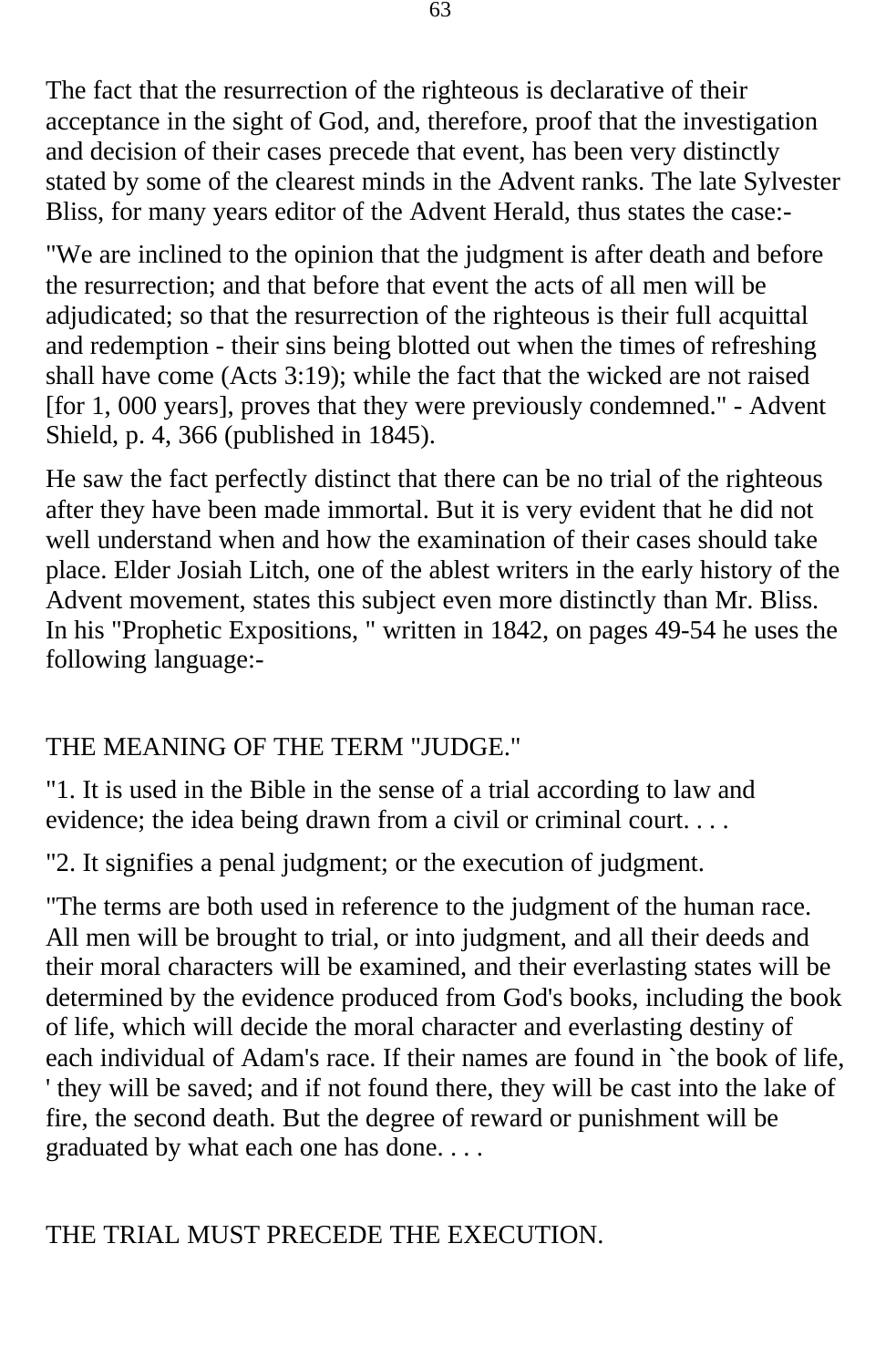The fact that the resurrection of the righteous is declarative of their acceptance in the sight of God, and, therefore, proof that the investigation and decision of their cases precede that event, has been very distinctly stated by some of the clearest minds in the Advent ranks. The late Sylvester Bliss, for many years editor of the Advent Herald, thus states the case:-

"We are inclined to the opinion that the judgment is after death and before the resurrection; and that before that event the acts of all men will be adjudicated; so that the resurrection of the righteous is their full acquittal and redemption - their sins being blotted out when the times of refreshing shall have come (Acts 3:19); while the fact that the wicked are not raised [for 1, 000 years], proves that they were previously condemned." - Advent Shield, p. 4, 366 (published in 1845).

He saw the fact perfectly distinct that there can be no trial of the righteous after they have been made immortal. But it is very evident that he did not well understand when and how the examination of their cases should take place. Elder Josiah Litch, one of the ablest writers in the early history of the Advent movement, states this subject even more distinctly than Mr. Bliss. In his "Prophetic Expositions, " written in 1842, on pages 49-54 he uses the following language:-

THE MEANING OF THE TERM "JUDGE."

"1. It is used in the Bible in the sense of a trial according to law and evidence; the idea being drawn from a civil or criminal court. . . .

"2. It signifies a penal judgment; or the execution of judgment.

"The terms are both used in reference to the judgment of the human race. All men will be brought to trial, or into judgment, and all their deeds and their moral characters will be examined, and their everlasting states will be determined by the evidence produced from God's books, including the book of life, which will decide the moral character and everlasting destiny of each individual of Adam's race. If their names are found in `the book of life, ' they will be saved; and if not found there, they will be cast into the lake of fire, the second death. But the degree of reward or punishment will be graduated by what each one has done. . . .

THE TRIAL MUST PRECEDE THE EXECUTION.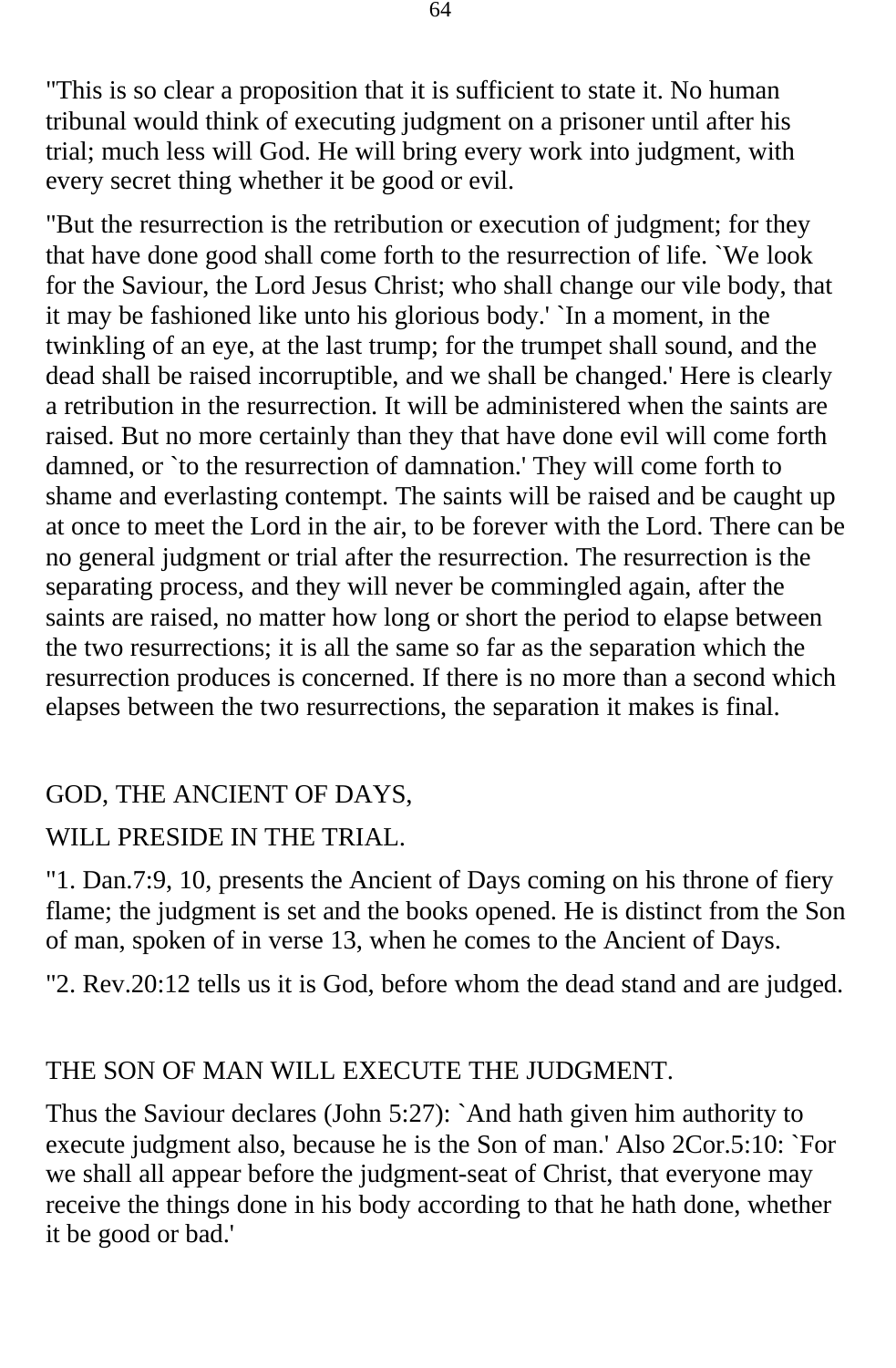"This is so clear a proposition that it is sufficient to state it. No human tribunal would think of executing judgment on a prisoner until after his trial; much less will God. He will bring every work into judgment, with every secret thing whether it be good or evil.

"But the resurrection is the retribution or execution of judgment; for they that have done good shall come forth to the resurrection of life. `We look for the Saviour, the Lord Jesus Christ; who shall change our vile body, that it may be fashioned like unto his glorious body.' `In a moment, in the twinkling of an eye, at the last trump; for the trumpet shall sound, and the dead shall be raised incorruptible, and we shall be changed.' Here is clearly a retribution in the resurrection. It will be administered when the saints are raised. But no more certainly than they that have done evil will come forth damned, or `to the resurrection of damnation.' They will come forth to shame and everlasting contempt. The saints will be raised and be caught up at once to meet the Lord in the air, to be forever with the Lord. There can be no general judgment or trial after the resurrection. The resurrection is the separating process, and they will never be commingled again, after the saints are raised, no matter how long or short the period to elapse between the two resurrections; it is all the same so far as the separation which the resurrection produces is concerned. If there is no more than a second which elapses between the two resurrections, the separation it makes is final.

GOD, THE ANCIENT OF DAYS,

WILL PRESIDE IN THE TRIAL.

"1. Dan.7:9, 10, presents the Ancient of Days coming on his throne of fiery flame; the judgment is set and the books opened. He is distinct from the Son of man, spoken of in verse 13, when he comes to the Ancient of Days.

"2. Rev.20:12 tells us it is God, before whom the dead stand and are judged.

THE SON OF MAN WILL EXECUTE THE JUDGMENT.

Thus the Saviour declares (John 5:27): `And hath given him authority to execute judgment also, because he is the Son of man.' Also 2Cor.5:10: `For we shall all appear before the judgment-seat of Christ, that everyone may receive the things done in his body according to that he hath done, whether it be good or bad.'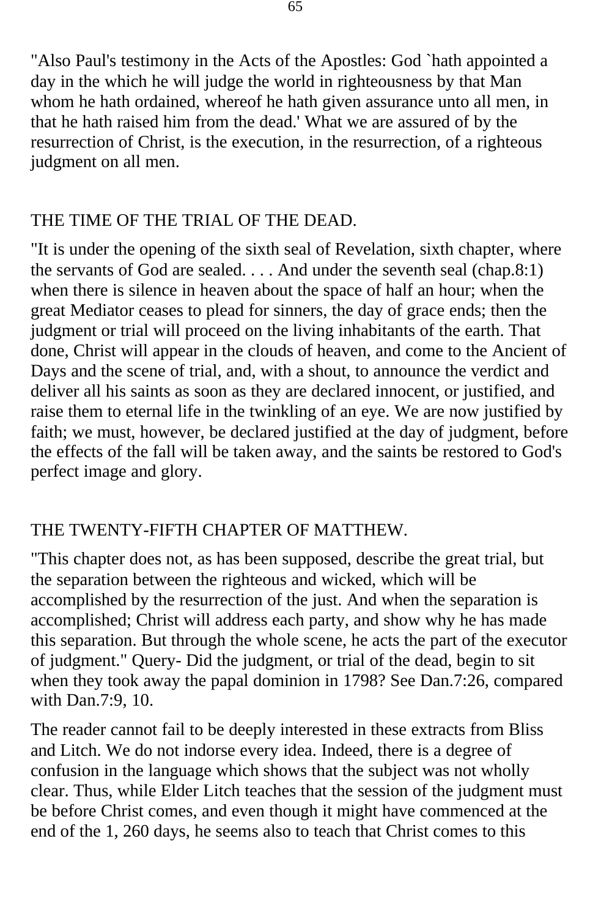"Also Paul's testimony in the Acts of the Apostles: God `hath appointed a day in the which he will judge the world in righteousness by that Man whom he hath ordained, whereof he hath given assurance unto all men, in that he hath raised him from the dead.' What we are assured of by the resurrection of Christ, is the execution, in the resurrection, of a righteous judgment on all men.

## THE TIME OF THE TRIAL OF THE DEAD.

"It is under the opening of the sixth seal of Revelation, sixth chapter, where the servants of God are sealed. . . . And under the seventh seal (chap.8:1) when there is silence in heaven about the space of half an hour; when the great Mediator ceases to plead for sinners, the day of grace ends; then the judgment or trial will proceed on the living inhabitants of the earth. That done, Christ will appear in the clouds of heaven, and come to the Ancient of Days and the scene of trial, and, with a shout, to announce the verdict and deliver all his saints as soon as they are declared innocent, or justified, and raise them to eternal life in the twinkling of an eye. We are now justified by faith; we must, however, be declared justified at the day of judgment, before the effects of the fall will be taken away, and the saints be restored to God's perfect image and glory.

## THE TWENTY-FIFTH CHAPTER OF MATTHEW.

"This chapter does not, as has been supposed, describe the great trial, but the separation between the righteous and wicked, which will be accomplished by the resurrection of the just. And when the separation is accomplished; Christ will address each party, and show why he has made this separation. But through the whole scene, he acts the part of the executor of judgment." Query- Did the judgment, or trial of the dead, begin to sit when they took away the papal dominion in 1798? See Dan.7:26, compared with Dan.7:9, 10.

The reader cannot fail to be deeply interested in these extracts from Bliss and Litch. We do not indorse every idea. Indeed, there is a degree of confusion in the language which shows that the subject was not wholly clear. Thus, while Elder Litch teaches that the session of the judgment must be before Christ comes, and even though it might have commenced at the end of the 1, 260 days, he seems also to teach that Christ comes to this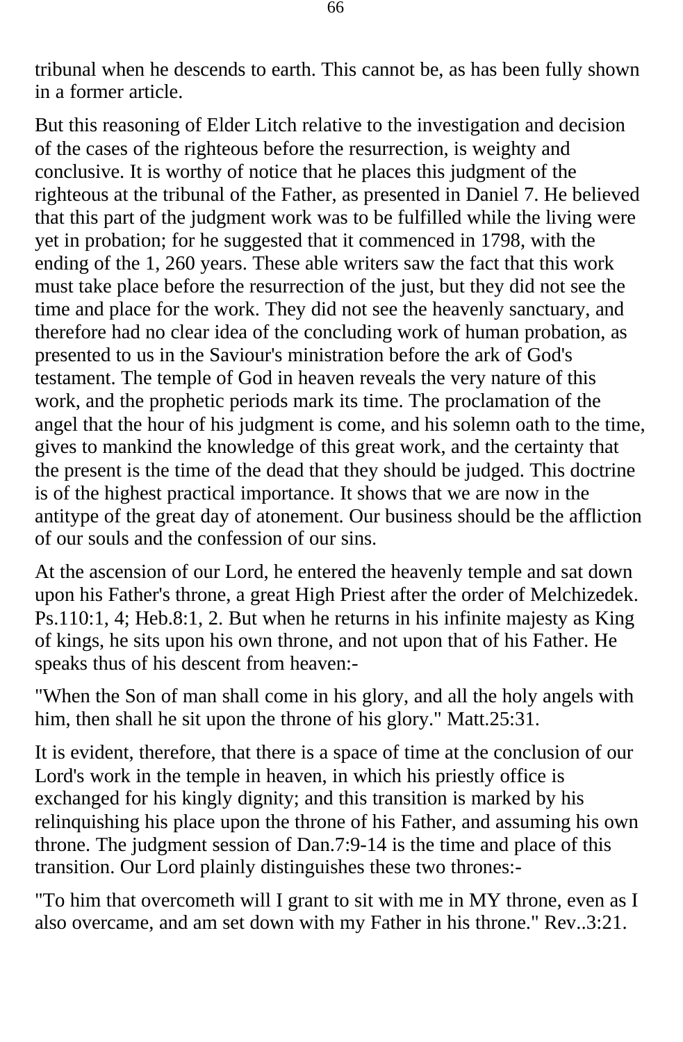tribunal when he descends to earth. This cannot be, as has been fully shown in a former article.

But this reasoning of Elder Litch relative to the investigation and decision of the cases of the righteous before the resurrection, is weighty and conclusive. It is worthy of notice that he places this judgment of the righteous at the tribunal of the Father, as presented in Daniel 7. He believed that this part of the judgment work was to be fulfilled while the living were yet in probation; for he suggested that it commenced in 1798, with the ending of the 1, 260 years. These able writers saw the fact that this work must take place before the resurrection of the just, but they did not see the time and place for the work. They did not see the heavenly sanctuary, and therefore had no clear idea of the concluding work of human probation, as presented to us in the Saviour's ministration before the ark of God's testament. The temple of God in heaven reveals the very nature of this work, and the prophetic periods mark its time. The proclamation of the angel that the hour of his judgment is come, and his solemn oath to the time, gives to mankind the knowledge of this great work, and the certainty that the present is the time of the dead that they should be judged. This doctrine is of the highest practical importance. It shows that we are now in the antitype of the great day of atonement. Our business should be the affliction of our souls and the confession of our sins.

At the ascension of our Lord, he entered the heavenly temple and sat down upon his Father's throne, a great High Priest after the order of Melchizedek. Ps.110:1, 4; Heb.8:1, 2. But when he returns in his infinite majesty as King of kings, he sits upon his own throne, and not upon that of his Father. He speaks thus of his descent from heaven:-

"When the Son of man shall come in his glory, and all the holy angels with him, then shall he sit upon the throne of his glory." Matt.25:31.

It is evident, therefore, that there is a space of time at the conclusion of our Lord's work in the temple in heaven, in which his priestly office is exchanged for his kingly dignity; and this transition is marked by his relinquishing his place upon the throne of his Father, and assuming his own throne. The judgment session of Dan.7:9-14 is the time and place of this transition. Our Lord plainly distinguishes these two thrones:-

"To him that overcometh will I grant to sit with me in MY throne, even as I also overcame, and am set down with my Father in his throne." Rev..3:21.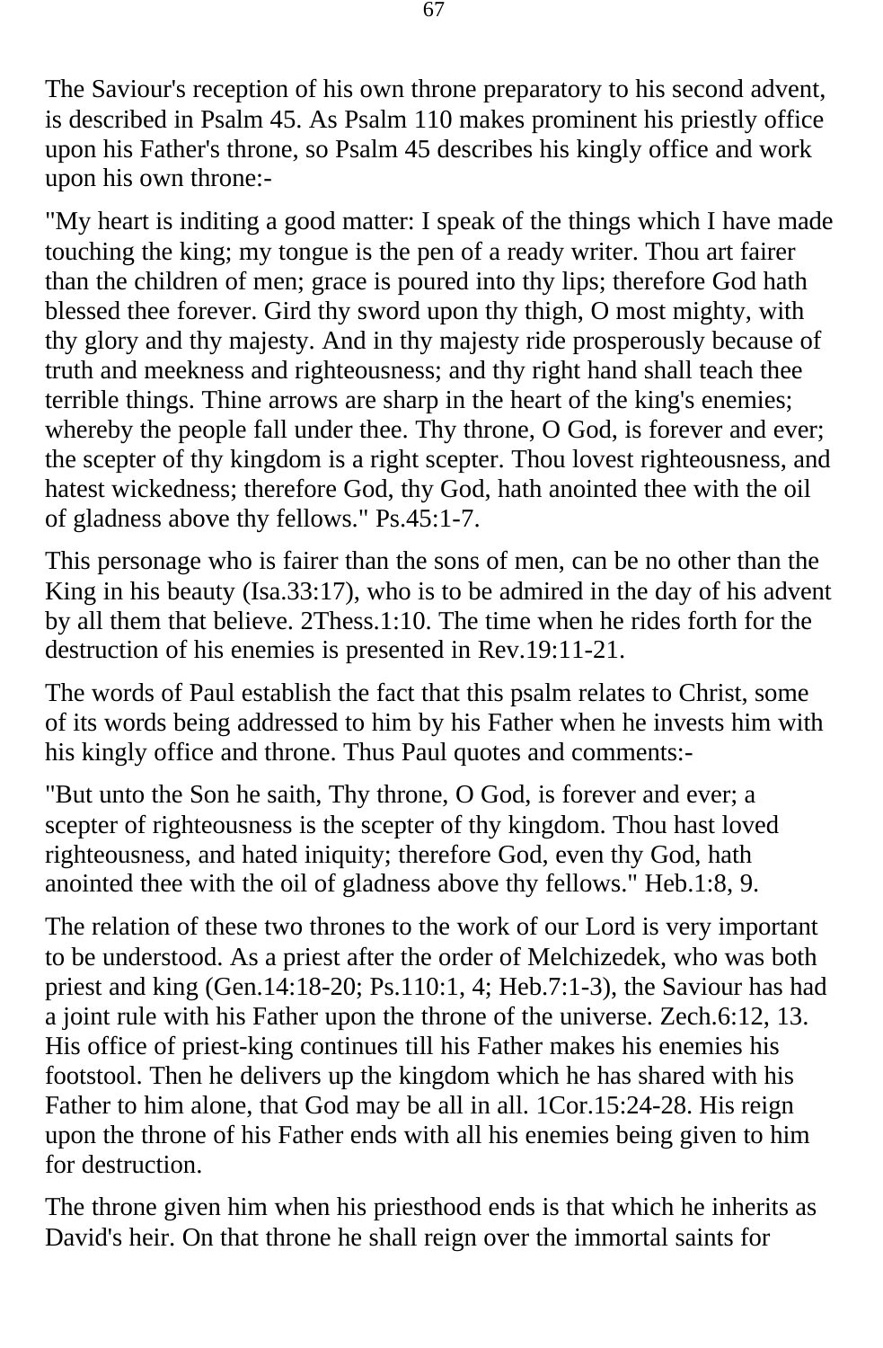The Saviour's reception of his own throne preparatory to his second advent, is described in Psalm 45. As Psalm 110 makes prominent his priestly office upon his Father's throne, so Psalm 45 describes his kingly office and work upon his own throne:-

"My heart is inditing a good matter: I speak of the things which I have made touching the king; my tongue is the pen of a ready writer. Thou art fairer than the children of men; grace is poured into thy lips; therefore God hath blessed thee forever. Gird thy sword upon thy thigh, O most mighty, with thy glory and thy majesty. And in thy majesty ride prosperously because of truth and meekness and righteousness; and thy right hand shall teach thee terrible things. Thine arrows are sharp in the heart of the king's enemies; whereby the people fall under thee. Thy throne, O God, is forever and ever; the scepter of thy kingdom is a right scepter. Thou lovest righteousness, and hatest wickedness; therefore God, thy God, hath anointed thee with the oil of gladness above thy fellows." Ps.45:1-7.

This personage who is fairer than the sons of men, can be no other than the King in his beauty (Isa.33:17), who is to be admired in the day of his advent by all them that believe. 2Thess.1:10. The time when he rides forth for the destruction of his enemies is presented in Rev.19:11-21.

The words of Paul establish the fact that this psalm relates to Christ, some of its words being addressed to him by his Father when he invests him with his kingly office and throne. Thus Paul quotes and comments:-

"But unto the Son he saith, Thy throne, O God, is forever and ever; a scepter of righteousness is the scepter of thy kingdom. Thou hast loved righteousness, and hated iniquity; therefore God, even thy God, hath anointed thee with the oil of gladness above thy fellows." Heb.1:8, 9.

The relation of these two thrones to the work of our Lord is very important to be understood. As a priest after the order of Melchizedek, who was both priest and king (Gen.14:18-20; Ps.110:1, 4; Heb.7:1-3), the Saviour has had a joint rule with his Father upon the throne of the universe. Zech.6:12, 13. His office of priest-king continues till his Father makes his enemies his footstool. Then he delivers up the kingdom which he has shared with his Father to him alone, that God may be all in all. 1Cor.15:24-28. His reign upon the throne of his Father ends with all his enemies being given to him for destruction.

The throne given him when his priesthood ends is that which he inherits as David's heir. On that throne he shall reign over the immortal saints for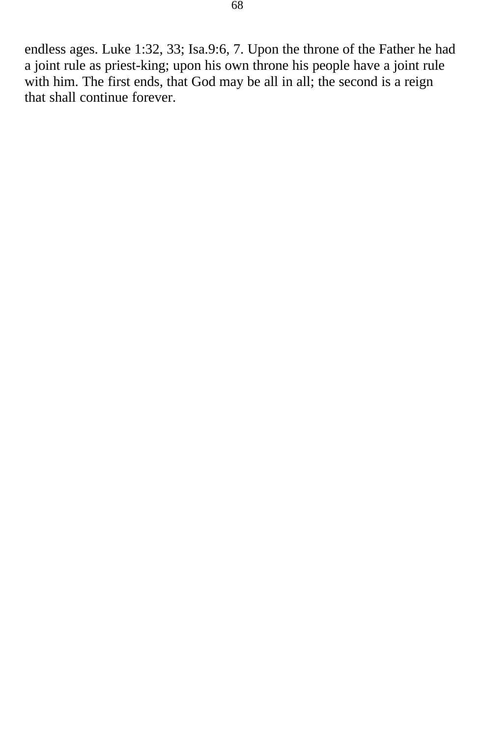endless ages. Luke 1:32, 33; Isa.9:6, 7. Upon the throne of the Father he had a joint rule as priest-king; upon his own throne his people have a joint rule with him. The first ends, that God may be all in all; the second is a reign that shall continue forever.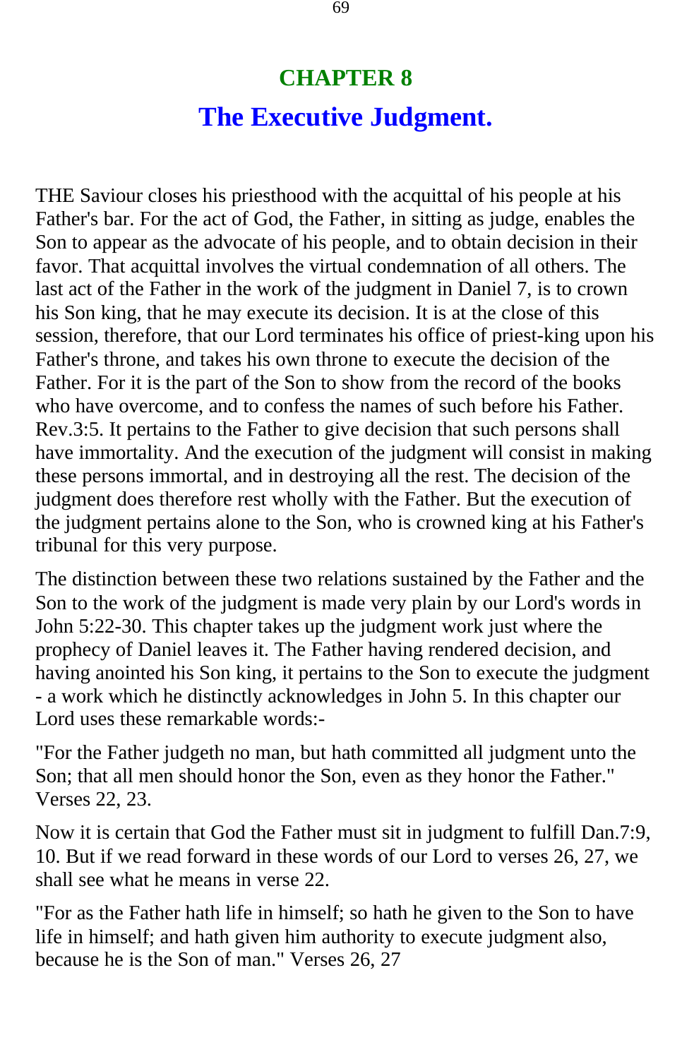# CHAPTER 8

## The Executive Judgment.

THE Saviour closes his priesthood with the acquittal of his people at his Father's bar. For the act of God, the Father, in sitting as judge, enables the Son to appear as the advocate of his people, and to obtain decision in their favor. That acquittal involves the virtual condemnation of all others. The last act of the Father in the work of the judgment in Daniel 7, is to crown his Son king, that he may execute its decision. It is at the close of this session, therefore, that our Lord terminates his office of priest-king upon his Father's throne, and takes his own throne to execute the decision of the Father. For it is the part of the Son to show from the record of the books who have overcome, and to confess the names of such before his Father. Rev.3:5. It pertains to the Father to give decision that such persons shall have immortality. And the execution of the judgment will consist in making these persons immortal, and in destroying all the rest. The decision of the judgment does therefore rest wholly with the Father. But the execution of the judgment pertains alone to the Son, who is crowned king at his Father's tribunal for this very purpose.

The distinction between these two relations sustained by the Father and the Son to the work of the judgment is made very plain by our Lord's words in John 5:22-30. This chapter takes up the judgment work just where the prophecy of Daniel leaves it. The Father having rendered decision, and having anointed his Son king, it pertains to the Son to execute the judgment - a work which he distinctly acknowledges in John 5. In this chapter our Lord uses these remarkable words:-

"For the Father judgeth no man, but hath committed all judgment unto the Son; that all men should honor the Son, even as they honor the Father." Verses 22, 23.

Now it is certain that God the Father must sit in judgment to fulfill Dan.7:9, 10. But if we read forward in these words of our Lord to verses 26, 27, we shall see what he means in verse 22.

"For as the Father hath life in himself; so hath he given to the Son to have life in himself; and hath given him authority to execute judgment also, because he is the Son of man." Verses 26, 27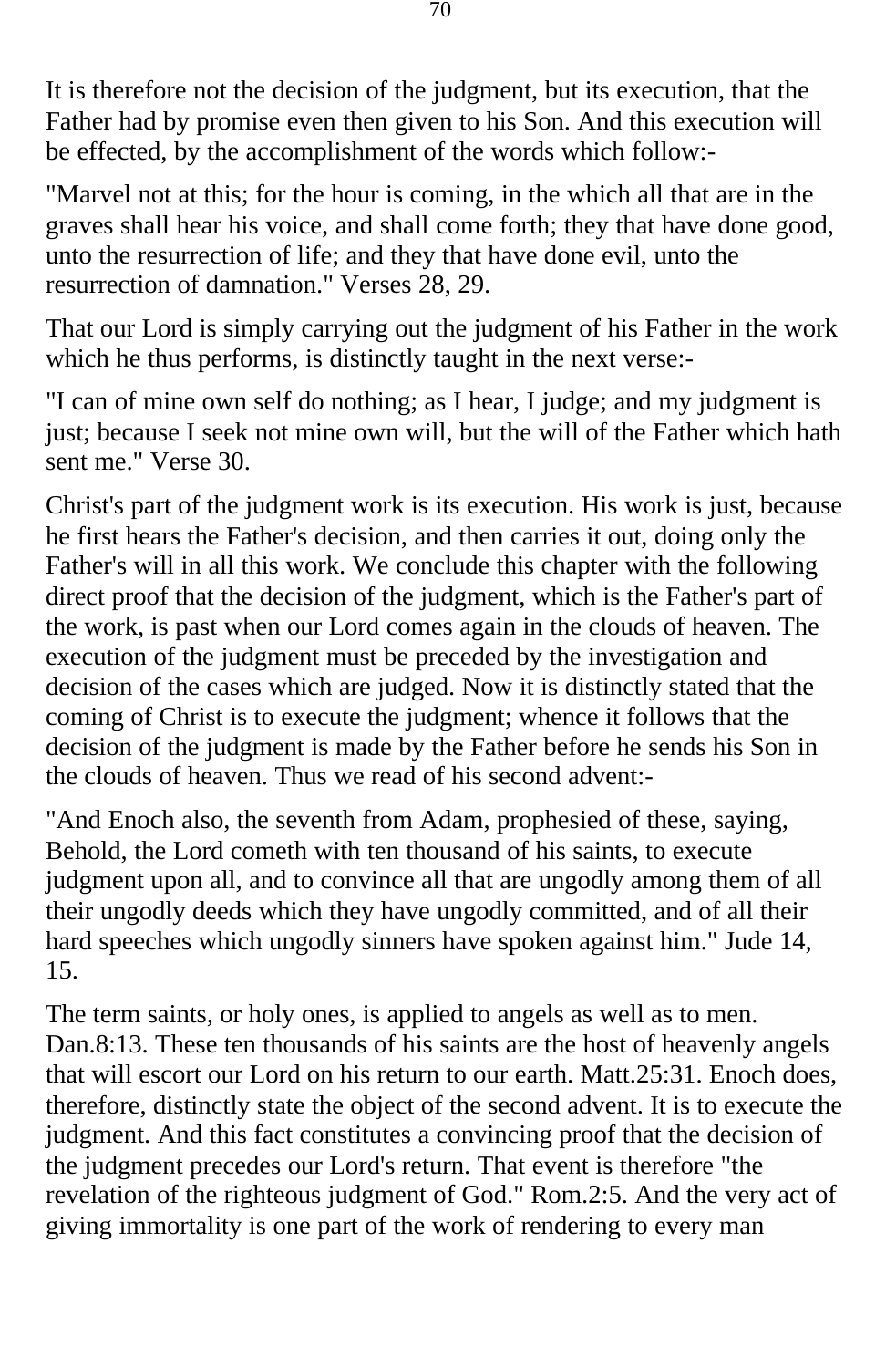It is therefore not the decision of the judgment, but its execution, that the Father had by promise even then given to his Son. And this execution will be effected, by the accomplishment of the words which follow:-

"Marvel not at this; for the hour is coming, in the which all that are in the graves shall hear his voice, and shall come forth; they that have done good, unto the resurrection of life; and they that have done evil, unto the resurrection of damnation." Verses 28, 29.

That our Lord is simply carrying out the judgment of his Father in the work which he thus performs, is distinctly taught in the next verse:-

"I can of mine own self do nothing; as I hear, I judge; and my judgment is just; because I seek not mine own will, but the will of the Father which hath sent me." Verse 30.

Christ's part of the judgment work is its execution. His work is just, because he first hears the Father's decision, and then carries it out, doing only the Father's will in all this work. We conclude this chapter with the following direct proof that the decision of the judgment, which is the Father's part of the work, is past when our Lord comes again in the clouds of heaven. The execution of the judgment must be preceded by the investigation and decision of the cases which are judged. Now it is distinctly stated that the coming of Christ is to execute the judgment; whence it follows that the decision of the judgment is made by the Father before he sends his Son in the clouds of heaven. Thus we read of his second advent:-

"And Enoch also, the seventh from Adam, prophesied of these, saying, Behold, the Lord cometh with ten thousand of his saints, to execute judgment upon all, and to convince all that are ungodly among them of all their ungodly deeds which they have ungodly committed, and of all their hard speeches which ungodly sinners have spoken against him." Jude 14, 15.

The term saints, or holy ones, is applied to angels as well as to men. Dan.8:13. These ten thousands of his saints are the host of heavenly angels that will escort our Lord on his return to our earth. Matt.25:31. Enoch does, therefore, distinctly state the object of the second advent. It is to execute the judgment. And this fact constitutes a convincing proof that the decision of the judgment precedes our Lord's return. That event is therefore "the revelation of the righteous judgment of God." Rom.2:5. And the very act of giving immortality is one part of the work of rendering to every man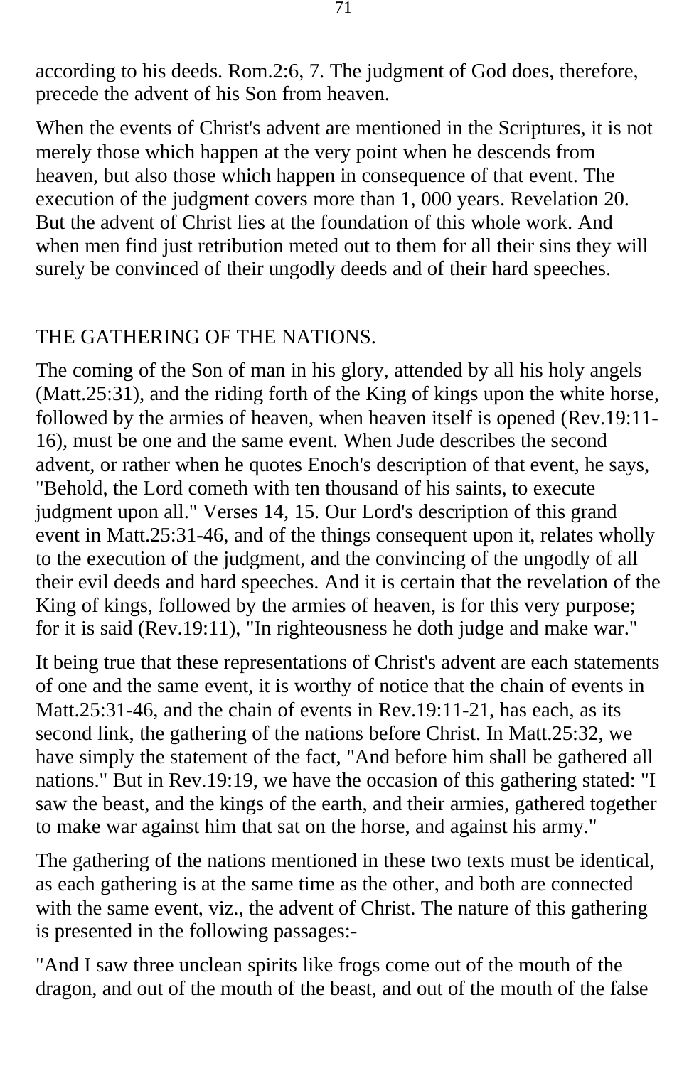according to his deeds. Rom.2:6, 7. The judgment of God does, therefore, precede the advent of his Son from heaven.

When the events of Christ's advent are mentioned in the Scriptures, it is not merely those which happen at the very point when he descends from heaven, but also those which happen in consequence of that event. The execution of the judgment covers more than 1, 000 years. Revelation 20. But the advent of Christ lies at the foundation of this whole work. And when men find just retribution meted out to them for all their sins they will surely be convinced of their ungodly deeds and of their hard speeches.

## THE GATHERING OF THE NATIONS.

The coming of the Son of man in his glory, attended by all his holy angels (Matt.25:31), and the riding forth of the King of kings upon the white horse, followed by the armies of heaven, when heaven itself is opened (Rev.19:11-16), must be one and the same event. When Jude describes the second advent, or rather when he quotes Enoch's description of that event, he says, "Behold, the Lord cometh with ten thousand of his saints, to execute judgment upon all." Verses 14, 15. Our Lord's description of this grand event in Matt.25:31-46, and of the things consequent upon it, relates wholly to the execution of the judgment, and the convincing of the ungodly of all their evil deeds and hard speeches. And it is certain that the revelation of the King of kings, followed by the armies of heaven, is for this very purpose; for it is said (Rev.19:11), "In righteousness he doth judge and make war."

It being true that these representations of Christ's advent are each statements of one and the same event, it is worthy of notice that the chain of events in Matt.25:31-46, and the chain of events in Rev.19:11-21, has each, as its second link, the gathering of the nations before Christ. In Matt.25:32, we have simply the statement of the fact, "And before him shall be gathered all nations." But in Rev.19:19, we have the occasion of this gathering stated: "I saw the beast, and the kings of the earth, and their armies, gathered together to make war against him that sat on the horse, and against his army."

The gathering of the nations mentioned in these two texts must be identical, as each gathering is at the same time as the other, and both are connected with the same event, viz., the advent of Christ. The nature of this gathering is presented in the following passages:-

"And I saw three unclean spirits like frogs come out of the mouth of the dragon, and out of the mouth of the beast, and out of the mouth of the false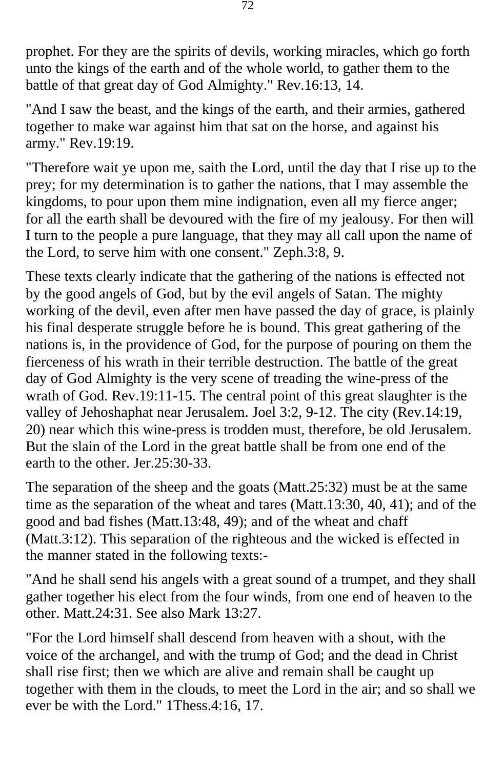prophet. For they are the spirits of devils, working miracles, which go forth unto the kings of the earth and of the whole world, to gather them to the battle of that great day of God Almighty." Rev.16:13, 14.

"And I saw the beast, and the kings of the earth, and their armies, gathered together to make war against him that sat on the horse, and against his army." Rev.19:19.

"Therefore wait ye upon me, saith the Lord, until the day that I rise up to the prey; for my determination is to gather the nations, that I may assemble the kingdoms, to pour upon them mine indignation, even all my fierce anger; for all the earth shall be devoured with the fire of my jealousy. For then will I turn to the people a pure language, that they may all call upon the name of the Lord, to serve him with one consent." Zeph.3:8, 9.

These texts clearly indicate that the gathering of the nations is effected not by the good angels of God, but by the evil angels of Satan. The mighty working of the devil, even after men have passed the day of grace, is plainly his final desperate struggle before he is bound. This great gathering of the nations is, in the providence of God, for the purpose of pouring on them the fierceness of his wrath in their terrible destruction. The battle of the great day of God Almighty is the very scene of treading the wine-press of the wrath of God. Rev.19:11-15. The central point of this great slaughter is the valley of Jehoshaphat near Jerusalem. Joel 3:2, 9-12. The city (Rev.14:19, 20) near which this wine-press is trodden must, therefore, be old Jerusalem. But the slain of the Lord in the great battle shall be from one end of the earth to the other. Jer.25:30-33.

The separation of the sheep and the goats (Matt.25:32) must be at the same time as the separation of the wheat and tares (Matt.13:30, 40, 41); and of the good and bad fishes (Matt.13:48, 49); and of the wheat and chaff (Matt.3:12). This separation of the righteous and the wicked is effected in the manner stated in the following texts:-

"And he shall send his angels with a great sound of a trumpet, and they shall gather together his elect from the four winds, from one end of heaven to the other. Matt.24:31. See also Mark 13:27.

"For the Lord himself shall descend from heaven with a shout, with the voice of the archangel, and with the trump of God; and the dead in Christ shall rise first; then we which are alive and remain shall be caught up together with them in the clouds, to meet the Lord in the air; and so shall we ever be with the Lord." 1Thess.4:16, 17.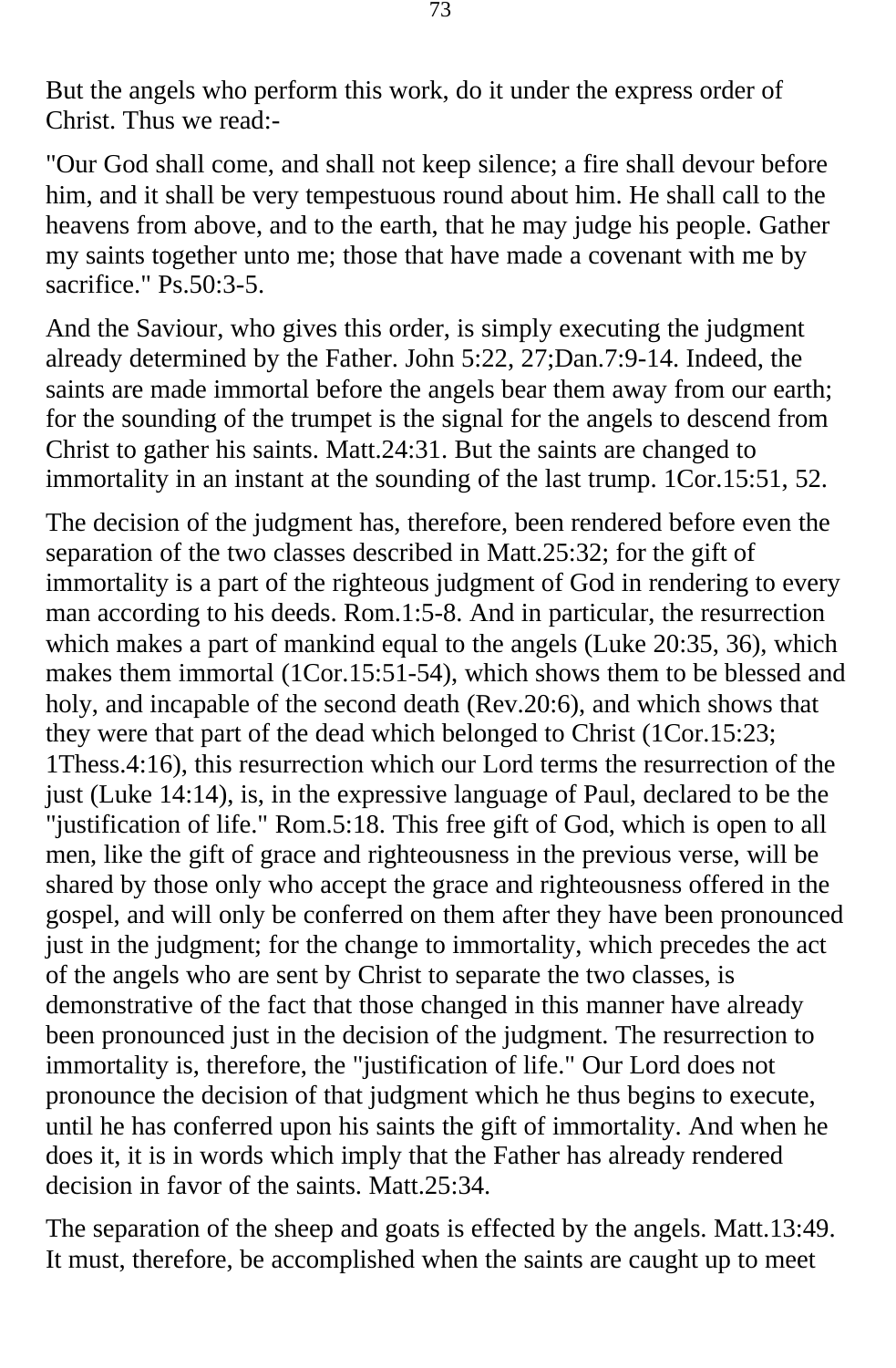But the angels who perform this work, do it under the express order of Christ. Thus we read:-

"Our God shall come, and shall not keep silence; a fire shall devour before him, and it shall be very tempestuous round about him. He shall call to the heavens from above, and to the earth, that he may judge his people. Gather my saints together unto me; those that have made a covenant with me by sacrifice." Ps.50:3-5.

And the Saviour, who gives this order, is simply executing the judgment already determined by the Father. John 5:22, 27;Dan.7:9-14. Indeed, the saints are made immortal before the angels bear them away from our earth; for the sounding of the trumpet is the signal for the angels to descend from Christ to gather his saints. Matt.24:31. But the saints are changed to immortality in an instant at the sounding of the last trump. 1Cor.15:51, 52.

The decision of the judgment has, therefore, been rendered before even the separation of the two classes described in Matt.25:32; for the gift of immortality is a part of the righteous judgment of God in rendering to every man according to his deeds. Rom.1:5-8. And in particular, the resurrection which makes a part of mankind equal to the angels (Luke 20:35, 36), which makes them immortal (1Cor.15:51-54), which shows them to be blessed and holy, and incapable of the second death (Rev.20:6), and which shows that they were that part of the dead which belonged to Christ (1Cor.15:23; 1Thess.4:16), this resurrection which our Lord terms the resurrection of the just (Luke 14:14), is, in the expressive language of Paul, declared to be the "justification of life." Rom.5:18. This free gift of God, which is open to all men, like the gift of grace and righteousness in the previous verse, will be shared by those only who accept the grace and righteousness offered in the gospel, and will only be conferred on them after they have been pronounced just in the judgment; for the change to immortality, which precedes the act of the angels who are sent by Christ to separate the two classes, is demonstrative of the fact that those changed in this manner have already been pronounced just in the decision of the judgment. The resurrection to immortality is, therefore, the "justification of life." Our Lord does not pronounce the decision of that judgment which he thus begins to execute, until he has conferred upon his saints the gift of immortality. And when he does it, it is in words which imply that the Father has already rendered decision in favor of the saints. Matt.25:34.

The separation of the sheep and goats is effected by the angels. Matt.13:49. It must, therefore, be accomplished when the saints are caught up to meet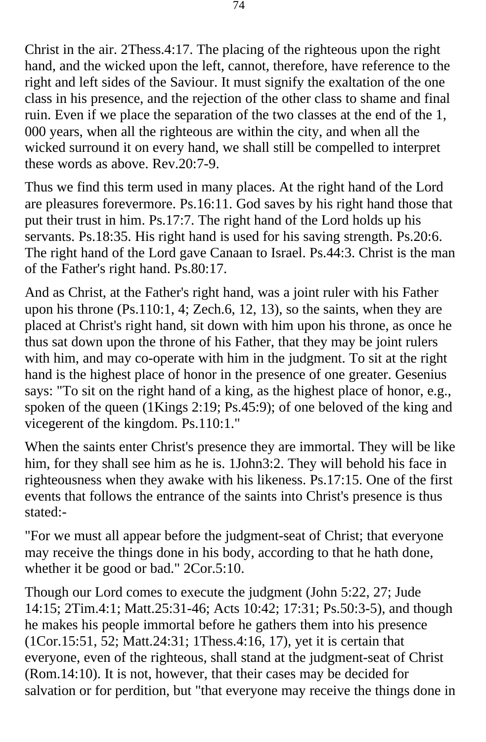Christ in the air. 2Thess.4:17. The placing of the righteous upon the right hand, and the wicked upon the left, cannot, therefore, have reference to the right and left sides of the Saviour. It must signify the exaltation of the one class in his presence, and the rejection of the other class to shame and final ruin. Even if we place the separation of the two classes at the end of the 1, 000 years, when all the righteous are within the city, and when all the wicked surround it on every hand, we shall still be compelled to interpret these words as above. Rev.20:7-9.

Thus we find this term used in many places. At the right hand of the Lord are pleasures forevermore. Ps.16:11. God saves by his right hand those that put their trust in him. Ps.17:7. The right hand of the Lord holds up his servants. Ps.18:35. His right hand is used for his saving strength. Ps.20:6. The right hand of the Lord gave Canaan to Israel. Ps.44:3. Christ is the man of the Father's right hand. Ps.80:17.

And as Christ, at the Father's right hand, was a joint ruler with his Father upon his throne (Ps.110:1, 4; Zech.6, 12, 13), so the saints, when they are placed at Christ's right hand, sit down with him upon his throne, as once he thus sat down upon the throne of his Father, that they may be joint rulers with him, and may co-operate with him in the judgment. To sit at the right hand is the highest place of honor in the presence of one greater. Gesenius says: "To sit on the right hand of a king, as the highest place of honor, e.g., spoken of the queen (1Kings 2:19; Ps.45:9); of one beloved of the king and vicegerent of the kingdom. Ps.110:1."

When the saints enter Christ's presence they are immortal. They will be like him, for they shall see him as he is. 1John3:2. They will behold his face in righteousness when they awake with his likeness. Ps.17:15. One of the first events that follows the entrance of the saints into Christ's presence is thus stated:-

"For we must all appear before the judgment-seat of Christ; that everyone may receive the things done in his body, according to that he hath done, whether it be good or bad." 2Cor.5:10.

Though our Lord comes to execute the judgment (John 5:22, 27; Jude 14:15; 2Tim.4:1; Matt.25:31-46; Acts 10:42; 17:31; Ps.50:3-5), and though he makes his people immortal before he gathers them into his presence (1Cor.15:51, 52; Matt.24:31; 1Thess.4:16, 17), yet it is certain that everyone, even of the righteous, shall stand at the judgment-seat of Christ (Rom.14:10). It is not, however, that their cases may be decided for salvation or for perdition, but "that everyone may receive the things done in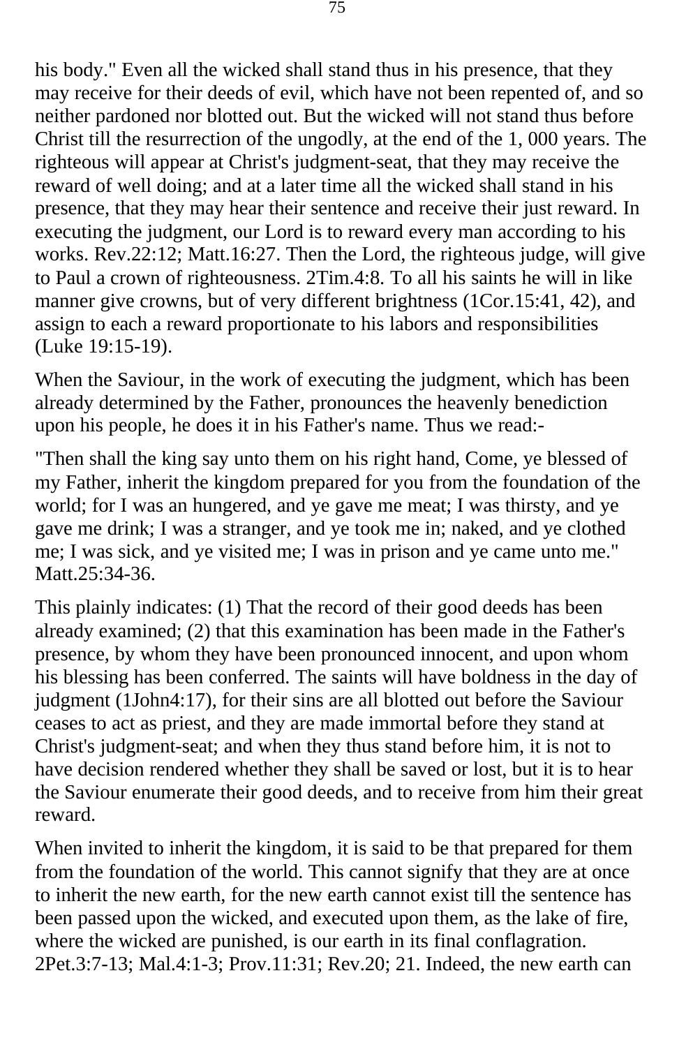his body." Even all the wicked shall stand thus in his presence, that they may receive for their deeds of evil, which have not been repented of, and so neither pardoned nor blotted out. But the wicked will not stand thus before Christ till the resurrection of the ungodly, at the end of the 1, 000 years. The righteous will appear at Christ's judgment-seat, that they may receive the reward of well doing; and at a later time all the wicked shall stand in his presence, that they may hear their sentence and receive their just reward. In executing the judgment, our Lord is to reward every man according to his works. Rev.22:12; Matt.16:27. Then the Lord, the righteous judge, will give to Paul a crown of righteousness. 2Tim.4:8. To all his saints he will in like manner give crowns, but of very different brightness (1Cor.15:41, 42), and assign to each a reward proportionate to his labors and responsibilities (Luke 19:15-19).

When the Saviour, in the work of executing the judgment, which has been already determined by the Father, pronounces the heavenly benediction upon his people, he does it in his Father's name. Thus we read:-

"Then shall the king say unto them on his right hand, Come, ye blessed of my Father, inherit the kingdom prepared for you from the foundation of the world; for I was an hungered, and ye gave me meat; I was thirsty, and ye gave me drink; I was a stranger, and ye took me in; naked, and ye clothed me; I was sick, and ye visited me; I was in prison and ye came unto me." Matt.25:34-36.

This plainly indicates: (1) That the record of their good deeds has been already examined; (2) that this examination has been made in the Father's presence, by whom they have been pronounced innocent, and upon whom his blessing has been conferred. The saints will have boldness in the day of judgment (1John4:17), for their sins are all blotted out before the Saviour ceases to act as priest, and they are made immortal before they stand at Christ's judgment-seat; and when they thus stand before him, it is not to have decision rendered whether they shall be saved or lost, but it is to hear the Saviour enumerate their good deeds, and to receive from him their great reward.

When invited to inherit the kingdom, it is said to be that prepared for them from the foundation of the world. This cannot signify that they are at once to inherit the new earth, for the new earth cannot exist till the sentence has been passed upon the wicked, and executed upon them, as the lake of fire, where the wicked are punished, is our earth in its final conflagration. 2Pet.3:7-13; Mal.4:1-3; Prov.11:31; Rev.20; 21. Indeed, the new earth can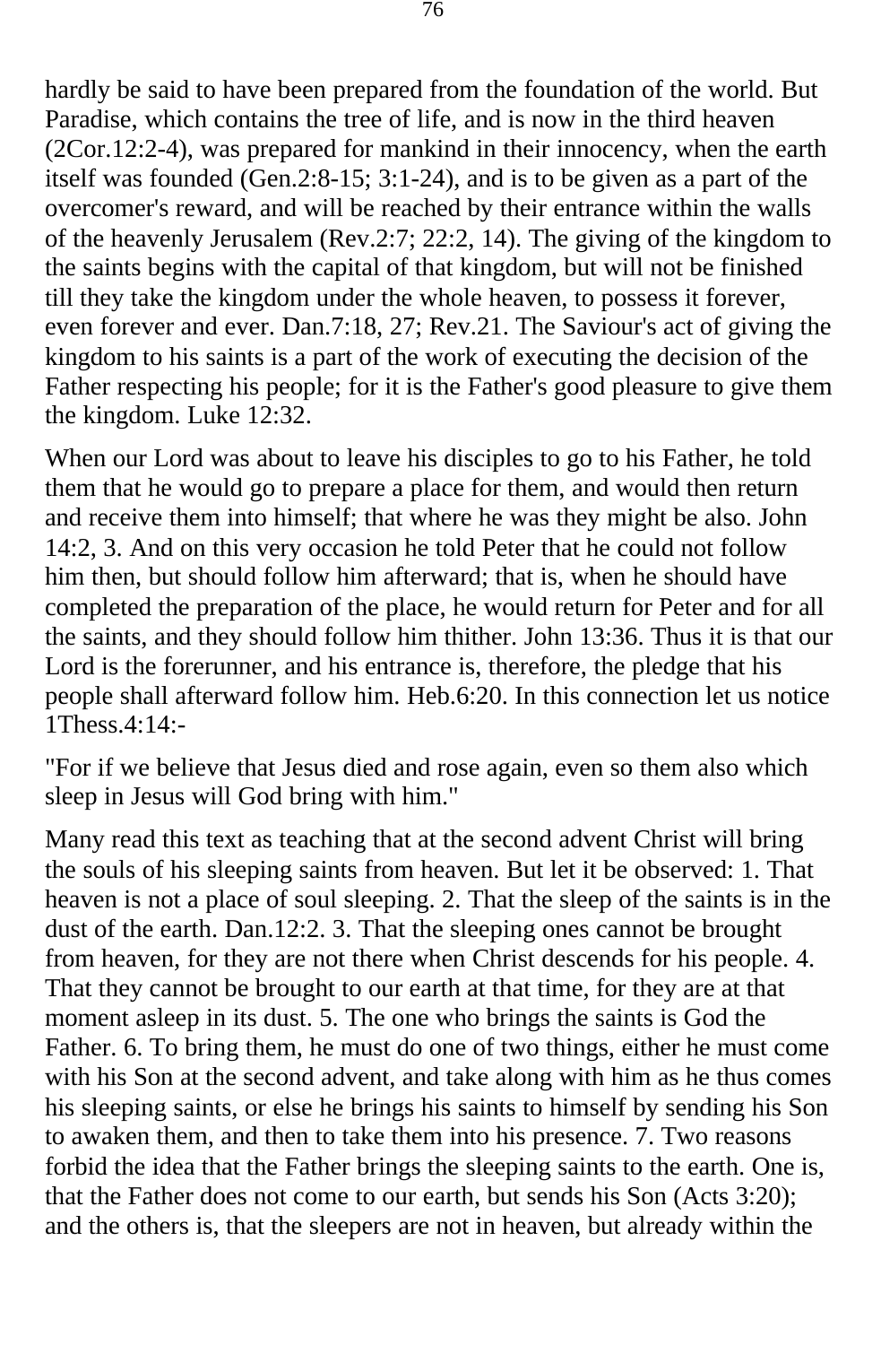hardly be said to have been prepared from the foundation of the world. But Paradise, which contains the tree of life, and is now in the third heaven (2Cor.12:2-4), was prepared for mankind in their innocency, when the earth itself was founded (Gen.2:8-15; 3:1-24), and is to be given as a part of the overcomer's reward, and will be reached by their entrance within the walls of the heavenly Jerusalem (Rev.2:7; 22:2, 14). The giving of the kingdom to the saints begins with the capital of that kingdom, but will not be finished till they take the kingdom under the whole heaven, to possess it forever, even forever and ever. Dan.7:18, 27; Rev.21. The Saviour's act of giving the kingdom to his saints is a part of the work of executing the decision of the Father respecting his people; for it is the Father's good pleasure to give them the kingdom. Luke 12:32.

When our Lord was about to leave his disciples to go to his Father, he told them that he would go to prepare a place for them, and would then return and receive them into himself; that where he was they might be also. John 14:2, 3. And on this very occasion he told Peter that he could not follow him then, but should follow him afterward; that is, when he should have completed the preparation of the place, he would return for Peter and for all the saints, and they should follow him thither. John 13:36. Thus it is that our Lord is the forerunner, and his entrance is, therefore, the pledge that his people shall afterward follow him. Heb.6:20. In this connection let us notice 1Thess.4:14:-

"For if we believe that Jesus died and rose again, even so them also which sleep in Jesus will God bring with him."

Many read this text as teaching that at the second advent Christ will bring the souls of his sleeping saints from heaven. But let it be observed: 1. That heaven is not a place of soul sleeping. 2. That the sleep of the saints is in the dust of the earth. Dan.12:2. 3. That the sleeping ones cannot be brought from heaven, for they are not there when Christ descends for his people. 4. That they cannot be brought to our earth at that time, for they are at that moment asleep in its dust. 5. The one who brings the saints is God the Father. 6. To bring them, he must do one of two things, either he must come with his Son at the second advent, and take along with him as he thus comes his sleeping saints, or else he brings his saints to himself by sending his Son to awaken them, and then to take them into his presence. 7. Two reasons forbid the idea that the Father brings the sleeping saints to the earth. One is, that the Father does not come to our earth, but sends his Son (Acts 3:20); and the others is, that the sleepers are not in heaven, but already within the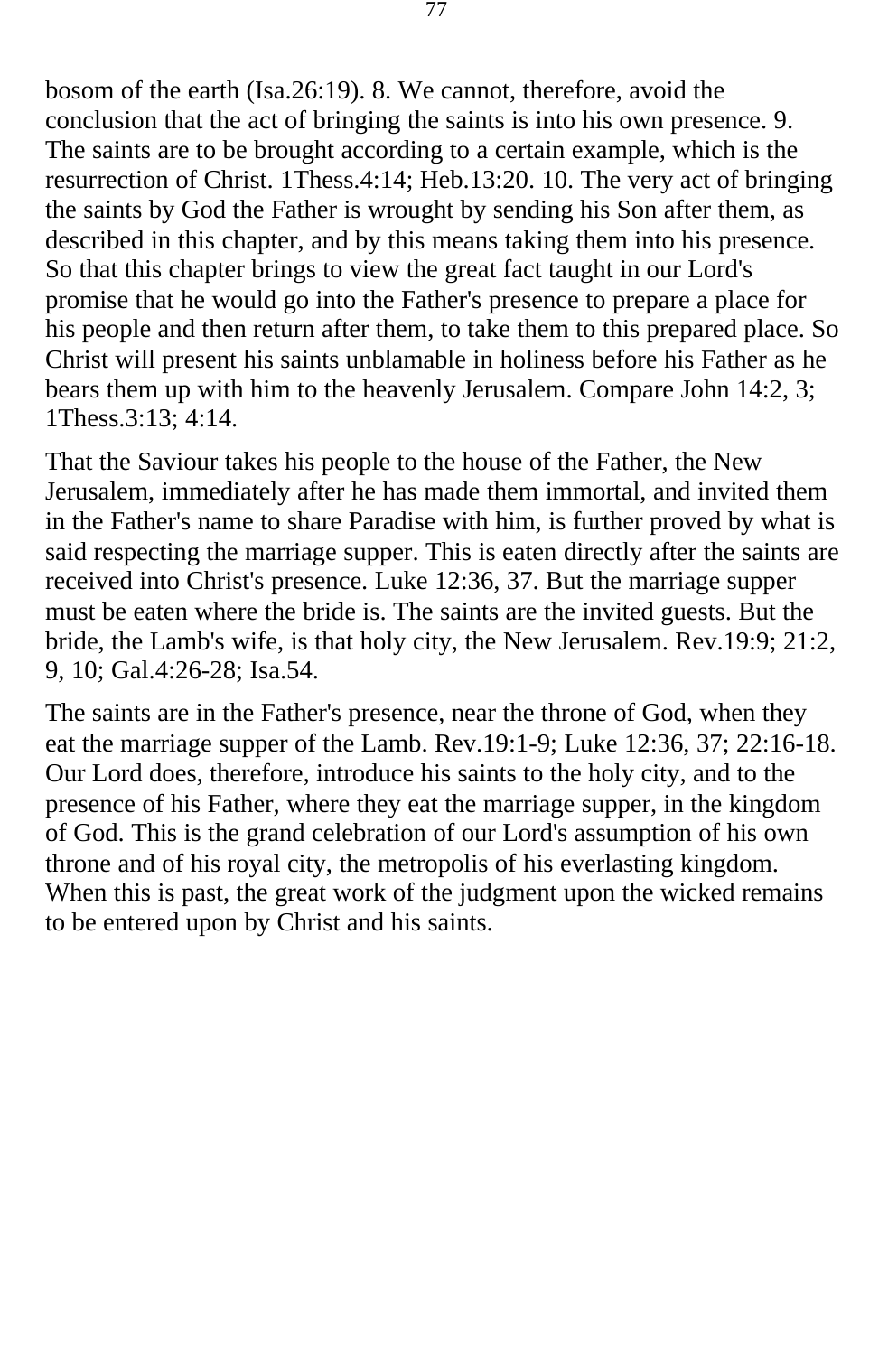bosom of the earth (Isa.26:19). 8. We cannot, therefore, avoid the conclusion that the act of bringing the saints is into his own presence. 9. The saints are to be brought according to a certain example, which is the resurrection of Christ. 1Thess.4:14; Heb.13:20. 10. The very act of bringing the saints by God the Father is wrought by sending his Son after them, as described in this chapter, and by this means taking them into his presence. So that this chapter brings to view the great fact taught in our Lord's promise that he would go into the Father's presence to prepare a place for his people and then return after them, to take them to this prepared place. So Christ will present his saints unblamable in holiness before his Father as he bears them up with him to the heavenly Jerusalem. Compare John 14:2, 3; 1Thess.3:13; 4:14.

That the Saviour takes his people to the house of the Father, the New Jerusalem, immediately after he has made them immortal, and invited them in the Father's name to share Paradise with him, is further proved by what is said respecting the marriage supper. This is eaten directly after the saints are received into Christ's presence. Luke 12:36, 37. But the marriage supper must be eaten where the bride is. The saints are the invited guests. But the bride, the Lamb's wife, is that holy city, the New Jerusalem. Rev.19:9; 21:2, 9, 10; Gal.4:26-28; Isa.54.

The saints are in the Father's presence, near the throne of God, when they eat the marriage supper of the Lamb. Rev.19:1-9; Luke 12:36, 37; 22:16-18. Our Lord does, therefore, introduce his saints to the holy city, and to the presence of his Father, where they eat the marriage supper, in the kingdom of God. This is the grand celebration of our Lord's assumption of his own throne and of his royal city, the metropolis of his everlasting kingdom. When this is past, the great work of the judgment upon the wicked remains to be entered upon by Christ and his saints.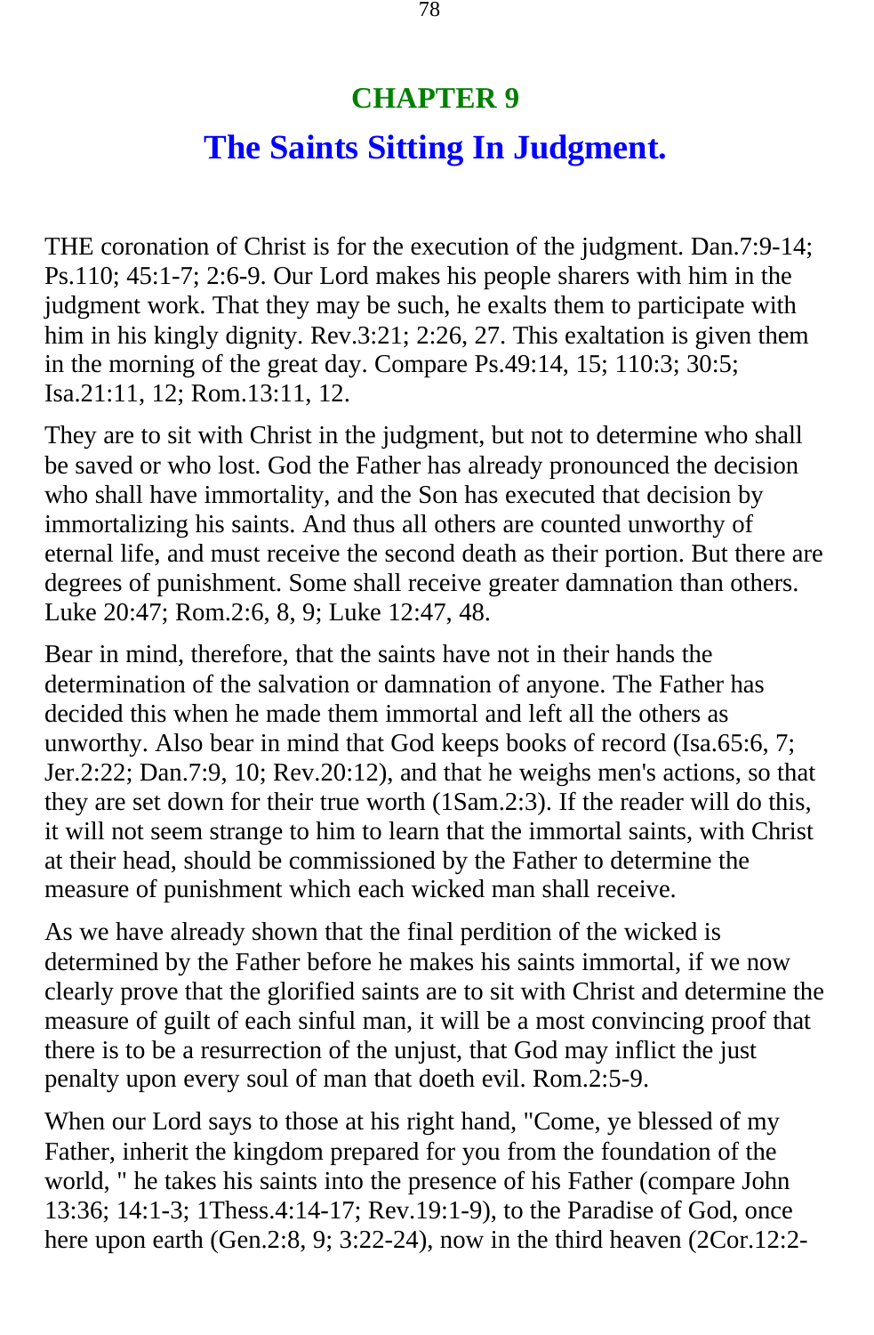## CHAPTER 9

# The Saints Sitting In Judgment.

THE coronation of Christ is for the execution of the judgment. Dan.7:9-14; Ps.110; 45:1-7; 2:6-9. Our Lord makes his people sharers with him in the judgment work. That they may be such, he exalts them to participate with him in his kingly dignity. Rev.3:21; 2:26, 27. This exaltation is given them in the morning of the great day. Compare Ps.49:14, 15; 110:3; 30:5; Isa.21:11, 12; Rom.13:11, 12.

They are to sit with Christ in the judgment, but not to determine who shall be saved or who lost. God the Father has already pronounced the decision who shall have immortality, and the Son has executed that decision by immortalizing his saints. And thus all others are counted unworthy of eternal life, and must receive the second death as their portion. But there are degrees of punishment. Some shall receive greater damnation than others. Luke 20:47; Rom.2:6, 8, 9; Luke 12:47, 48.

Bear in mind, therefore, that the saints have not in their hands the determination of the salvation or damnation of anyone. The Father has decided this when he made them immortal and left all the others as unworthy. Also bear in mind that God keeps books of record (Isa.65:6, 7; Jer.2:22; Dan.7:9, 10; Rev.20:12), and that he weighs men's actions, so that they are set down for their true worth (1Sam.2:3). If the reader will do this, it will not seem strange to him to learn that the immortal saints, with Christ at their head, should be commissioned by the Father to determine the measure of punishment which each wicked man shall receive.

As we have already shown that the final perdition of the wicked is determined by the Father before he makes his saints immortal, if we now clearly prove that the glorified saints are to sit with Christ and determine the measure of guilt of each sinful man, it will be a most convincing proof that there is to be a resurrection of the unjust, that God may inflict the just penalty upon every soul of man that doeth evil. Rom.2:5-9.

When our Lord says to those at his right hand, "Come, ye blessed of my Father, inherit the kingdom prepared for you from the foundation of the world, " he takes his saints into the presence of his Father (compare John 13:36; 14:1-3; 1Thess.4:14-17; Rev.19:1-9), to the Paradise of God, once here upon earth (Gen.2:8, 9; 3:22-24), now in the third heaven (2Cor.12:2-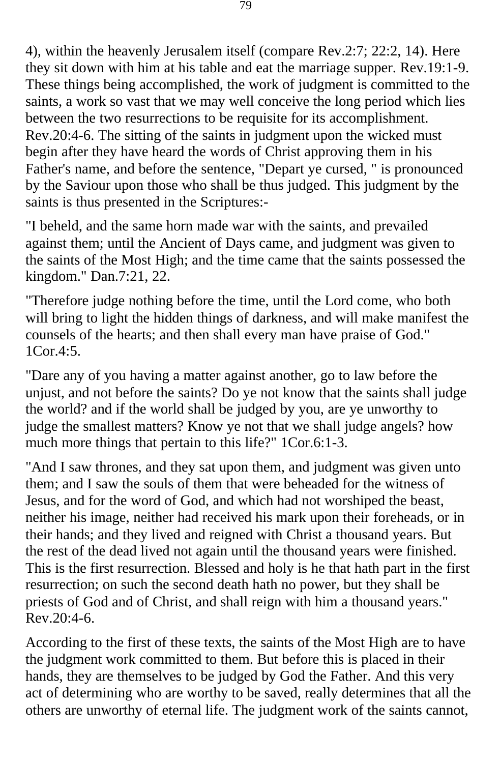4), within the heavenly Jerusalem itself (compare Rev.2:7; 22:2, 14). Here they sit down with him at his table and eat the marriage supper. Rev.19:1-9. These things being accomplished, the work of judgment is committed to the saints, a work so vast that we may well conceive the long period which lies between the two resurrections to be requisite for its accomplishment. Rev.20:4-6. The sitting of the saints in judgment upon the wicked must begin after they have heard the words of Christ approving them in his Father's name, and before the sentence, "Depart ye cursed, " is pronounced by the Saviour upon those who shall be thus judged. This judgment by the saints is thus presented in the Scriptures:-

"I beheld, and the same horn made war with the saints, and prevailed against them; until the Ancient of Days came, and judgment was given to the saints of the Most High; and the time came that the saints possessed the kingdom." Dan.7:21, 22.

"Therefore judge nothing before the time, until the Lord come, who both will bring to light the hidden things of darkness, and will make manifest the counsels of the hearts; and then shall every man have praise of God." 1Cor.4:5.

"Dare any of you having a matter against another, go to law before the unjust, and not before the saints? Do ye not know that the saints shall judge the world? and if the world shall be judged by you, are ye unworthy to judge the smallest matters? Know ye not that we shall judge angels? how much more things that pertain to this life?" 1Cor.6:1-3.

"And I saw thrones, and they sat upon them, and judgment was given unto them; and I saw the souls of them that were beheaded for the witness of Jesus, and for the word of God, and which had not worshiped the beast, neither his image, neither had received his mark upon their foreheads, or in their hands; and they lived and reigned with Christ a thousand years. But the rest of the dead lived not again until the thousand years were finished. This is the first resurrection. Blessed and holy is he that hath part in the first resurrection; on such the second death hath no power, but they shall be priests of God and of Christ, and shall reign with him a thousand years." Rev.20:4-6.

According to the first of these texts, the saints of the Most High are to have the judgment work committed to them. But before this is placed in their hands, they are themselves to be judged by God the Father. And this very act of determining who are worthy to be saved, really determines that all the others are unworthy of eternal life. The judgment work of the saints cannot,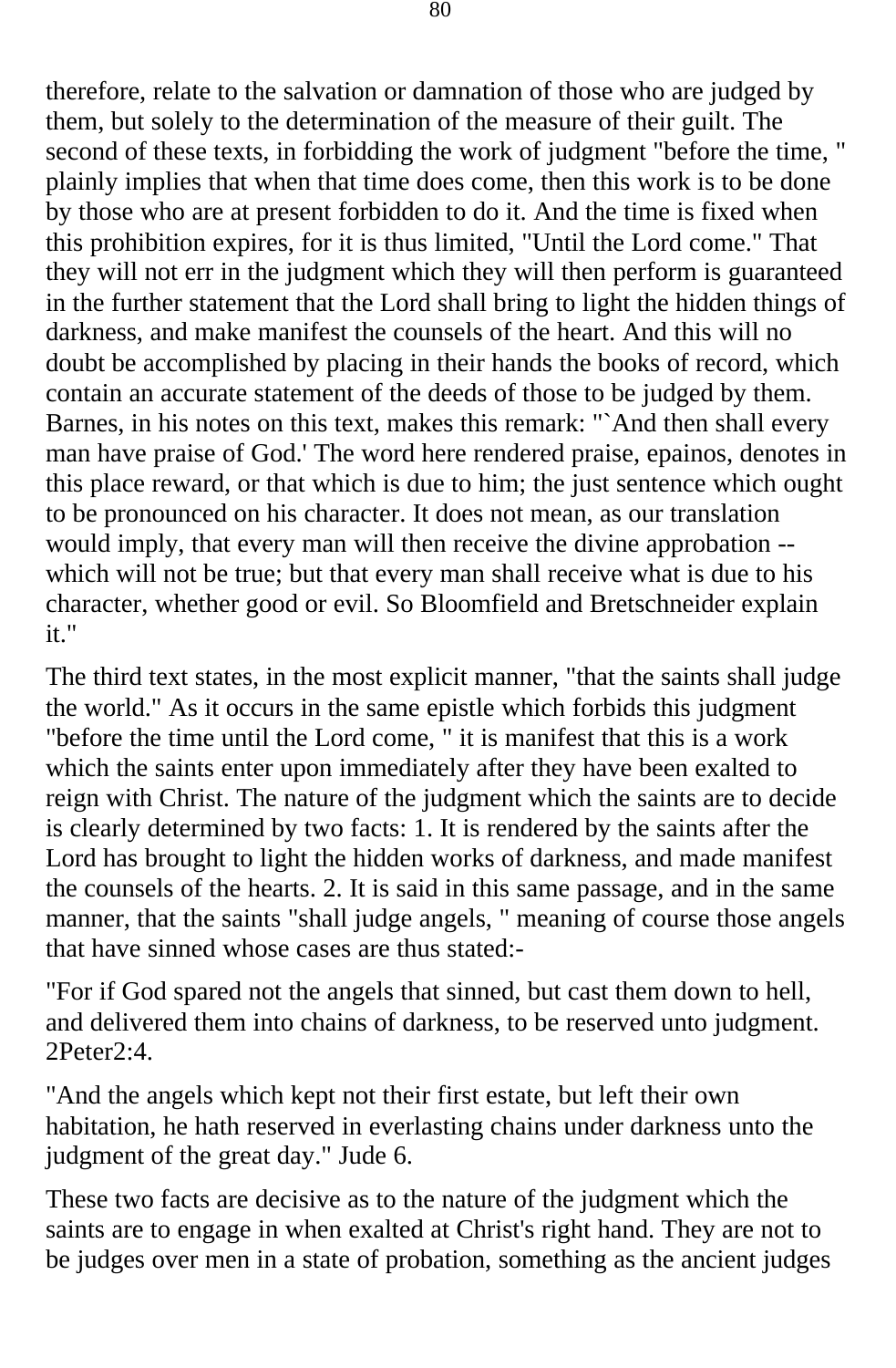therefore, relate to the salvation or damnation of those who are judged by them, but solely to the determination of the measure of their guilt. The second of these texts, in forbidding the work of judgment "before the time, " plainly implies that when that time does come, then this work is to be done by those who are at present forbidden to do it. And the time is fixed when this prohibition expires, for it is thus limited, "Until the Lord come." That they will not err in the judgment which they will then perform is guaranteed in the further statement that the Lord shall bring to light the hidden things of darkness, and make manifest the counsels of the heart. And this will no doubt be accomplished by placing in their hands the books of record, which contain an accurate statement of the deeds of those to be judged by them. Barnes, in his notes on this text, makes this remark: "`And then shall every man have praise of God.' The word here rendered praise, epainos, denotes in this place reward, or that which is due to him; the just sentence which ought to be pronounced on his character. It does not mean, as our translation would imply, that every man will then receive the divine approbation -- which will not be true; but that every man shall receive what is due to his character, whether good or evil. So Bloomfield and Bretschneider explain it."

The third text states, in the most explicit manner, "that the saints shall judge the world." As it occurs in the same epistle which forbids this judgment "before the time until the Lord come, " it is manifest that this is a work which the saints enter upon immediately after they have been exalted to reign with Christ. The nature of the judgment which the saints are to decide is clearly determined by two facts: 1. It is rendered by the saints after the Lord has brought to light the hidden works of darkness, and made manifest the counsels of the hearts. 2. It is said in this same passage, and in the same manner, that the saints "shall judge angels, " meaning of course those angels that have sinned whose cases are thus stated:-

"For if God spared not the angels that sinned, but cast them down to hell, and delivered them into chains of darkness, to be reserved unto judgment. 2Peter2:4.

"And the angels which kept not their first estate, but left their own habitation, he hath reserved in everlasting chains under darkness unto the judgment of the great day." Jude 6.

These two facts are decisive as to the nature of the judgment which the saints are to engage in when exalted at Christ's right hand. They are not to be judges over men in a state of probation, something as the ancient judges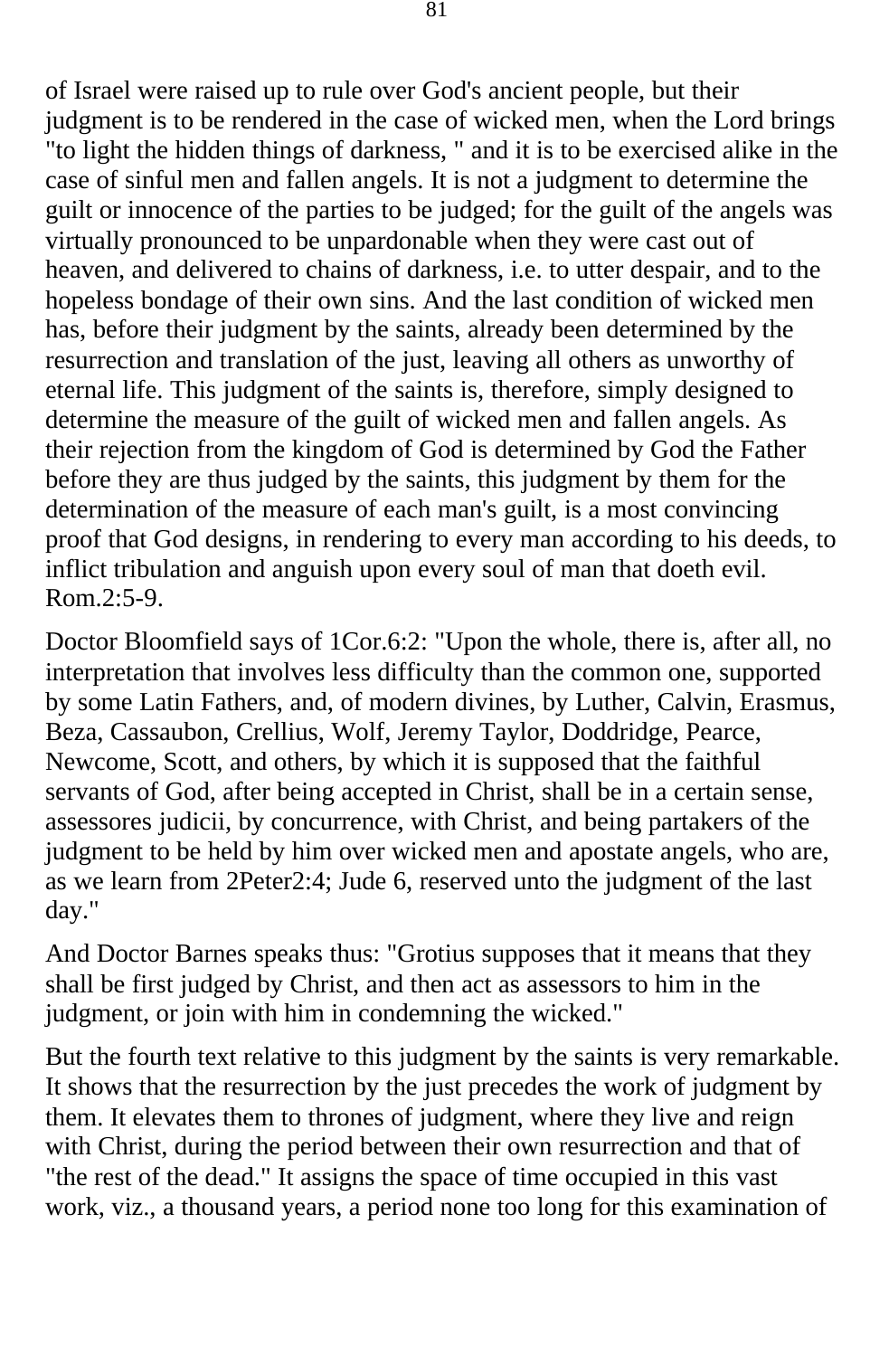of Israel were raised up to rule over God's ancient people, but their judgment is to be rendered in the case of wicked men, when the Lord brings "to light the hidden things of darkness, " and it is to be exercised alike in the case of sinful men and fallen angels. It is not a judgment to determine the guilt or innocence of the parties to be judged; for the guilt of the angels was virtually pronounced to be unpardonable when they were cast out of heaven, and delivered to chains of darkness, i.e. to utter despair, and to the hopeless bondage of their own sins. And the last condition of wicked men has, before their judgment by the saints, already been determined by the resurrection and translation of the just, leaving all others as unworthy of eternal life. This judgment of the saints is, therefore, simply designed to determine the measure of the guilt of wicked men and fallen angels. As their rejection from the kingdom of God is determined by God the Father before they are thus judged by the saints, this judgment by them for the determination of the measure of each man's guilt, is a most convincing proof that God designs, in rendering to every man according to his deeds, to inflict tribulation and anguish upon every soul of man that doeth evil. Rom.2:5-9.

Doctor Bloomfield says of 1Cor.6:2: "Upon the whole, there is, after all, no interpretation that involves less difficulty than the common one, supported by some Latin Fathers, and, of modern divines, by Luther, Calvin, Erasmus, Beza, Cassaubon, Crellius, Wolf, Jeremy Taylor, Doddridge, Pearce, Newcome, Scott, and others, by which it is supposed that the faithful servants of God, after being accepted in Christ, shall be in a certain sense, assessores judicii, by concurrence, with Christ, and being partakers of the judgment to be held by him over wicked men and apostate angels, who are, as we learn from 2Peter2:4; Jude 6, reserved unto the judgment of the last day."

And Doctor Barnes speaks thus: "Grotius supposes that it means that they shall be first judged by Christ, and then act as assessors to him in the judgment, or join with him in condemning the wicked."

But the fourth text relative to this judgment by the saints is very remarkable. It shows that the resurrection by the just precedes the work of judgment by them. It elevates them to thrones of judgment, where they live and reign with Christ, during the period between their own resurrection and that of "the rest of the dead." It assigns the space of time occupied in this vast work, viz., a thousand years, a period none too long for this examination of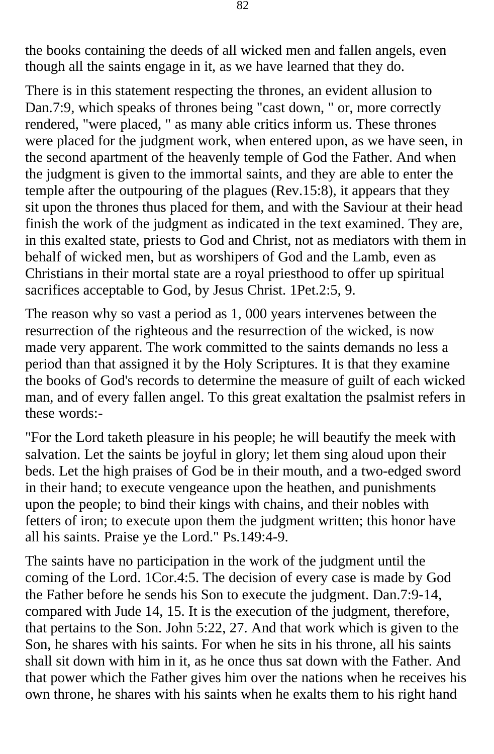the books containing the deeds of all wicked men and fallen angels, even though all the saints engage in it, as we have learned that they do.

There is in this statement respecting the thrones, an evident allusion to Dan.7:9, which speaks of thrones being "cast down, " or, more correctly rendered, "were placed, " as many able critics inform us. These thrones were placed for the judgment work, when entered upon, as we have seen, in the second apartment of the heavenly temple of God the Father. And when the judgment is given to the immortal saints, and they are able to enter the temple after the outpouring of the plagues (Rev.15:8), it appears that they sit upon the thrones thus placed for them, and with the Saviour at their head finish the work of the judgment as indicated in the text examined. They are, in this exalted state, priests to God and Christ, not as mediators with them in behalf of wicked men, but as worshipers of God and the Lamb, even as Christians in their mortal state are a royal priesthood to offer up spiritual sacrifices acceptable to God, by Jesus Christ. 1Pet.2:5, 9.

The reason why so vast a period as 1, 000 years intervenes between the resurrection of the righteous and the resurrection of the wicked, is now made very apparent. The work committed to the saints demands no less a period than that assigned it by the Holy Scriptures. It is that they examine the books of God's records to determine the measure of guilt of each wicked man, and of every fallen angel. To this great exaltation the psalmist refers in these words:-

"For the Lord taketh pleasure in his people; he will beautify the meek with salvation. Let the saints be joyful in glory; let them sing aloud upon their beds. Let the high praises of God be in their mouth, and a two-edged sword in their hand; to execute vengeance upon the heathen, and punishments upon the people; to bind their kings with chains, and their nobles with fetters of iron; to execute upon them the judgment written; this honor have all his saints. Praise ye the Lord." Ps.149:4-9.

The saints have no participation in the work of the judgment until the coming of the Lord. 1Cor.4:5. The decision of every case is made by God the Father before he sends his Son to execute the judgment. Dan.7:9-14, compared with Jude 14, 15. It is the execution of the judgment, therefore, that pertains to the Son. John 5:22, 27. And that work which is given to the Son, he shares with his saints. For when he sits in his throne, all his saints shall sit down with him in it, as he once thus sat down with the Father. And that power which the Father gives him over the nations when he receives his own throne, he shares with his saints when he exalts them to his right hand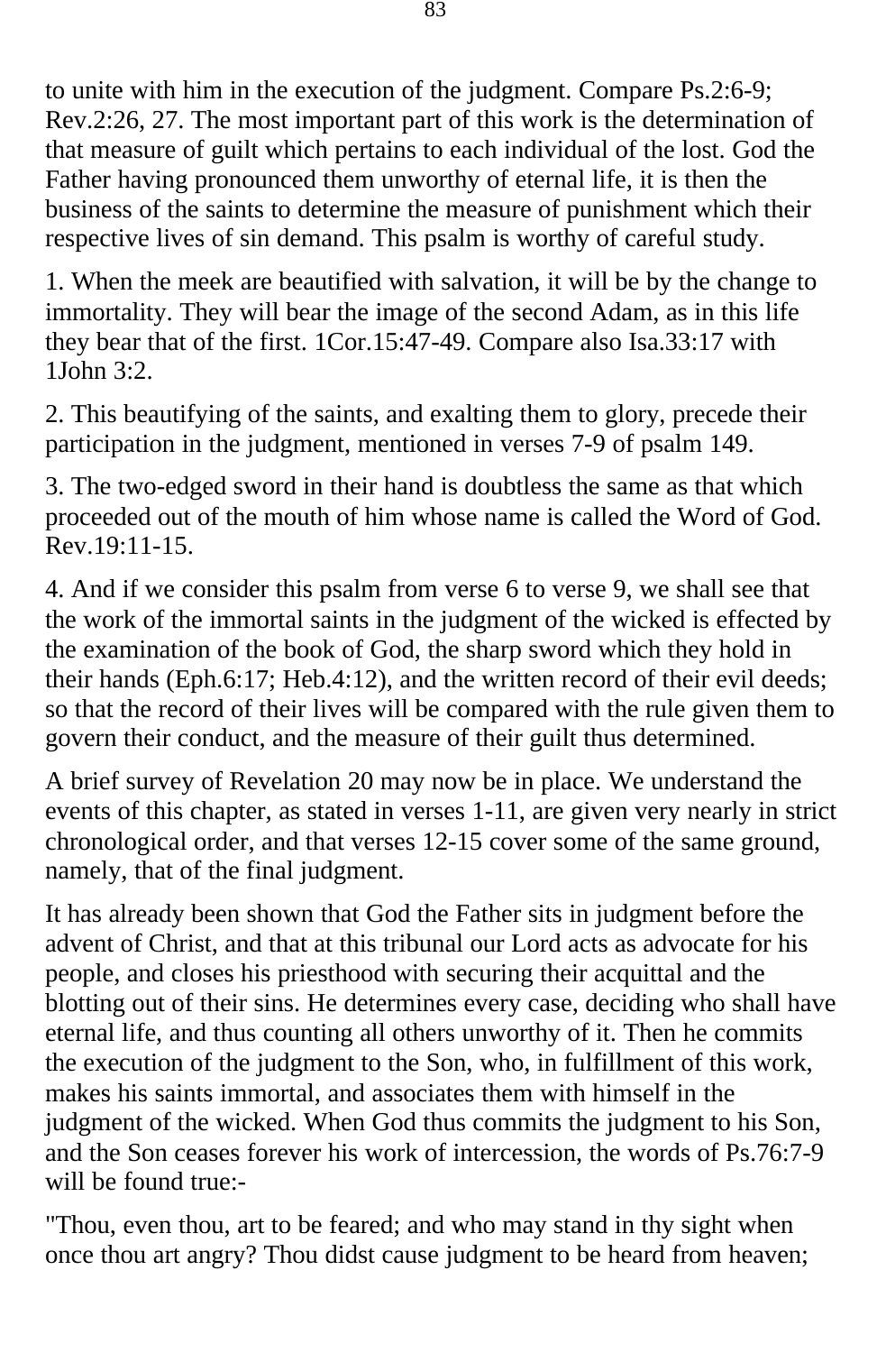to unite with him in the execution of the judgment. Compare Ps.2:6-9; Rev.2:26, 27. The most important part of this work is the determination of that measure of guilt which pertains to each individual of the lost. God the Father having pronounced them unworthy of eternal life, it is then the business of the saints to determine the measure of punishment which their respective lives of sin demand. This psalm is worthy of careful study.

1. When the meek are beautified with salvation, it will be by the change to immortality. They will bear the image of the second Adam, as in this life they bear that of the first. 1Cor.15:47-49. Compare also Isa.33:17 with 1John 3:2.

2. This beautifying of the saints, and exalting them to glory, precede their participation in the judgment, mentioned in verses 7-9 of psalm 149.

3. The two-edged sword in their hand is doubtless the same as that which proceeded out of the mouth of him whose name is called the Word of God. Rev.19:11-15.

4. And if we consider this psalm from verse 6 to verse 9, we shall see that the work of the immortal saints in the judgment of the wicked is effected by the examination of the book of God, the sharp sword which they hold in their hands (Eph.6:17; Heb.4:12), and the written record of their evil deeds; so that the record of their lives will be compared with the rule given them to govern their conduct, and the measure of their guilt thus determined.

A brief survey of Revelation 20 may now be in place. We understand the events of this chapter, as stated in verses 1-11, are given very nearly in strict chronological order, and that verses 12-15 cover some of the same ground, namely, that of the final judgment.

It has already been shown that God the Father sits in judgment before the advent of Christ, and that at this tribunal our Lord acts as advocate for his people, and closes his priesthood with securing their acquittal and the blotting out of their sins. He determines every case, deciding who shall have eternal life, and thus counting all others unworthy of it. Then he commits the execution of the judgment to the Son, who, in fulfillment of this work, makes his saints immortal, and associates them with himself in the judgment of the wicked. When God thus commits the judgment to his Son, and the Son ceases forever his work of intercession, the words of Ps.76:7-9 will be found true:-

"Thou, even thou, art to be feared; and who may stand in thy sight when once thou art angry? Thou didst cause judgment to be heard from heaven;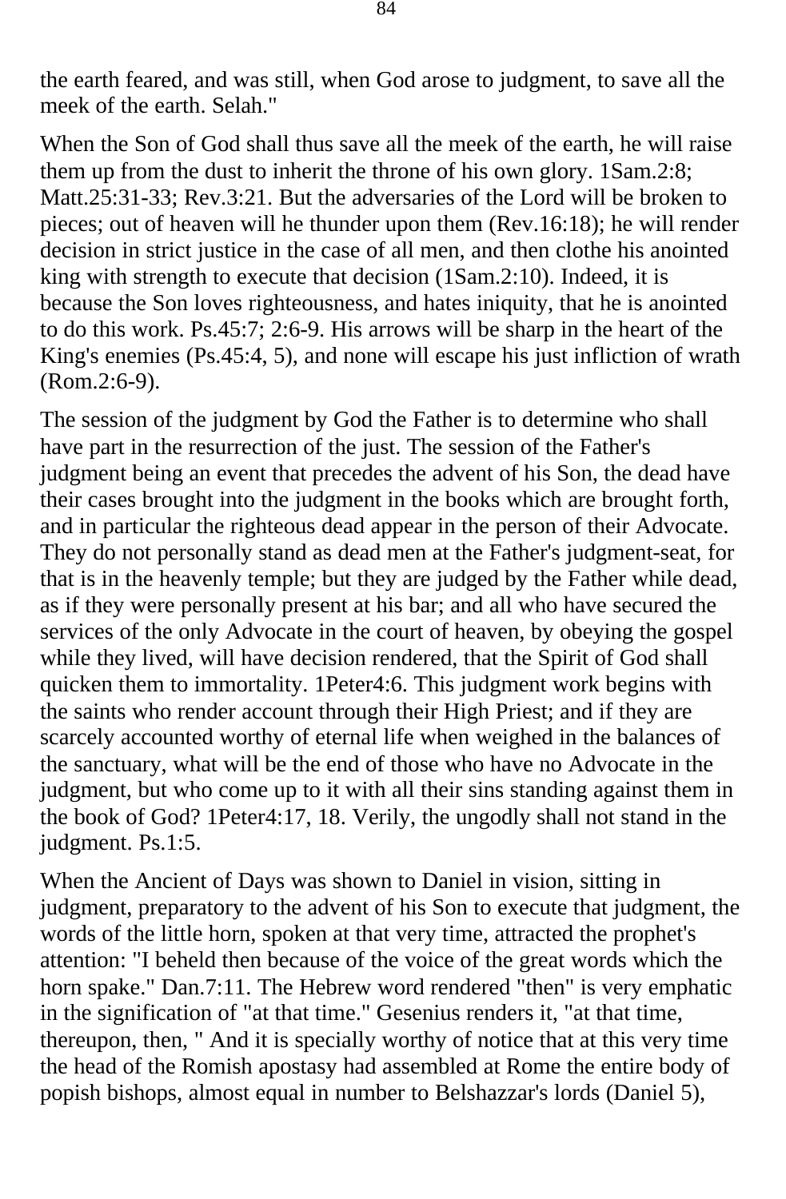the earth feared, and was still, when God arose to judgment, to save all the meek of the earth. Selah."

When the Son of God shall thus save all the meek of the earth, he will raise them up from the dust to inherit the throne of his own glory. 1Sam.2:8; Matt.25:31-33; Rev.3:21. But the adversaries of the Lord will be broken to pieces; out of heaven will he thunder upon them (Rev.16:18); he will render decision in strict justice in the case of all men, and then clothe his anointed king with strength to execute that decision (1Sam.2:10). Indeed, it is because the Son loves righteousness, and hates iniquity, that he is anointed to do this work. Ps.45:7; 2:6-9. His arrows will be sharp in the heart of the King's enemies (Ps.45:4, 5), and none will escape his just infliction of wrath (Rom.2:6-9).

The session of the judgment by God the Father is to determine who shall have part in the resurrection of the just. The session of the Father's judgment being an event that precedes the advent of his Son, the dead have their cases brought into the judgment in the books which are brought forth, and in particular the righteous dead appear in the person of their Advocate. They do not personally stand as dead men at the Father's judgment-seat, for that is in the heavenly temple; but they are judged by the Father while dead, as if they were personally present at his bar; and all who have secured the services of the only Advocate in the court of heaven, by obeying the gospel while they lived, will have decision rendered, that the Spirit of God shall quicken them to immortality. 1Peter4:6. This judgment work begins with the saints who render account through their High Priest; and if they are scarcely accounted worthy of eternal life when weighed in the balances of the sanctuary, what will be the end of those who have no Advocate in the judgment, but who come up to it with all their sins standing against them in the book of God? 1Peter4:17, 18. Verily, the ungodly shall not stand in the judgment. Ps.1:5.

When the Ancient of Days was shown to Daniel in vision, sitting in judgment, preparatory to the advent of his Son to execute that judgment, the words of the little horn, spoken at that very time, attracted the prophet's attention: "I beheld then because of the voice of the great words which the horn spake." Dan.7:11. The Hebrew word rendered "then" is very emphatic in the signification of "at that time." Gesenius renders it, "at that time, thereupon, then, " And it is specially worthy of notice that at this very time the head of the Romish apostasy had assembled at Rome the entire body of popish bishops, almost equal in number to Belshazzar's lords (Daniel 5),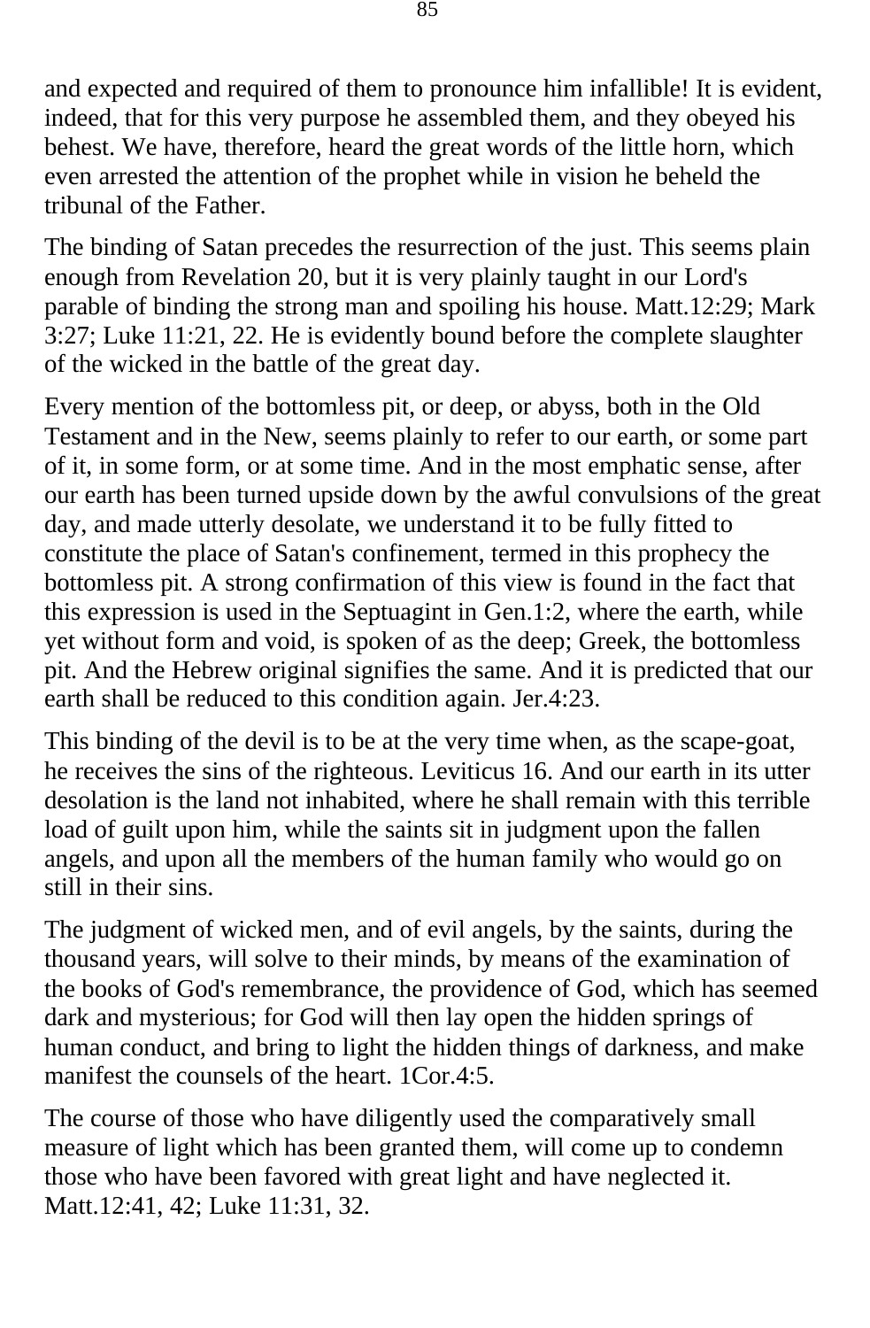and expected and required of them to pronounce him infallible! It is evident, indeed, that for this very purpose he assembled them, and they obeyed his behest. We have, therefore, heard the great words of the little horn, which even arrested the attention of the prophet while in vision he beheld the tribunal of the Father.

The binding of Satan precedes the resurrection of the just. This seems plain enough from Revelation 20, but it is very plainly taught in our Lord's parable of binding the strong man and spoiling his house. Matt.12:29; Mark 3:27; Luke 11:21, 22. He is evidently bound before the complete slaughter of the wicked in the battle of the great day.

Every mention of the bottomless pit, or deep, or abyss, both in the Old Testament and in the New, seems plainly to refer to our earth, or some part of it, in some form, or at some time. And in the most emphatic sense, after our earth has been turned upside down by the awful convulsions of the great day, and made utterly desolate, we understand it to be fully fitted to constitute the place of Satan's confinement, termed in this prophecy the bottomless pit. A strong confirmation of this view is found in the fact that this expression is used in the Septuagint in Gen.1:2, where the earth, while yet without form and void, is spoken of as the deep; Greek, the bottomless pit. And the Hebrew original signifies the same. And it is predicted that our earth shall be reduced to this condition again. Jer.4:23.

This binding of the devil is to be at the very time when, as the scape-goat, he receives the sins of the righteous. Leviticus 16. And our earth in its utter desolation is the land not inhabited, where he shall remain with this terrible load of guilt upon him, while the saints sit in judgment upon the fallen angels, and upon all the members of the human family who would go on still in their sins.

The judgment of wicked men, and of evil angels, by the saints, during the thousand years, will solve to their minds, by means of the examination of the books of God's remembrance, the providence of God, which has seemed dark and mysterious; for God will then lay open the hidden springs of human conduct, and bring to light the hidden things of darkness, and make manifest the counsels of the heart. 1Cor.4:5.

The course of those who have diligently used the comparatively small measure of light which has been granted them, will come up to condemn those who have been favored with great light and have neglected it. Matt.12:41, 42; Luke 11:31, 32.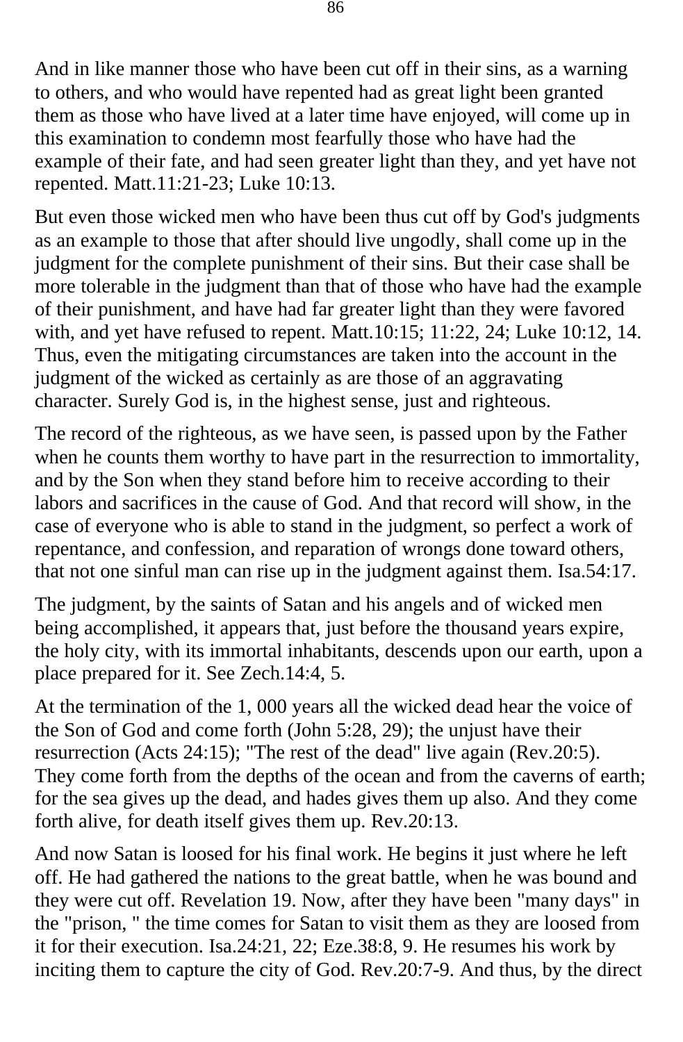And in like manner those who have been cut off in their sins, as a warning to others, and who would have repented had as great light been granted them as those who have lived at a later time have enjoyed, will come up in this examination to condemn most fearfully those who have had the example of their fate, and had seen greater light than they, and yet have not repented. Matt.11:21-23; Luke 10:13.

But even those wicked men who have been thus cut off by God's judgments as an example to those that after should live ungodly, shall come up in the judgment for the complete punishment of their sins. But their case shall be more tolerable in the judgment than that of those who have had the example of their punishment, and have had far greater light than they were favored with, and yet have refused to repent. Matt.10:15; 11:22, 24; Luke 10:12, 14. Thus, even the mitigating circumstances are taken into the account in the judgment of the wicked as certainly as are those of an aggravating character. Surely God is, in the highest sense, just and righteous.

The record of the righteous, as we have seen, is passed upon by the Father when he counts them worthy to have part in the resurrection to immortality, and by the Son when they stand before him to receive according to their labors and sacrifices in the cause of God. And that record will show, in the case of everyone who is able to stand in the judgment, so perfect a work of repentance, and confession, and reparation of wrongs done toward others, that not one sinful man can rise up in the judgment against them. Isa.54:17.

The judgment, by the saints of Satan and his angels and of wicked men being accomplished, it appears that, just before the thousand years expire, the holy city, with its immortal inhabitants, descends upon our earth, upon a place prepared for it. See Zech.14:4, 5.

At the termination of the 1, 000 years all the wicked dead hear the voice of the Son of God and come forth (John 5:28, 29); the unjust have their resurrection (Acts 24:15); "The rest of the dead" live again (Rev.20:5). They come forth from the depths of the ocean and from the caverns of earth; for the sea gives up the dead, and hades gives them up also. And they come forth alive, for death itself gives them up. Rev.20:13.

And now Satan is loosed for his final work. He begins it just where he left off. He had gathered the nations to the great battle, when he was bound and they were cut off. Revelation 19. Now, after they have been "many days" in the "prison, " the time comes for Satan to visit them as they are loosed from it for their execution. Isa.24:21, 22; Eze.38:8, 9. He resumes his work by inciting them to capture the city of God. Rev.20:7-9. And thus, by the direct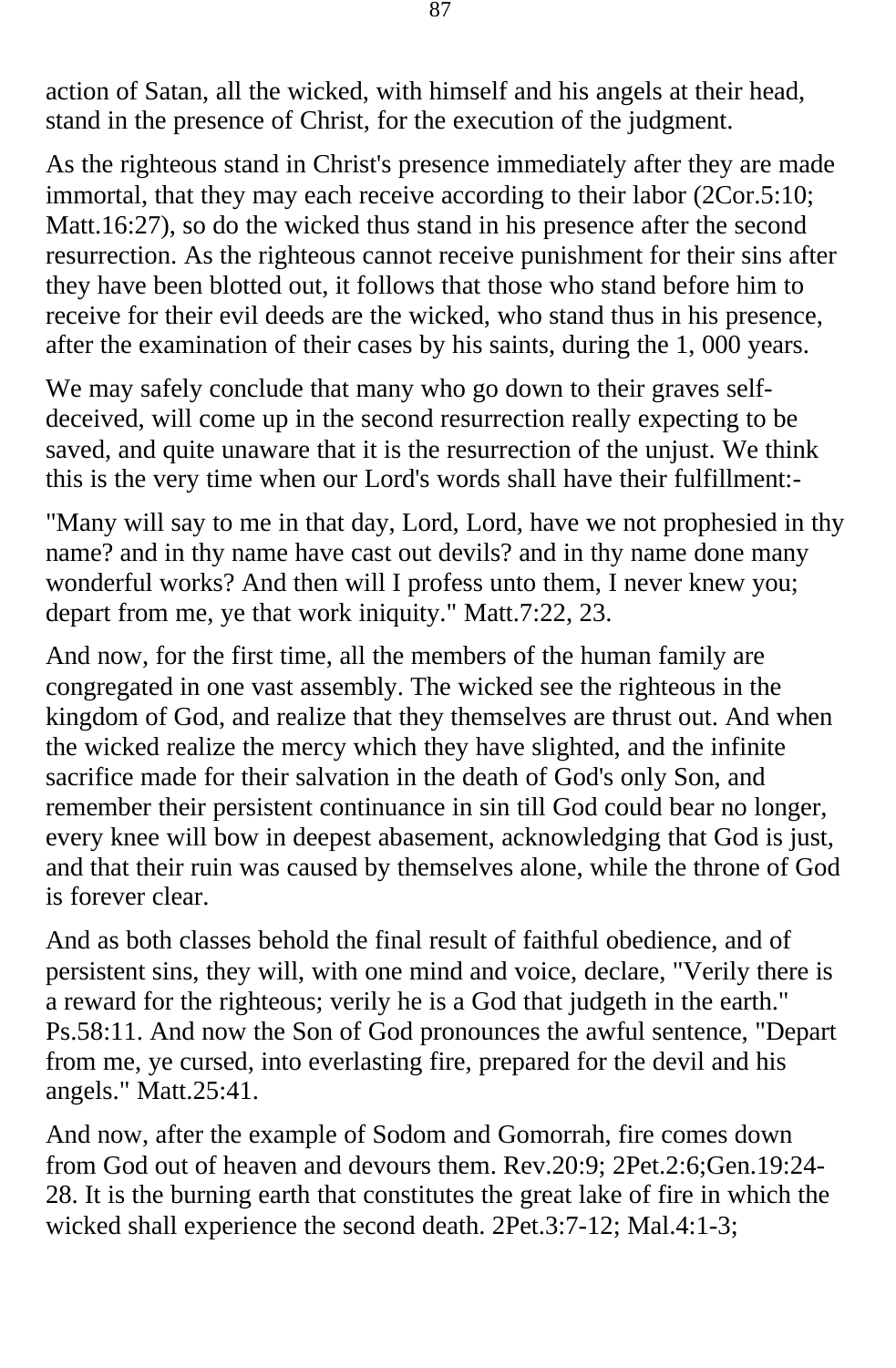action of Satan, all the wicked, with himself and his angels at their head, stand in the presence of Christ, for the execution of the judgment.

As the righteous stand in Christ's presence immediately after they are made immortal, that they may each receive according to their labor (2Cor.5:10; Matt.16:27), so do the wicked thus stand in his presence after the second resurrection. As the righteous cannot receive punishment for their sins after they have been blotted out, it follows that those who stand before him to receive for their evil deeds are the wicked, who stand thus in his presence, after the examination of their cases by his saints, during the 1, 000 years.

We may safely conclude that many who go down to their graves self-deceived, will come up in the second resurrection really expecting to be saved, and quite unaware that it is the resurrection of the unjust. We think this is the very time when our Lord's words shall have their fulfillment:-

"Many will say to me in that day, Lord, Lord, have we not prophesied in thy name? and in thy name have cast out devils? and in thy name done many wonderful works? And then will I profess unto them, I never knew you; depart from me, ye that work iniquity." Matt.7:22, 23.

And now, for the first time, all the members of the human family are congregated in one vast assembly. The wicked see the righteous in the kingdom of God, and realize that they themselves are thrust out. And when the wicked realize the mercy which they have slighted, and the infinite sacrifice made for their salvation in the death of God's only Son, and remember their persistent continuance in sin till God could bear no longer, every knee will bow in deepest abasement, acknowledging that God is just, and that their ruin was caused by themselves alone, while the throne of God is forever clear.

And as both classes behold the final result of faithful obedience, and of persistent sins, they will, with one mind and voice, declare, "Verily there is a reward for the righteous; verily he is a God that judgeth in the earth." Ps.58:11. And now the Son of God pronounces the awful sentence, "Depart from me, ye cursed, into everlasting fire, prepared for the devil and his angels." Matt.25:41.

And now, after the example of Sodom and Gomorrah, fire comes down from God out of heaven and devours them. Rev.20:9; 2Pet.2:6;Gen.19:24-28. It is the burning earth that constitutes the great lake of fire in which the wicked shall experience the second death. 2Pet.3:7-12; Mal.4:1-3;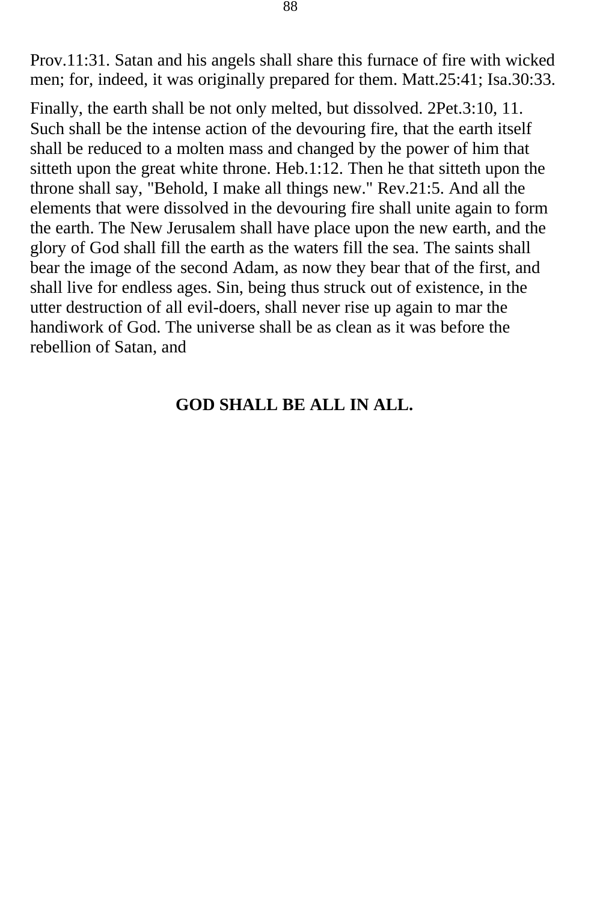Prov.11:31. Satan and his angels shall share this furnace of fire with wicked men; for, indeed, it was originally prepared for them. Matt.25:41; Isa.30:33.

Finally, the earth shall be not only melted, but dissolved. 2Pet.3:10, 11. Such shall be the intense action of the devouring fire, that the earth itself shall be reduced to a molten mass and changed by the power of him that sitteth upon the great white throne. Heb.1:12. Then he that sitteth upon the throne shall say, "Behold, I make all things new." Rev.21:5. And all the elements that were dissolved in the devouring fire shall unite again to form the earth. The New Jerusalem shall have place upon the new earth, and the glory of God shall fill the earth as the waters fill the sea. The saints shall bear the image of the second Adam, as now they bear that of the first, and shall live for endless ages. Sin, being thus struck out of existence, in the utter destruction of all evil-doers, shall never rise up again to mar the handiwork of God. The universe shall be as clean as it was before the rebellion of Satan, and

**GOD SHALL BE ALL IN ALL.**